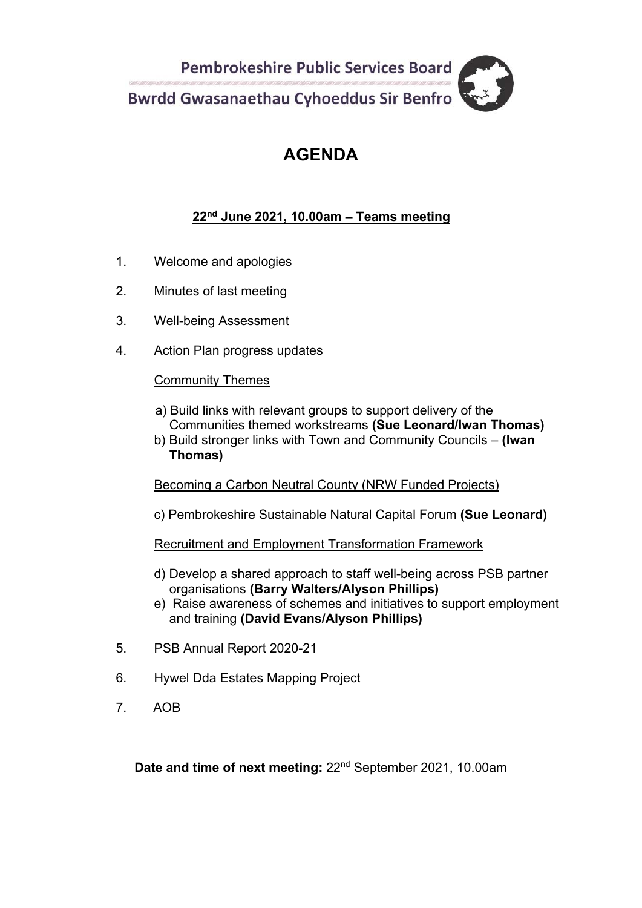Pembrokeshire Public Services Board

Bwrdd Gwasanaethau Cyhoeddus Sir Benfro

# AGENDA

**22nd June 2021, 10.00am – Teams meeting**

1. Welcome and apologies

2. Minutes of last meeting

3. Well-being Assessment

4. Action Plan progress updates

   Community Themes

   a) Build links with relevant groups to support delivery of the Communities themed workstreams **(Sue Leonard/Iwan Thomas)**
   b) Build stronger links with Town and Community Councils – **(Iwan Thomas)**

   Becoming a Carbon Neutral County (NRW Funded Projects)

   c) Pembrokeshire Sustainable Natural Capital Forum **(Sue Leonard)**

   Recruitment and Employment Transformation Framework

   d) Develop a shared approach to staff well-being across PSB partner organisations **(Barry Walters/Alyson Phillips)**
   e) Raise awareness of schemes and initiatives to support employment and training **(David Evans/Alyson Phillips)**

5. PSB Annual Report 2020-21

6. Hywel Dda Estates Mapping Project

7. AOB

**Date and time of next meeting:** 22nd September 2021, 10.00am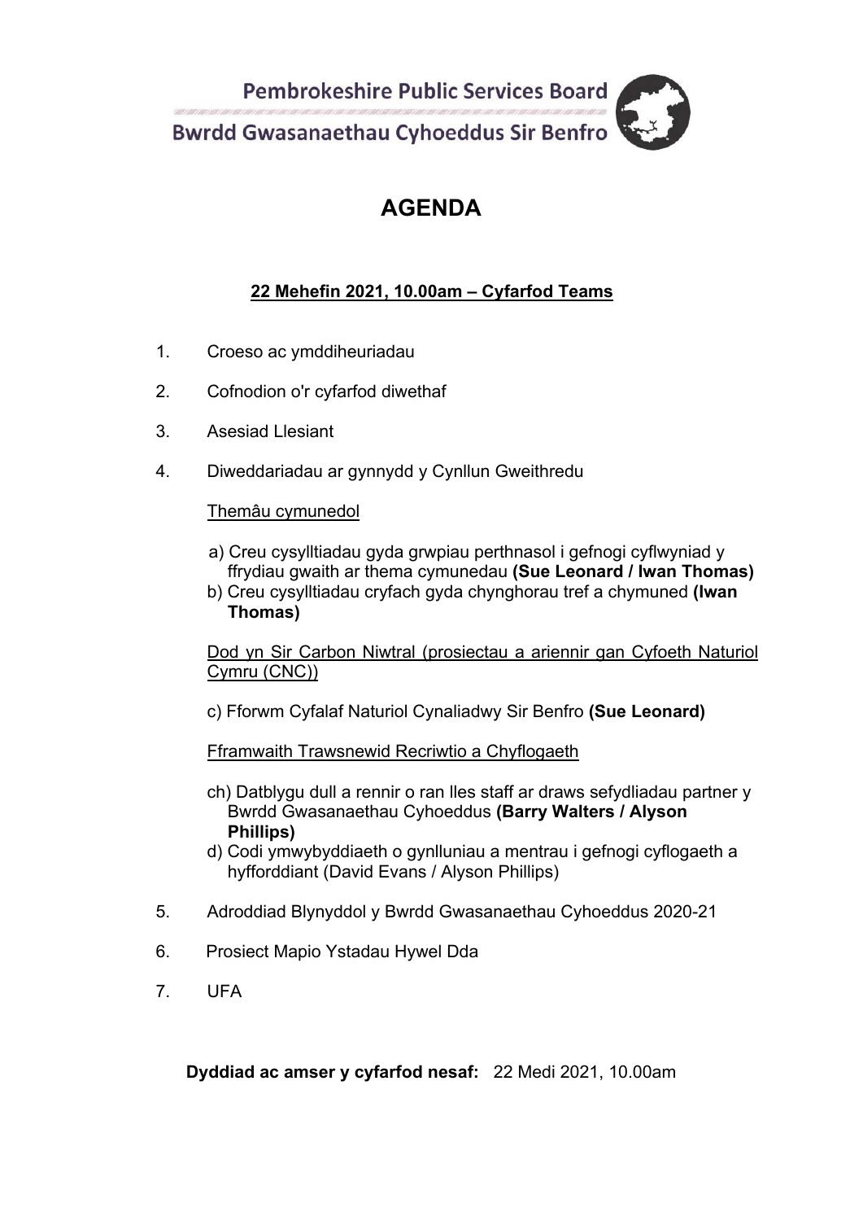Pembrokeshire Public Services Board

Bwrdd Gwasanaethau Cyhoeddus Sir Benfro

# AGENDA

**22 Mehefin 2021, 10.00am – Cyfarfod Teams**

1. Croeso ac ymddiheuriadau

2. Cofnodion o'r cyfarfod diwethaf

3. Asesiad Llesiant

4. Diweddariadau ar gynnydd y Cynllun Gweithredu

   Themâu cymunedol

   a) Creu cysylltiadau gyda grwpiau perthnasol i gefnogi cyflwyniad y ffrydiau gwaith ar thema cymunedau **(Sue Leonard / Iwan Thomas)**
   b) Creu cysylltiadau cryfach gyda chynghorau tref a chymuned **(Iwan Thomas)**

   Dod yn Sir Carbon Niwtral (prosiectau a ariennir gan Cyfoeth Naturiol Cymru (CNC))

   c) Fforwm Cyfalaf Naturiol Cynaliadwy Sir Benfro **(Sue Leonard)**

   Fframwaith Trawsnewid Recriwtio a Chyflogaeth

   ch) Datblygu dull a rennir o ran lles staff ar draws sefydliadau partner y Bwrdd Gwasanaethau Cyhoeddus **(Barry Walters / Alyson Phillips)**
   d) Codi ymwybyddiaeth o gynlluniau a mentrau i gefnogi cyflogaeth a hyfforddiant (David Evans / Alyson Phillips)

5. Adroddiad Blynyddol y Bwrdd Gwasanaethau Cyhoeddus 2020-21

6. Prosiect Mapio Ystadau Hywel Dda

7. UFA

**Dyddiad ac amser y cyfarfod nesaf:** 22 Medi 2021, 10.00am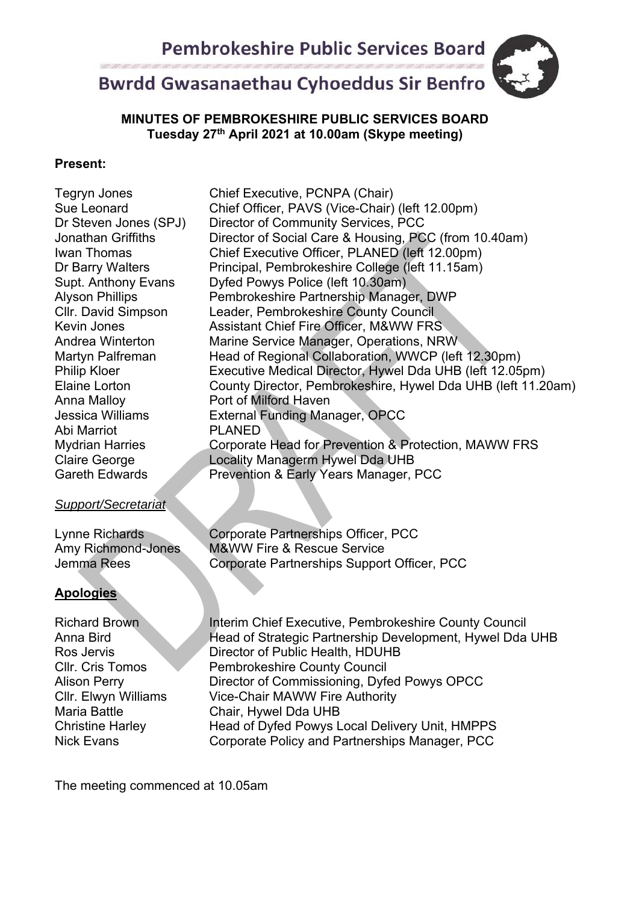**Pembrokeshire Public Services Board**

**Bwrdd Gwasanaethau Cyhoeddus Sir Benfro**

**MINUTES OF PEMBROKESHIRE PUBLIC SERVICES BOARD**
**Tuesday 27th April 2021 at 10.00am (Skype meeting)**

**Present:**

| | |
|---|---|
| Tegryn Jones | Chief Executive, PCNPA (Chair) |
| Sue Leonard | Chief Officer, PAVS (Vice-Chair) (left 12.00pm) |
| Dr Steven Jones (SPJ) | Director of Community Services, PCC |
| Jonathan Griffiths | Director of Social Care & Housing, PCC (from 10.40am) |
| Iwan Thomas | Chief Executive Officer, PLANED (left 12.00pm) |
| Dr Barry Walters | Principal, Pembrokeshire College (left 11.15am) |
| Supt. Anthony Evans | Dyfed Powys Police (left 10.30am) |
| Alyson Phillips | Pembrokeshire Partnership Manager, DWP |
| Cllr. David Simpson | Leader, Pembrokeshire County Council |
| Kevin Jones | Assistant Chief Fire Officer, M&WW FRS |
| Andrea Winterton | Marine Service Manager, Operations, NRW |
| Martyn Palfreman | Head of Regional Collaboration, WWCP (left 12.30pm) |
| Philip Kloer | Executive Medical Director, Hywel Dda UHB (left 12.05pm) |
| Elaine Lorton | County Director, Pembrokeshire, Hywel Dda UHB (left 11.20am) |
| Anna Malloy | Port of Milford Haven |
| Jessica Williams | External Funding Manager, OPCC |
| Abi Marriot | PLANED |
| Mydrian Harries | Corporate Head for Prevention & Protection, MAWW FRS |
| Claire George | Locality Managerm Hywel Dda UHB |
| Gareth Edwards | Prevention & Early Years Manager, PCC |

*Support/Secretariat*

| | |
|---|---|
| Lynne Richards | Corporate Partnerships Officer, PCC |
| Amy Richmond-Jones | M&WW Fire & Rescue Service |
| Jemma Rees | Corporate Partnerships Support Officer, PCC |

**Apologies**

| | |
|---|---|
| Richard Brown | Interim Chief Executive, Pembrokeshire County Council |
| Anna Bird | Head of Strategic Partnership Development, Hywel Dda UHB |
| Ros Jervis | Director of Public Health, HDUHB |
| Cllr. Cris Tomos | Pembrokeshire County Council |
| Alison Perry | Director of Commissioning, Dyfed Powys OPCC |
| Cllr. Elwyn Williams | Vice-Chair MAWW Fire Authority |
| Maria Battle | Chair, Hywel Dda UHB |
| Christine Harley | Head of Dyfed Powys Local Delivery Unit, HMPPS |
| Nick Evans | Corporate Policy and Partnerships Manager, PCC |

The meeting commenced at 10.05am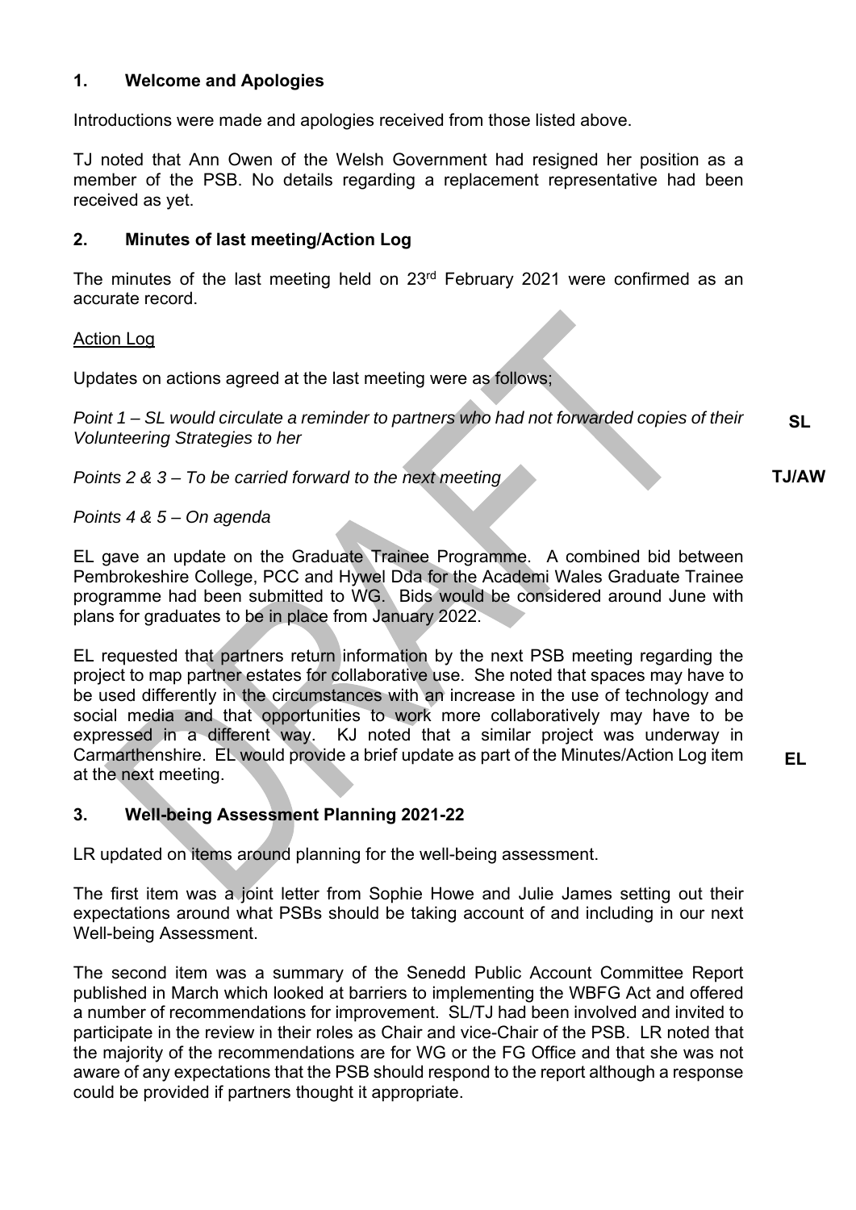## 1. Welcome and Apologies

Introductions were made and apologies received from those listed above.

TJ noted that Ann Owen of the Welsh Government had resigned her position as a member of the PSB. No details regarding a replacement representative had been received as yet.

## 2. Minutes of last meeting/Action Log

The minutes of the last meeting held on 23rd February 2021 were confirmed as an accurate record.

Action Log

Updates on actions agreed at the last meeting were as follows;

*Point 1 – SL would circulate a reminder to partners who had not forwarded copies of their Volunteering Strategies to her* **SL**

*Points 2 & 3 – To be carried forward to the next meeting* **TJ/AW**

*Points 4 & 5 – On agenda*

EL gave an update on the Graduate Trainee Programme. A combined bid between Pembrokeshire College, PCC and Hywel Dda for the Academi Wales Graduate Trainee programme had been submitted to WG. Bids would be considered around June with plans for graduates to be in place from January 2022.

EL requested that partners return information by the next PSB meeting regarding the project to map partner estates for collaborative use. She noted that spaces may have to be used differently in the circumstances with an increase in the use of technology and social media and that opportunities to work more collaboratively may have to be expressed in a different way. KJ noted that a similar project was underway in Carmarthenshire. EL would provide a brief update as part of the Minutes/Action Log item at the next meeting. **EL**

## 3. Well-being Assessment Planning 2021-22

LR updated on items around planning for the well-being assessment.

The first item was a joint letter from Sophie Howe and Julie James setting out their expectations around what PSBs should be taking account of and including in our next Well-being Assessment.

The second item was a summary of the Senedd Public Account Committee Report published in March which looked at barriers to implementing the WBFG Act and offered a number of recommendations for improvement. SL/TJ had been involved and invited to participate in the review in their roles as Chair and vice-Chair of the PSB. LR noted that the majority of the recommendations are for WG or the FG Office and that she was not aware of any expectations that the PSB should respond to the report although a response could be provided if partners thought it appropriate.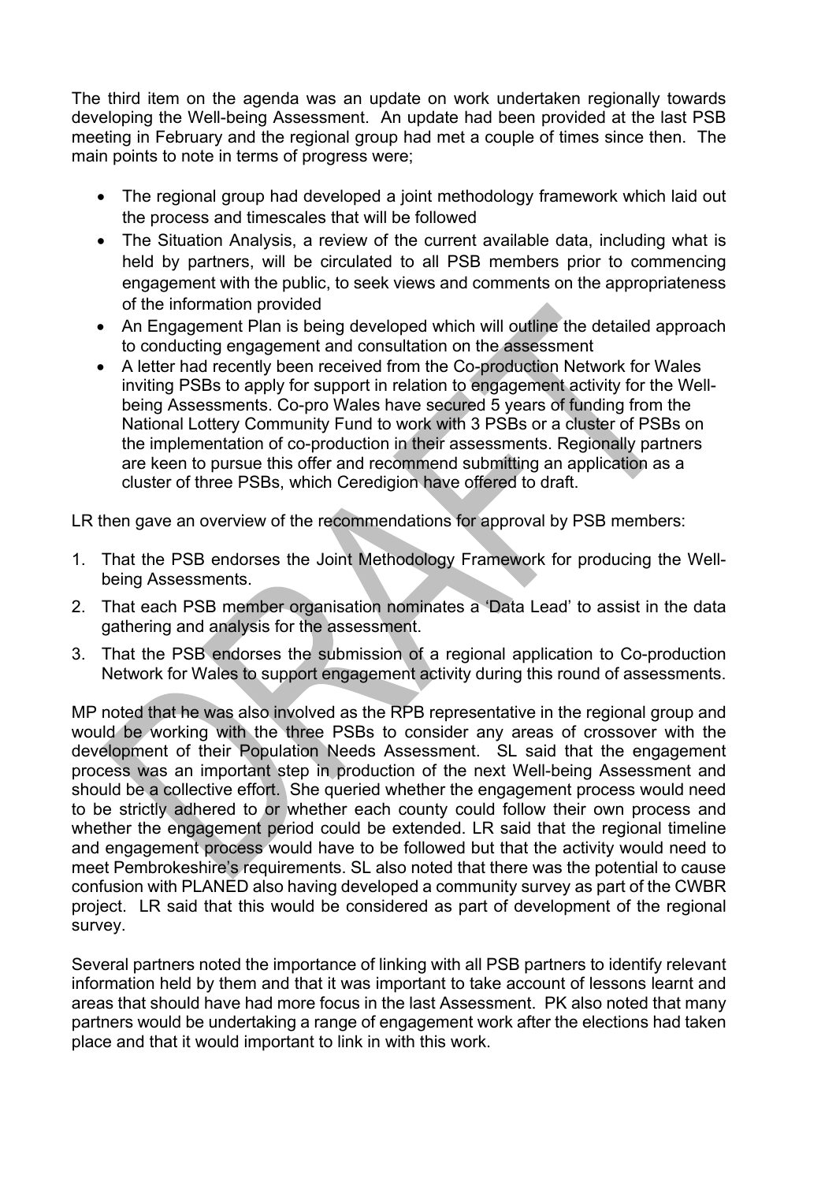The third item on the agenda was an update on work undertaken regionally towards developing the Well-being Assessment. An update had been provided at the last PSB meeting in February and the regional group had met a couple of times since then. The main points to note in terms of progress were;

- The regional group had developed a joint methodology framework which laid out the process and timescales that will be followed
- The Situation Analysis, a review of the current available data, including what is held by partners, will be circulated to all PSB members prior to commencing engagement with the public, to seek views and comments on the appropriateness of the information provided
- An Engagement Plan is being developed which will outline the detailed approach to conducting engagement and consultation on the assessment
- A letter had recently been received from the Co-production Network for Wales inviting PSBs to apply for support in relation to engagement activity for the Well-being Assessments. Co-pro Wales have secured 5 years of funding from the National Lottery Community Fund to work with 3 PSBs or a cluster of PSBs on the implementation of co-production in their assessments. Regionally partners are keen to pursue this offer and recommend submitting an application as a cluster of three PSBs, which Ceredigion have offered to draft.

LR then gave an overview of the recommendations for approval by PSB members:

1. That the PSB endorses the Joint Methodology Framework for producing the Well-being Assessments.
2. That each PSB member organisation nominates a 'Data Lead' to assist in the data gathering and analysis for the assessment.
3. That the PSB endorses the submission of a regional application to Co-production Network for Wales to support engagement activity during this round of assessments.

MP noted that he was also involved as the RPB representative in the regional group and would be working with the three PSBs to consider any areas of crossover with the development of their Population Needs Assessment. SL said that the engagement process was an important step in production of the next Well-being Assessment and should be a collective effort. She queried whether the engagement process would need to be strictly adhered to or whether each county could follow their own process and whether the engagement period could be extended. LR said that the regional timeline and engagement process would have to be followed but that the activity would need to meet Pembrokeshire's requirements. SL also noted that there was the potential to cause confusion with PLANED also having developed a community survey as part of the CWBR project. LR said that this would be considered as part of development of the regional survey.

Several partners noted the importance of linking with all PSB partners to identify relevant information held by them and that it was important to take account of lessons learnt and areas that should have had more focus in the last Assessment. PK also noted that many partners would be undertaking a range of engagement work after the elections had taken place and that it would important to link in with this work.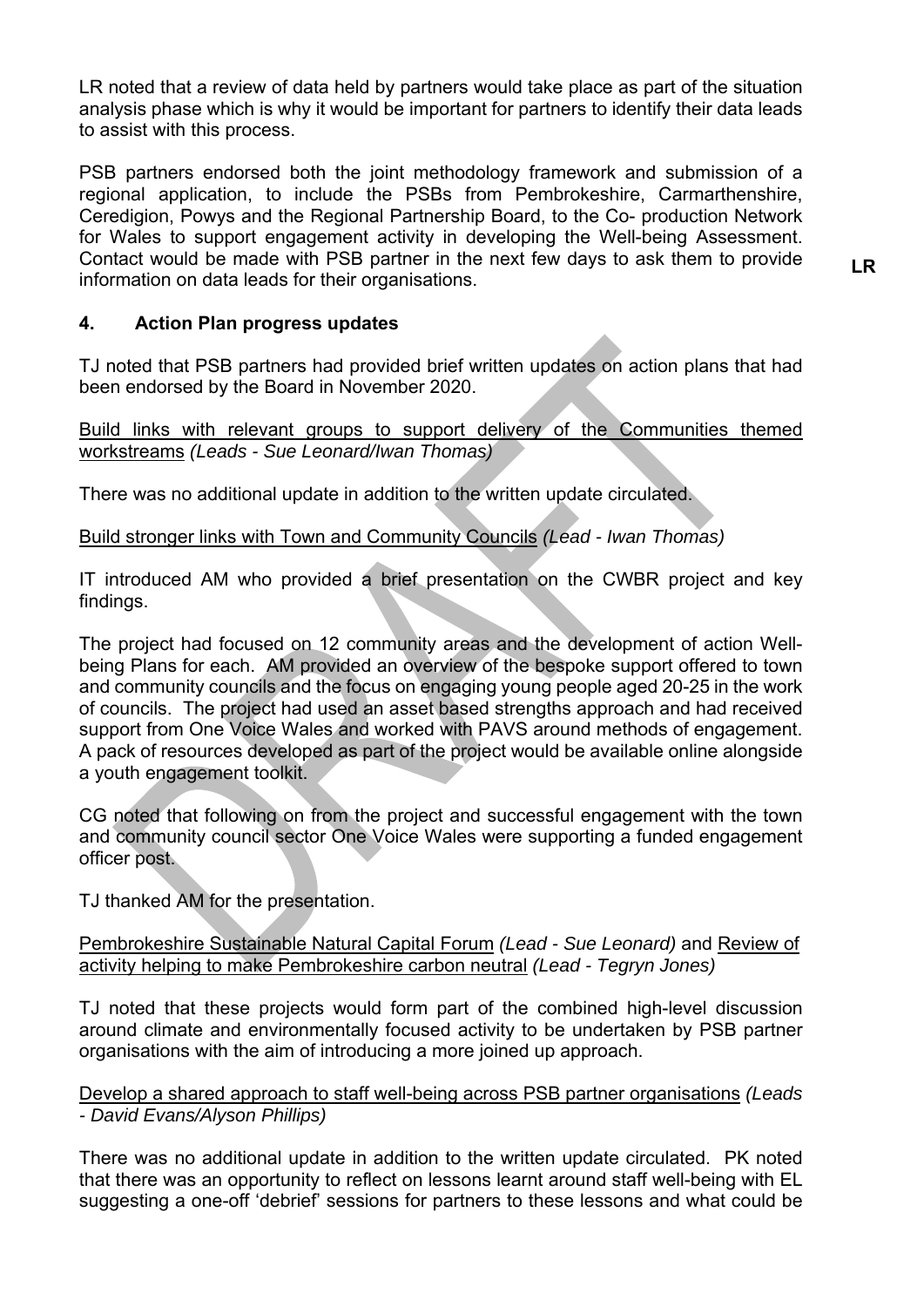LR noted that a review of data held by partners would take place as part of the situation analysis phase which is why it would be important for partners to identify their data leads to assist with this process.

PSB partners endorsed both the joint methodology framework and submission of a regional application, to include the PSBs from Pembrokeshire, Carmarthenshire, Ceredigion, Powys and the Regional Partnership Board, to the Co- production Network for Wales to support engagement activity in developing the Well-being Assessment. Contact would be made with PSB partner in the next few days to ask them to provide information on data leads for their organisations. **LR**

## 4. Action Plan progress updates

TJ noted that PSB partners had provided brief written updates on action plans that had been endorsed by the Board in November 2020.

Build links with relevant groups to support delivery of the Communities themed workstreams *(Leads - Sue Leonard/Iwan Thomas)*

There was no additional update in addition to the written update circulated.

Build stronger links with Town and Community Councils *(Lead - Iwan Thomas)*

IT introduced AM who provided a brief presentation on the CWBR project and key findings.

The project had focused on 12 community areas and the development of action Well-being Plans for each. AM provided an overview of the bespoke support offered to town and community councils and the focus on engaging young people aged 20-25 in the work of councils. The project had used an asset based strengths approach and had received support from One Voice Wales and worked with PAVS around methods of engagement. A pack of resources developed as part of the project would be available online alongside a youth engagement toolkit.

CG noted that following on from the project and successful engagement with the town and community council sector One Voice Wales were supporting a funded engagement officer post.

TJ thanked AM for the presentation.

Pembrokeshire Sustainable Natural Capital Forum *(Lead - Sue Leonard)* and Review of activity helping to make Pembrokeshire carbon neutral *(Lead - Tegryn Jones)*

TJ noted that these projects would form part of the combined high-level discussion around climate and environmentally focused activity to be undertaken by PSB partner organisations with the aim of introducing a more joined up approach.

Develop a shared approach to staff well-being across PSB partner organisations *(Leads - David Evans/Alyson Phillips)*

There was no additional update in addition to the written update circulated. PK noted that there was an opportunity to reflect on lessons learnt around staff well-being with EL suggesting a one-off 'debrief' sessions for partners to these lessons and what could be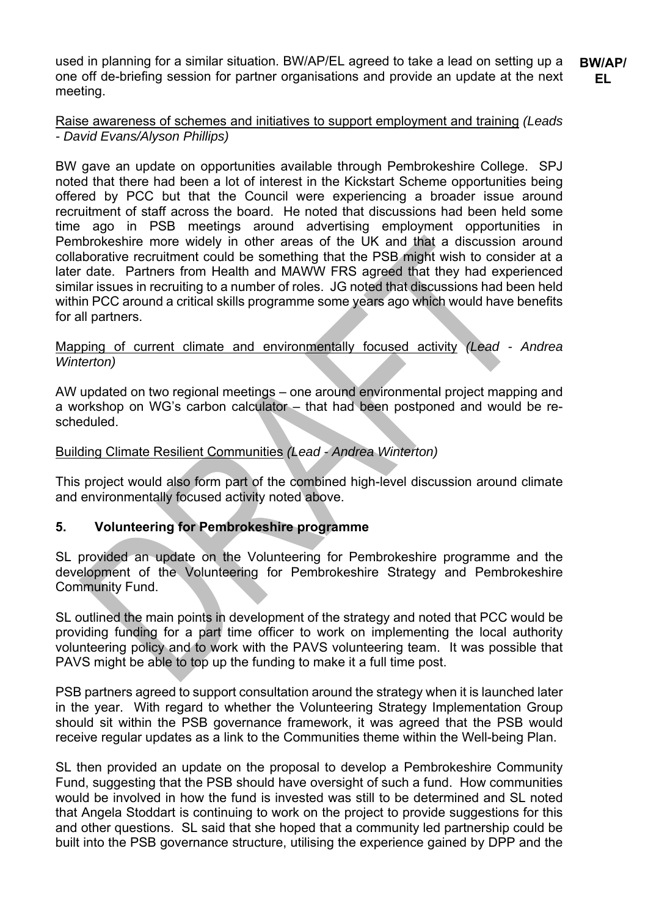used in planning for a similar situation. BW/AP/EL agreed to take a lead on setting up a one off de-briefing session for partner organisations and provide an update at the next meeting. **BW/AP/EL**

Raise awareness of schemes and initiatives to support employment and training *(Leads - David Evans/Alyson Phillips)*

BW gave an update on opportunities available through Pembrokeshire College. SPJ noted that there had been a lot of interest in the Kickstart Scheme opportunities being offered by PCC but that the Council were experiencing a broader issue around recruitment of staff across the board. He noted that discussions had been held some time ago in PSB meetings around advertising employment opportunities in Pembrokeshire more widely in other areas of the UK and that a discussion around collaborative recruitment could be something that the PSB might wish to consider at a later date. Partners from Health and MAWW FRS agreed that they had experienced similar issues in recruiting to a number of roles. JG noted that discussions had been held within PCC around a critical skills programme some years ago which would have benefits for all partners.

Mapping of current climate and environmentally focused activity *(Lead - Andrea Winterton)*

AW updated on two regional meetings – one around environmental project mapping and a workshop on WG's carbon calculator – that had been postponed and would be re-scheduled.

Building Climate Resilient Communities *(Lead - Andrea Winterton)*

This project would also form part of the combined high-level discussion around climate and environmentally focused activity noted above.

## 5. Volunteering for Pembrokeshire programme

SL provided an update on the Volunteering for Pembrokeshire programme and the development of the Volunteering for Pembrokeshire Strategy and Pembrokeshire Community Fund.

SL outlined the main points in development of the strategy and noted that PCC would be providing funding for a part time officer to work on implementing the local authority volunteering policy and to work with the PAVS volunteering team. It was possible that PAVS might be able to top up the funding to make it a full time post.

PSB partners agreed to support consultation around the strategy when it is launched later in the year. With regard to whether the Volunteering Strategy Implementation Group should sit within the PSB governance framework, it was agreed that the PSB would receive regular updates as a link to the Communities theme within the Well-being Plan.

SL then provided an update on the proposal to develop a Pembrokeshire Community Fund, suggesting that the PSB should have oversight of such a fund. How communities would be involved in how the fund is invested was still to be determined and SL noted that Angela Stoddart is continuing to work on the project to provide suggestions for this and other questions. SL said that she hoped that a community led partnership could be built into the PSB governance structure, utilising the experience gained by DPP and the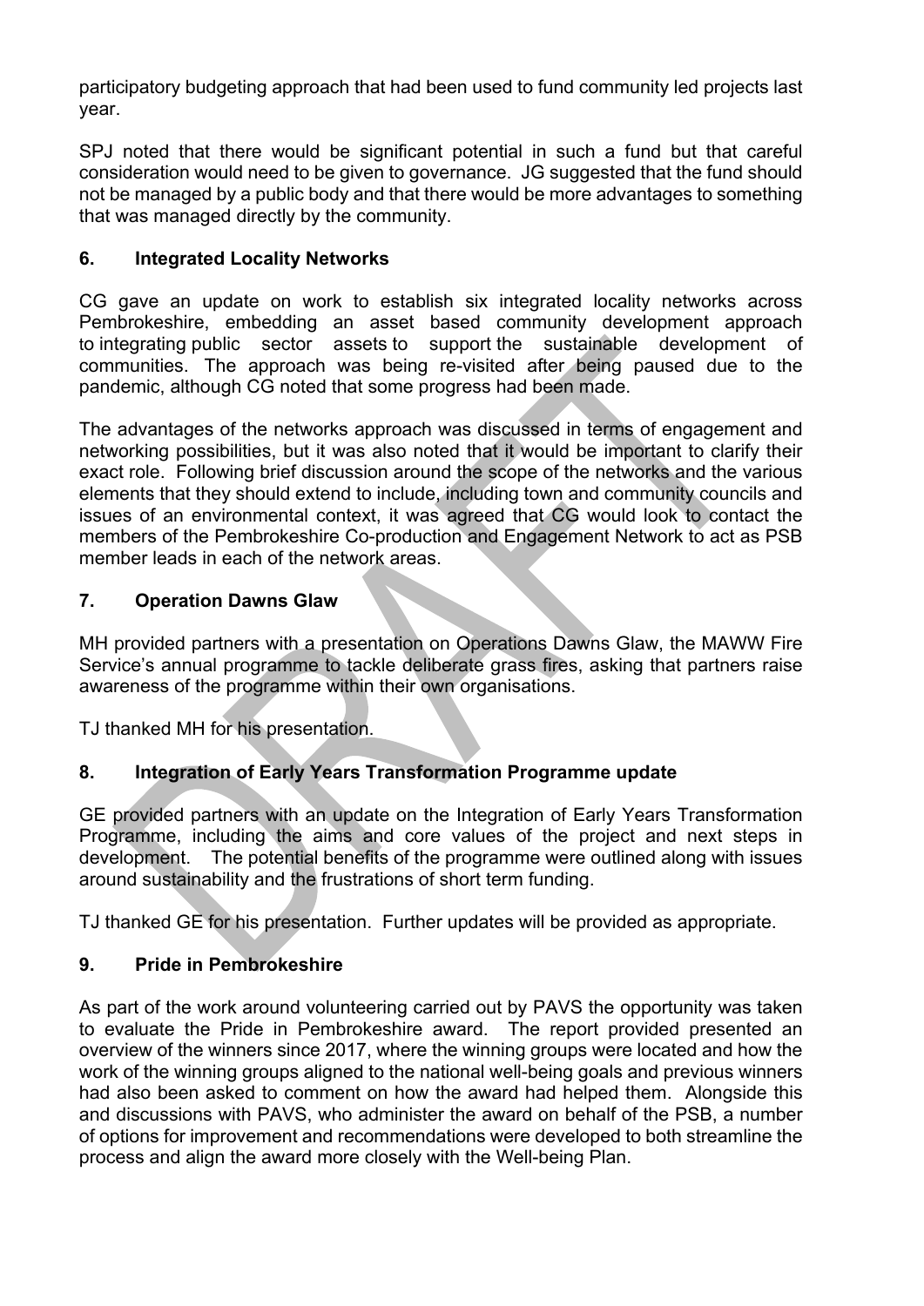participatory budgeting approach that had been used to fund community led projects last year.

SPJ noted that there would be significant potential in such a fund but that careful consideration would need to be given to governance. JG suggested that the fund should not be managed by a public body and that there would be more advantages to something that was managed directly by the community.

## 6. Integrated Locality Networks

CG gave an update on work to establish six integrated locality networks across Pembrokeshire, embedding an asset based community development approach to integrating public sector assets to support the sustainable development of communities. The approach was being re-visited after being paused due to the pandemic, although CG noted that some progress had been made.

The advantages of the networks approach was discussed in terms of engagement and networking possibilities, but it was also noted that it would be important to clarify their exact role. Following brief discussion around the scope of the networks and the various elements that they should extend to include, including town and community councils and issues of an environmental context, it was agreed that CG would look to contact the members of the Pembrokeshire Co-production and Engagement Network to act as PSB member leads in each of the network areas.

## 7. Operation Dawns Glaw

MH provided partners with a presentation on Operations Dawns Glaw, the MAWW Fire Service's annual programme to tackle deliberate grass fires, asking that partners raise awareness of the programme within their own organisations.

TJ thanked MH for his presentation.

## 8. Integration of Early Years Transformation Programme update

GE provided partners with an update on the Integration of Early Years Transformation Programme, including the aims and core values of the project and next steps in development. The potential benefits of the programme were outlined along with issues around sustainability and the frustrations of short term funding.

TJ thanked GE for his presentation. Further updates will be provided as appropriate.

## 9. Pride in Pembrokeshire

As part of the work around volunteering carried out by PAVS the opportunity was taken to evaluate the Pride in Pembrokeshire award. The report provided presented an overview of the winners since 2017, where the winning groups were located and how the work of the winning groups aligned to the national well-being goals and previous winners had also been asked to comment on how the award had helped them. Alongside this and discussions with PAVS, who administer the award on behalf of the PSB, a number of options for improvement and recommendations were developed to both streamline the process and align the award more closely with the Well-being Plan.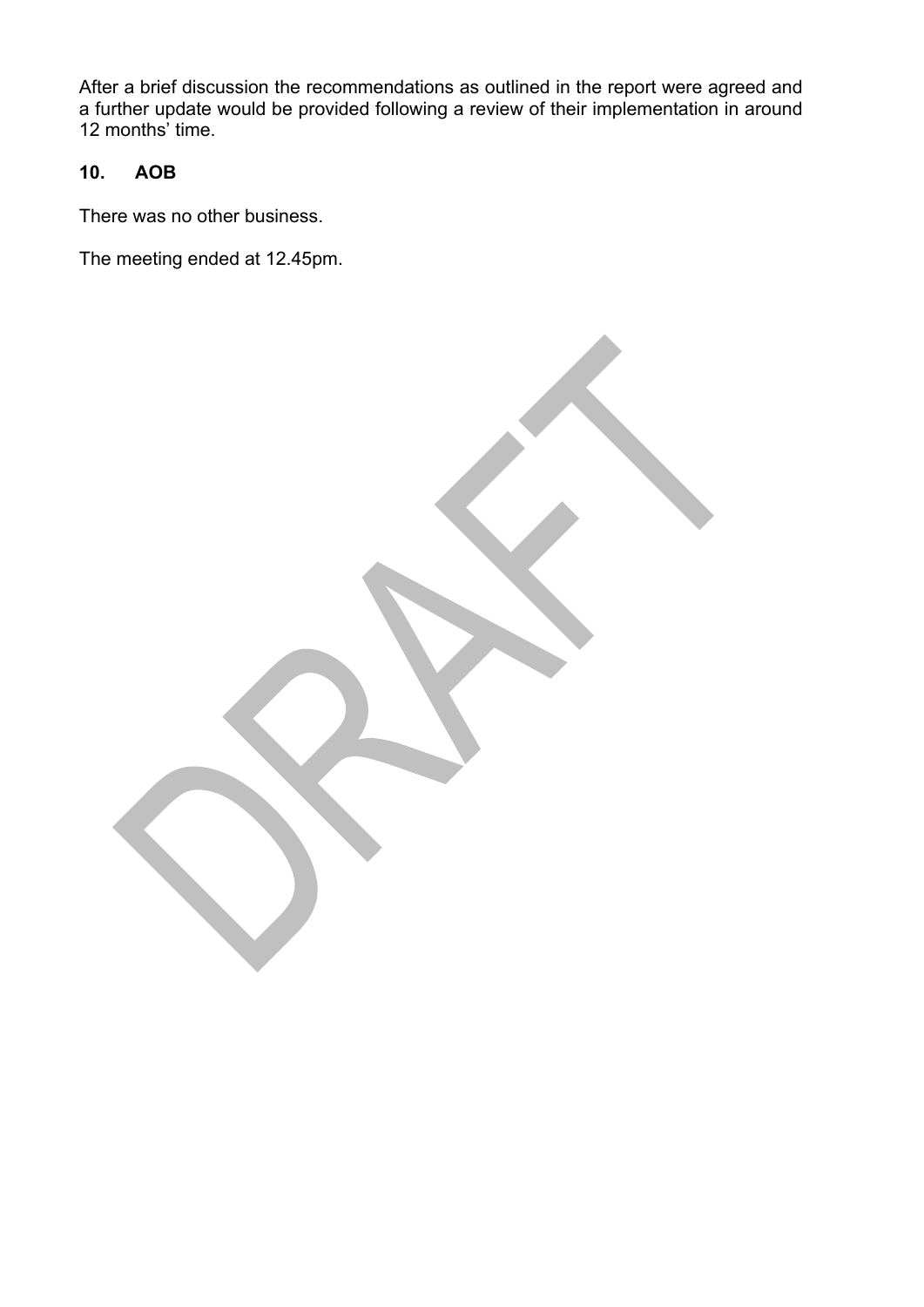After a brief discussion the recommendations as outlined in the report were agreed and a further update would be provided following a review of their implementation in around 12 months' time.

**10. AOB**

There was no other business.

The meeting ended at 12.45pm.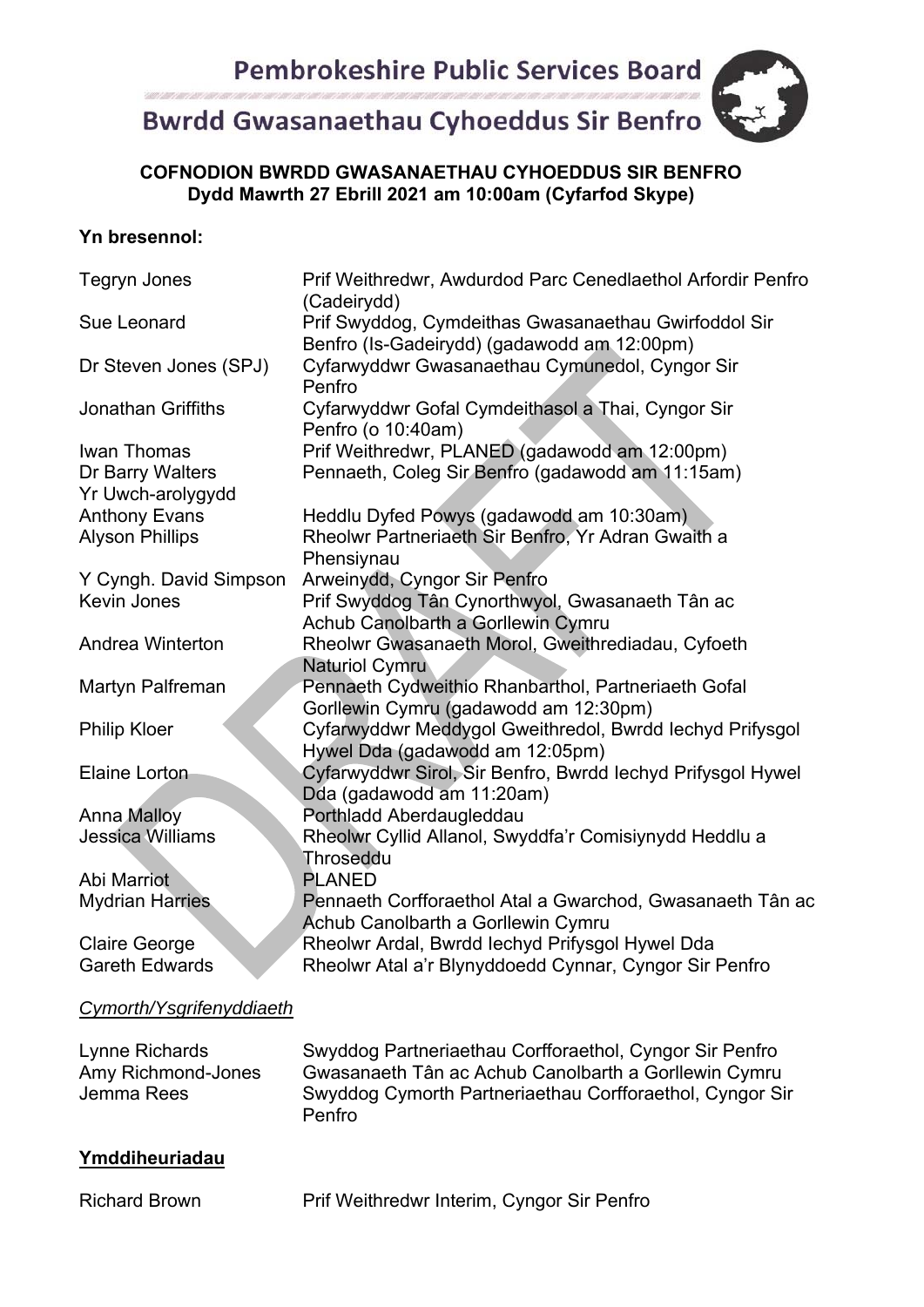# Pembrokeshire Public Services Board

## Bwrdd Gwasanaethau Cyhoeddus Sir Benfro

**COFNODION BWRDD GWASANAETHAU CYHOEDDUS SIR BENFRO**
**Dydd Mawrth 27 Ebrill 2021 am 10:00am (Cyfarfod Skype)**

**Yn bresennol:**

| | |
|---|---|
| Tegryn Jones | Prif Weithredwr, Awdurdod Parc Cenedlaethol Arfordir Penfro (Cadeirydd) |
| Sue Leonard | Prif Swyddog, Cymdeithas Gwasanaethau Gwirfoddol Sir Benfro (Is-Gadeirydd) (gadawodd am 12:00pm) |
| Dr Steven Jones (SPJ) | Cyfarwyddwr Gwasanaethau Cymunedol, Cyngor Sir Penfro |
| Jonathan Griffiths | Cyfarwyddwr Gofal Cymdeithasol a Thai, Cyngor Sir Penfro (o 10:40am) |
| Iwan Thomas | Prif Weithredwr, PLANED (gadawodd am 12:00pm) |
| Dr Barry Walters | Pennaeth, Coleg Sir Benfro (gadawodd am 11:15am) |
| Yr Uwch-arolygydd Anthony Evans | Heddlu Dyfed Powys (gadawodd am 10:30am) |
| Alyson Phillips | Rheolwr Partneriaeth Sir Benfro, Yr Adran Gwaith a Phensiynau |
| Y Cyngh. David Simpson | Arweinydd, Cyngor Sir Penfro |
| Kevin Jones | Prif Swyddog Tân Cynorthwyol, Gwasanaeth Tân ac Achub Canolbarth a Gorllewin Cymru |
| Andrea Winterton | Rheolwr Gwasanaeth Morol, Gweithrediadau, Cyfoeth Naturiol Cymru |
| Martyn Palfreman | Pennaeth Cydweithio Rhanbarthol, Partneriaeth Gofal Gorllewin Cymru (gadawodd am 12:30pm) |
| Philip Kloer | Cyfarwyddwr Meddygol Gweithredol, Bwrdd Iechyd Prifysgol Hywel Dda (gadawodd am 12:05pm) |
| Elaine Lorton | Cyfarwyddwr Sirol, Sir Benfro, Bwrdd Iechyd Prifysgol Hywel Dda (gadawodd am 11:20am) |
| Anna Malloy | Porthladd Aberdaugleddau |
| Jessica Williams | Rheolwr Cyllid Allanol, Swyddfa'r Comisiynydd Heddlu a Throseddu |
| Abi Marriot | PLANED |
| Mydrian Harries | Pennaeth Corfforaethol Atal a Gwarchod, Gwasanaeth Tân ac Achub Canolbarth a Gorllewin Cymru |
| Claire George | Rheolwr Ardal, Bwrdd Iechyd Prifysgol Hywel Dda |
| Gareth Edwards | Rheolwr Atal a'r Blynyddoedd Cynnar, Cyngor Sir Penfro |

*Cymorth/Ysgrifenyddiaeth*

| | |
|---|---|
| Lynne Richards | Swyddog Partneriaethau Corfforaethol, Cyngor Sir Penfro |
| Amy Richmond-Jones | Gwasanaeth Tân ac Achub Canolbarth a Gorllewin Cymru |
| Jemma Rees | Swyddog Cymorth Partneriaethau Corfforaethol, Cyngor Sir Penfro |

**Ymddiheuriadau**

| | |
|---|---|
| Richard Brown | Prif Weithredwr Interim, Cyngor Sir Penfro |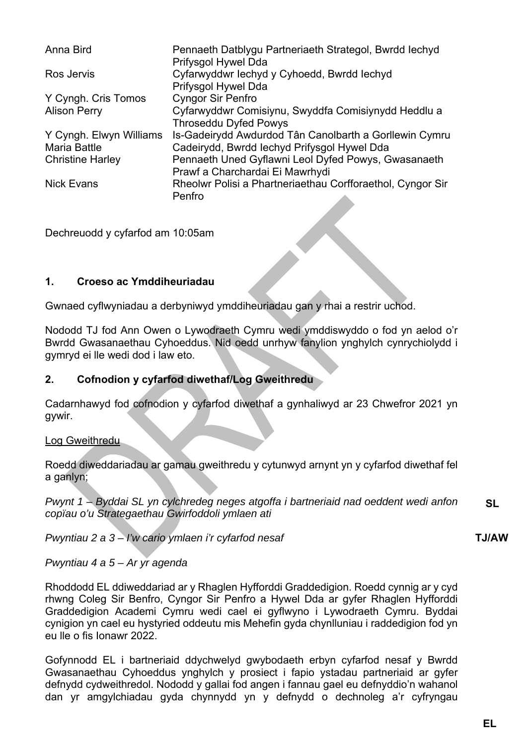| | |
|---|---|
| Anna Bird | Pennaeth Datblygu Partneriaeth Strategol, Bwrdd Iechyd Prifysgol Hywel Dda |
| Ros Jervis | Cyfarwyddwr Iechyd y Cyhoedd, Bwrdd Iechyd Prifysgol Hywel Dda |
| Y Cyngh. Cris Tomos | Cyngor Sir Penfro |
| Alison Perry | Cyfarwyddwr Comisiynu, Swyddfa Comisiynydd Heddlu a Throseddu Dyfed Powys |
| Y Cyngh. Elwyn Williams | Is-Gadeirydd Awdurdod Tân Canolbarth a Gorllewin Cymru |
| Maria Battle | Cadeirydd, Bwrdd Iechyd Prifysgol Hywel Dda |
| Christine Harley | Pennaeth Uned Gyflawni Leol Dyfed Powys, Gwasanaeth Prawf a Charchardai Ei Mawrhydi |
| Nick Evans | Rheolwr Polisi a Phartneriaethau Corfforaethol, Cyngor Sir Penfro |

Dechreuodd y cyfarfod am 10:05am

## 1. Croeso ac Ymddiheuriadau

Gwnaed cyflwyniadau a derbyniwyd ymddiheuriadau gan y rhai a restrir uchod.

Nododd TJ fod Ann Owen o Lywodraeth Cymru wedi ymddiswyddo o fod yn aelod o'r Bwrdd Gwasanaethau Cyhoeddus. Nid oedd unrhyw fanylion ynghylch cynrychiolydd i gymryd ei lle wedi dod i law eto.

## 2. Cofnodion y cyfarfod diwethaf/Log Gweithredu

Cadarnhawyd fod cofnodion y cyfarfod diwethaf a gynhaliwyd ar 23 Chwefror 2021 yn gywir.

Log Gweithredu

Roedd diweddariadau ar gamau gweithredu y cytunwyd arnynt yn y cyfarfod diwethaf fel a ganlyn;

*Pwynt 1 – Byddai SL yn cylchredeg neges atgoffa i bartneriaid nad oeddent wedi anfon copïau o'u Strategaethau Gwirfoddoli ymlaen ati* **SL**

*Pwyntiau 2 a 3 – I'w cario ymlaen i'r cyfarfod nesaf* **TJ/AW**

*Pwyntiau 4 a 5 – Ar yr agenda*

Rhoddodd EL ddiweddariad ar y Rhaglen Hyfforddi Graddedigion. Roedd cynnig ar y cyd rhwng Coleg Sir Benfro, Cyngor Sir Penfro a Hywel Dda ar gyfer Rhaglen Hyfforddi Graddedigion Academi Cymru wedi cael ei gyflwyno i Lywodraeth Cymru. Byddai cynigion yn cael eu hystyried oddeutu mis Mehefin gyda chynlluniau i raddedigion fod yn eu lle o fis Ionawr 2022.

Gofynnodd EL i bartneriaid ddychwelyd gwybodaeth erbyn cyfarfod nesaf y Bwrdd Gwasanaethau Cyhoeddus ynghylch y prosiect i fapio ystadau partneriaid ar gyfer defnydd cydweithredol. Nododd y gallai fod angen i fannau gael eu defnyddio'n wahanol dan yr amgylchiadau gyda chynnydd yn y defnydd o dechnoleg a'r cyfryngau **EL**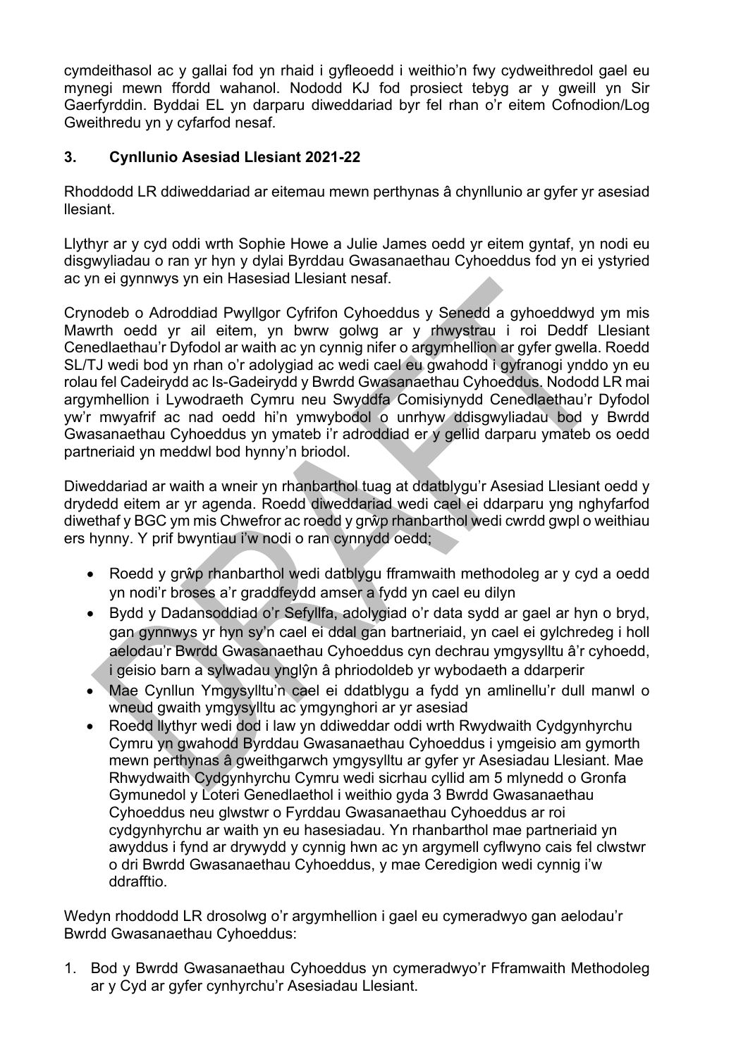cymdeithasol ac y gallai fod yn rhaid i gyfleoedd i weithio'n fwy cydweithredol gael eu mynegi mewn ffordd wahanol. Nododd KJ fod prosiect tebyg ar y gweill yn Sir Gaerfyrddin. Byddai EL yn darparu diweddariad byr fel rhan o'r eitem Cofnodion/Log Gweithredu yn y cyfarfod nesaf.

## 3. Cynllunio Asesiad Llesiant 2021-22

Rhoddodd LR ddiweddariad ar eitemau mewn perthynas â chynllunio ar gyfer yr asesiad llesiant.

Llythyr ar y cyd oddi wrth Sophie Howe a Julie James oedd yr eitem gyntaf, yn nodi eu disgwyliadau o ran yr hyn y dylai Byrddau Gwasanaethau Cyhoeddus fod yn ei ystyried ac yn ei gynnwys yn ein Hasesiad Llesiant nesaf.

Crynodeb o Adroddiad Pwyllgor Cyfrifon Cyhoeddus y Senedd a gyhoeddwyd ym mis Mawrth oedd yr ail eitem, yn bwrw golwg ar y rhwystrau i roi Deddf Llesiant Cenedlaethau'r Dyfodol ar waith ac yn cynnig nifer o argymhellion ar gyfer gwella. Roedd SL/TJ wedi bod yn rhan o'r adolygiad ac wedi cael eu gwahodd i gyfranogi ynddo yn eu rolau fel Cadeirydd ac Is-Gadeirydd y Bwrdd Gwasanaethau Cyhoeddus. Nododd LR mai argymhellion i Lywodraeth Cymru neu Swyddfa Comisiynydd Cenedlaethau'r Dyfodol yw'r mwyafrif ac nad oedd hi'n ymwybodol o unrhyw ddisgwyliadau bod y Bwrdd Gwasanaethau Cyhoeddus yn ymateb i'r adroddiad er y gellid darparu ymateb os oedd partneriaid yn meddwl bod hynny'n briodol.

Diweddariad ar waith a wneir yn rhanbarthol tuag at ddatblygu'r Asesiad Llesiant oedd y drydedd eitem ar yr agenda. Roedd diweddariad wedi cael ei ddarparu yng nghyfarfod diwethaf y BGC ym mis Chwefror ac roedd y grŵp rhanbarthol wedi cwrdd gwpl o weithiau ers hynny. Y prif bwyntiau i'w nodi o ran cynnydd oedd;

- Roedd y grŵp rhanbarthol wedi datblygu fframwaith methodoleg ar y cyd a oedd yn nodi'r broses a'r graddfeydd amser a fydd yn cael eu dilyn
- Bydd y Dadansoddiad o'r Sefyllfa, adolygiad o'r data sydd ar gael ar hyn o bryd, gan gynnwys yr hyn sy'n cael ei ddal gan bartneriaid, yn cael ei gylchredeg i holl aelodau'r Bwrdd Gwasanaethau Cyhoeddus cyn dechrau ymgysylltu â'r cyhoedd, i geisio barn a sylwadau ynglŷn â phriodoldeb yr wybodaeth a ddarperir
- Mae Cynllun Ymgysylltu'n cael ei ddatblygu a fydd yn amlinellu'r dull manwl o wneud gwaith ymgysylltu ac ymgynghori ar yr asesiad
- Roedd llythyr wedi dod i law yn ddiweddar oddi wrth Rwydwaith Cydgynhyrchu Cymru yn gwahodd Byrddau Gwasanaethau Cyhoeddus i ymgeisio am gymorth mewn perthynas â gweithgarwch ymgysylltu ar gyfer yr Asesiadau Llesiant. Mae Rhwydwaith Cydgynhyrchu Cymru wedi sicrhau cyllid am 5 mlynedd o Gronfa Gymunedol y Loteri Genedlaethol i weithio gyda 3 Bwrdd Gwasanaethau Cyhoeddus neu glwstwr o Fyrddau Gwasanaethau Cyhoeddus ar roi cydgynhyrchu ar waith yn eu hasesiadau. Yn rhanbarthol mae partneriaid yn awyddus i fynd ar drywydd y cynnig hwn ac yn argymell cyflwyno cais fel clwstwr o dri Bwrdd Gwasanaethau Cyhoeddus, y mae Ceredigion wedi cynnig i'w ddrafftio.

Wedyn rhoddodd LR drosolwg o'r argymhellion i gael eu cymeradwyo gan aelodau'r Bwrdd Gwasanaethau Cyhoeddus:

1. Bod y Bwrdd Gwasanaethau Cyhoeddus yn cymeradwyo'r Fframwaith Methodoleg ar y Cyd ar gyfer cynhyrchu'r Asesiadau Llesiant.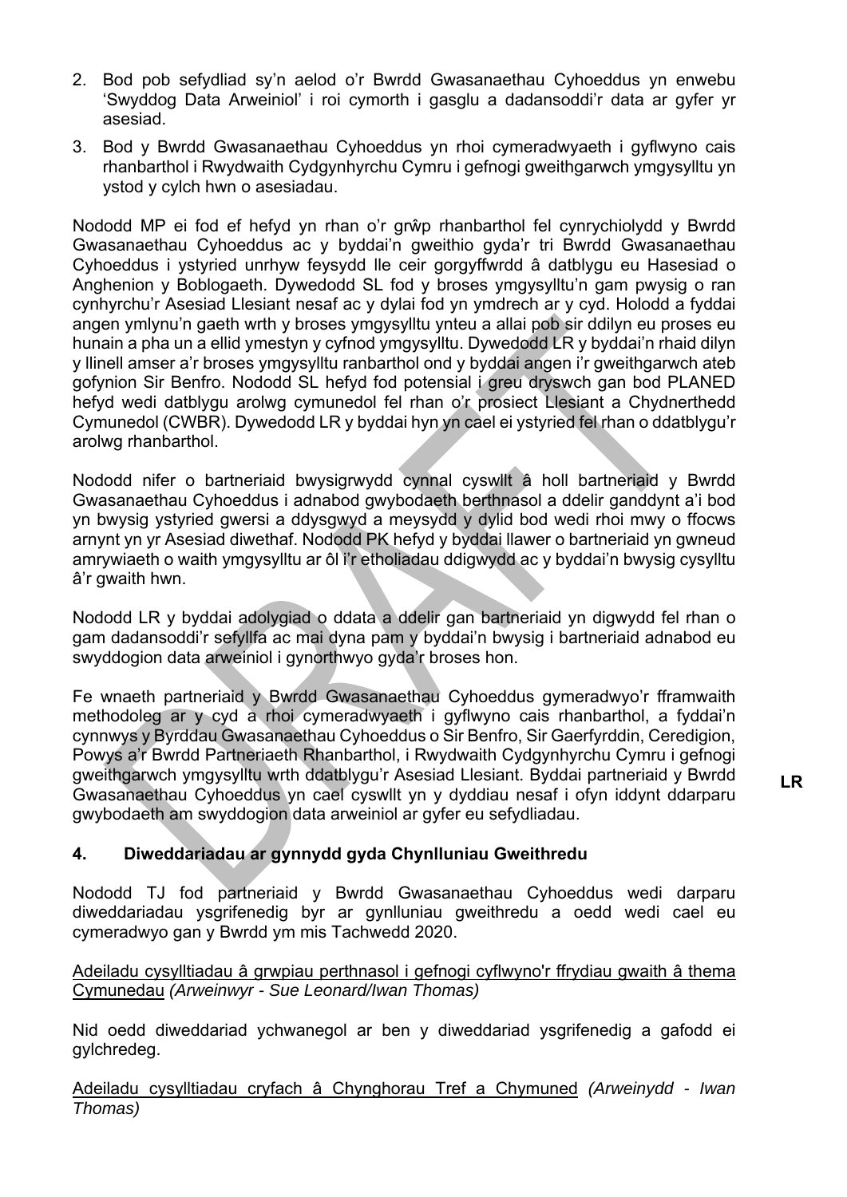2. Bod pob sefydliad sy'n aelod o'r Bwrdd Gwasanaethau Cyhoeddus yn enwebu 'Swyddog Data Arweiniol' i roi cymorth i gasglu a dadansoddi'r data ar gyfer yr asesiad.
3. Bod y Bwrdd Gwasanaethau Cyhoeddus yn rhoi cymeradwyaeth i gyflwyno cais rhanbarthol i Rwydwaith Cydgynhyrchu Cymru i gefnogi gweithgarwch ymgysylltu yn ystod y cylch hwn o asesiadau.

Nododd MP ei fod ef hefyd yn rhan o'r grŵp rhanbarthol fel cynrychiolydd y Bwrdd Gwasanaethau Cyhoeddus ac y byddai'n gweithio gyda'r tri Bwrdd Gwasanaethau Cyhoeddus i ystyried unrhyw feysydd lle ceir gorgyffwrdd â datblygu eu Hasesiad o Anghenion y Boblogaeth. Dywedodd SL fod y broses ymgysylltu'n gam pwysig o ran cynhyrchu'r Asesiad Llesiant nesaf ac y dylai fod yn ymdrech ar y cyd. Holodd a fyddai angen ymlynu'n gaeth wrth y broses ymgysylltu ynteu a allai pob sir ddilyn eu proses eu hunain a pha un a ellid ymestyn y cyfnod ymgysylltu. Dywedodd LR y byddai'n rhaid dilyn y llinell amser a'r broses ymgysylltu ranbarthol ond y byddai angen i'r gweithgarwch ateb gofynion Sir Benfro. Nododd SL hefyd fod potensial i greu dryswch gan bod PLANED hefyd wedi datblygu arolwg cymunedol fel rhan o'r prosiect Llesiant a Chydnerthedd Cymunedol (CWBR). Dywedodd LR y byddai hyn yn cael ei ystyried fel rhan o ddatblygu'r arolwg rhanbarthol.

Nododd nifer o bartneriaid bwysigrwydd cynnal cyswllt â holl bartneriaid y Bwrdd Gwasanaethau Cyhoeddus i adnabod gwybodaeth berthnasol a ddelir ganddynt a'i bod yn bwysig ystyried gwersi a ddysgwyd a meysydd y dylid bod wedi rhoi mwy o ffocws arnynt yn yr Asesiad diwethaf. Nododd PK hefyd y byddai llawer o bartneriaid yn gwneud amrywiaeth o waith ymgysylltu ar ôl i'r etholiadau ddigwydd ac y byddai'n bwysig cysylltu â'r gwaith hwn.

Nododd LR y byddai adolygiad o ddata a ddelir gan bartneriaid yn digwydd fel rhan o gam dadansoddi'r sefyllfa ac mai dyna pam y byddai'n bwysig i bartneriaid adnabod eu swyddogion data arweiniol i gynorthwyo gyda'r broses hon.

Fe wnaeth partneriaid y Bwrdd Gwasanaethau Cyhoeddus gymeradwyo'r fframwaith methodoleg ar y cyd a rhoi cymeradwyaeth i gyflwyno cais rhanbarthol, a fyddai'n cynnwys y Byrddau Gwasanaethau Cyhoeddus o Sir Benfro, Sir Gaerfyrddin, Ceredigion, Powys a'r Bwrdd Partneriaeth Rhanbarthol, i Rwydwaith Cydgynhyrchu Cymru i gefnogi gweithgarwch ymgysylltu wrth ddatblygu'r Asesiad Llesiant. Byddai partneriaid y Bwrdd Gwasanaethau Cyhoeddus yn cael cyswllt yn y dyddiau nesaf i ofyn iddynt ddarparu gwybodaeth am swyddogion data arweiniol ar gyfer eu sefydliadau. **LR**

## 4. Diweddariadau ar gynnydd gyda Chynlluniau Gweithredu

Nododd TJ fod partneriaid y Bwrdd Gwasanaethau Cyhoeddus wedi darparu diweddariadau ysgrifenedig byr ar gynlluniau gweithredu a oedd wedi cael eu cymeradwyo gan y Bwrdd ym mis Tachwedd 2020.

Adeiladu cysylltiadau â grwpiau perthnasol i gefnogi cyflwyno'r ffrydiau gwaith â thema Cymunedau *(Arweinwyr - Sue Leonard/Iwan Thomas)*

Nid oedd diweddariad ychwanegol ar ben y diweddariad ysgrifenedig a gafodd ei gylchredeg.

Adeiladu cysylltiadau cryfach â Chynghorau Tref a Chymuned *(Arweinydd - Iwan Thomas)*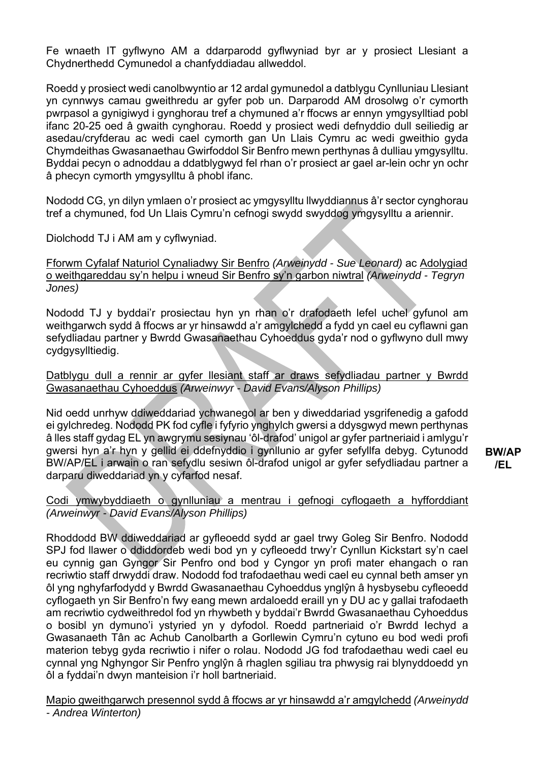Fe wnaeth IT gyflwyno AM a ddarparodd gyflwyniad byr ar y prosiect Llesiant a Chydnerthedd Cymunedol a chanfyddiadau allweddol.

Roedd y prosiect wedi canolbwyntio ar 12 ardal gymunedol a datblygu Cynlluniau Llesiant yn cynnwys camau gweithredu ar gyfer pob un. Darparodd AM drosolwg o'r cymorth pwrpasol a gynigiwyd i gynghorau tref a chymuned a'r ffocws ar ennyn ymgysylltiad pobl ifanc 20-25 oed â gwaith cynghorau. Roedd y prosiect wedi defnyddio dull seiliedig ar asedau/cryfderau ac wedi cael cymorth gan Un Llais Cymru ac wedi gweithio gyda Chymdeithas Gwasanaethau Gwirfoddol Sir Benfro mewn perthynas â dulliau ymgysylltu. Byddai pecyn o adnoddau a ddatblygwyd fel rhan o'r prosiect ar gael ar-lein ochr yn ochr â phecyn cymorth ymgysylltu â phobl ifanc.

Nododd CG, yn dilyn ymlaen o'r prosiect ac ymgysylltu llwyddiannus â'r sector cynghorau tref a chymuned, fod Un Llais Cymru'n cefnogi swydd swyddog ymgysylltu a ariennir.

Diolchodd TJ i AM am y cyflwyniad.

<u>Fforwm Cyfalaf Naturiol Cynaliadwy Sir Benfro</u> *(Arweinydd - Sue Leonard)* ac <u>Adolygiad o weithgareddau sy'n helpu i wneud Sir Benfro sy'n garbon niwtral</u> *(Arweinydd - Tegryn Jones)*

Nododd TJ y byddai'r prosiectau hyn yn rhan o'r drafodaeth lefel uchel gyfunol am weithgarwch sydd â ffocws ar yr hinsawdd a'r amgylchedd a fydd yn cael eu cyflawni gan sefydliadau partner y Bwrdd Gwasanaethau Cyhoeddus gyda'r nod o gyflwyno dull mwy cydgysylltiedig.

<u>Datblygu dull a rennir ar gyfer llesiant staff ar draws sefydliadau partner y Bwrdd Gwasanaethau Cyhoeddus</u> *(Arweinwyr - David Evans/Alyson Phillips)*

Nid oedd unrhyw ddiweddariad ychwanegol ar ben y diweddariad ysgrifenedig a gafodd ei gylchredeg. Nododd PK fod cyfle i fyfyrio ynghylch gwersi a ddysgwyd mewn perthynas â lles staff gydag EL yn awgrymu sesiynau 'ôl-drafod' unigol ar gyfer partneriaid i amlygu'r gwersi hyn a'r hyn y gellid ei ddefnyddio i gynllunio ar gyfer sefyllfa debyg. Cytunodd BW/AP/EL i arwain o ran sefydlu sesiwn ôl-drafod unigol ar gyfer sefydliadau partner a darparu diweddariad yn y cyfarfod nesaf. **BW/AP/EL**

<u>Codi ymwybyddiaeth o gynlluniau a mentrau i gefnogi cyflogaeth a hyfforddiant</u> *(Arweinwyr - David Evans/Alyson Phillips)*

Rhoddodd BW ddiweddariad ar gyfleoedd sydd ar gael trwy Goleg Sir Benfro. Nododd SPJ fod llawer o ddiddordeb wedi bod yn y cyfleoedd trwy'r Cynllun Kickstart sy'n cael eu cynnig gan Gyngor Sir Penfro ond bod y Cyngor yn profi mater ehangach o ran recriwtio staff drwyddi draw. Nododd fod trafodaethau wedi cael eu cynnal beth amser yn ôl yng nghyfarfodydd y Bwrdd Gwasanaethau Cyhoeddus ynglŷn â hysbysebu cyfleoedd cyflogaeth yn Sir Benfro'n fwy eang mewn ardaloedd eraill yn y DU ac y gallai trafodaeth am recriwtio cydweithredol fod yn rhywbeth y byddai'r Bwrdd Gwasanaethau Cyhoeddus o bosibl yn dymuno'i ystyried yn y dyfodol. Roedd partneriaid o'r Bwrdd Iechyd a Gwasanaeth Tân ac Achub Canolbarth a Gorllewin Cymru'n cytuno eu bod wedi profi materion tebyg gyda recriwtio i nifer o rolau. Nododd JG fod trafodaethau wedi cael eu cynnal yng Nghyngor Sir Penfro ynglŷn â rhaglen sgiliau tra phwysig rai blynyddoedd yn ôl a fyddai'n dwyn manteision i'r holl bartneriaid.

<u>Mapio gweithgarwch presennol sydd â ffocws ar yr hinsawdd a'r amgylchedd</u> *(Arweinydd - Andrea Winterton)*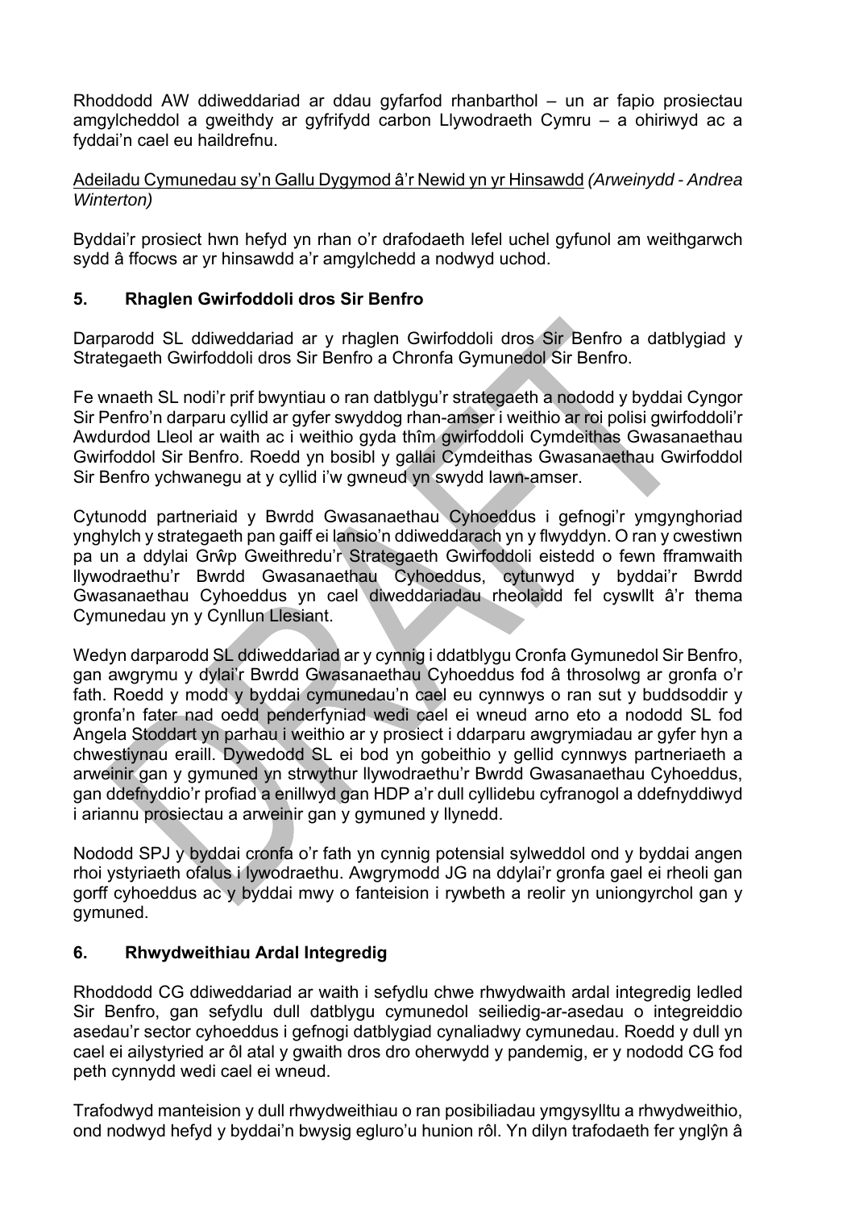Rhoddodd AW ddiweddariad ar ddau gyfarfod rhanbarthol – un ar fapio prosiectau amgylcheddol a gweithdy ar gyfrifydd carbon Llywodraeth Cymru – a ohiriwyd ac a fyddai'n cael eu haildrefnu.

Adeiladu Cymunedau sy'n Gallu Dygymod â'r Newid yn yr Hinsawdd *(Arweinydd - Andrea Winterton)*

Byddai'r prosiect hwn hefyd yn rhan o'r drafodaeth lefel uchel gyfunol am weithgarwch sydd â ffocws ar yr hinsawdd a'r amgylchedd a nodwyd uchod.

## 5. Rhaglen Gwirfoddoli dros Sir Benfro

Darparodd SL ddiweddariad ar y rhaglen Gwirfoddoli dros Sir Benfro a datblygiad y Strategaeth Gwirfoddoli dros Sir Benfro a Chronfa Gymunedol Sir Benfro.

Fe wnaeth SL nodi'r prif bwyntiau o ran datblygu'r strategaeth a nododd y byddai Cyngor Sir Penfro'n darparu cyllid ar gyfer swyddog rhan-amser i weithio ar roi polisi gwirfoddoli'r Awdurdod Lleol ar waith ac i weithio gyda thîm gwirfoddoli Cymdeithas Gwasanaethau Gwirfoddol Sir Benfro. Roedd yn bosibl y gallai Cymdeithas Gwasanaethau Gwirfoddol Sir Benfro ychwanegu at y cyllid i'w gwneud yn swydd lawn-amser.

Cytunodd partneriaid y Bwrdd Gwasanaethau Cyhoeddus i gefnogi'r ymgynghoriad ynghylch y strategaeth pan gaiff ei lansio'n ddiweddarach yn y flwyddyn. O ran y cwestiwn pa un a ddylai Grŵp Gweithredu'r Strategaeth Gwirfoddoli eistedd o fewn fframwaith llywodraethu'r Bwrdd Gwasanaethau Cyhoeddus, cytunwyd y byddai'r Bwrdd Gwasanaethau Cyhoeddus yn cael diweddariadau rheolaidd fel cyswllt â'r thema Cymunedau yn y Cynllun Llesiant.

Wedyn darparodd SL ddiweddariad ar y cynnig i ddatblygu Cronfa Gymunedol Sir Benfro, gan awgrymu y dylai'r Bwrdd Gwasanaethau Cyhoeddus fod â throsolwg ar gronfa o'r fath. Roedd y modd y byddai cymunedau'n cael eu cynnwys o ran sut y buddsoddir y gronfa'n fater nad oedd penderfyniad wedi cael ei wneud arno eto a nododd SL fod Angela Stoddart yn parhau i weithio ar y prosiect i ddarparu awgrymiadau ar gyfer hyn a chwestiynau eraill. Dywedodd SL ei bod yn gobeithio y gellid cynnwys partneriaeth a arweinir gan y gymuned yn strwythur llywodraethu'r Bwrdd Gwasanaethau Cyhoeddus, gan ddefnyddio'r profiad a enillwyd gan HDP a'r dull cyllidebu cyfranogol a ddefnyddiwyd i ariannu prosiectau a arweinir gan y gymuned y llynedd.

Nododd SPJ y byddai cronfa o'r fath yn cynnig potensial sylweddol ond y byddai angen rhoi ystyriaeth ofalus i lywodraethu. Awgrymodd JG na ddylai'r gronfa gael ei rheoli gan gorff cyhoeddus ac y byddai mwy o fanteision i rywbeth a reolir yn uniongyrchol gan y gymuned.

## 6. Rhwydweithiau Ardal Integredig

Rhoddodd CG ddiweddariad ar waith i sefydlu chwe rhwydwaith ardal integredig ledled Sir Benfro, gan sefydlu dull datblygu cymunedol seiliedig-ar-asedau o integreiddio asedau'r sector cyhoeddus i gefnogi datblygiad cynaliadwy cymunedau. Roedd y dull yn cael ei ailystyried ar ôl atal y gwaith dros dro oherwydd y pandemig, er y nododd CG fod peth cynnydd wedi cael ei wneud.

Trafodwyd manteision y dull rhwydweithiau o ran posibiliadau ymgysylltu a rhwydweithio, ond nodwyd hefyd y byddai'n bwysig egluro'u hunion rôl. Yn dilyn trafodaeth fer ynglŷn â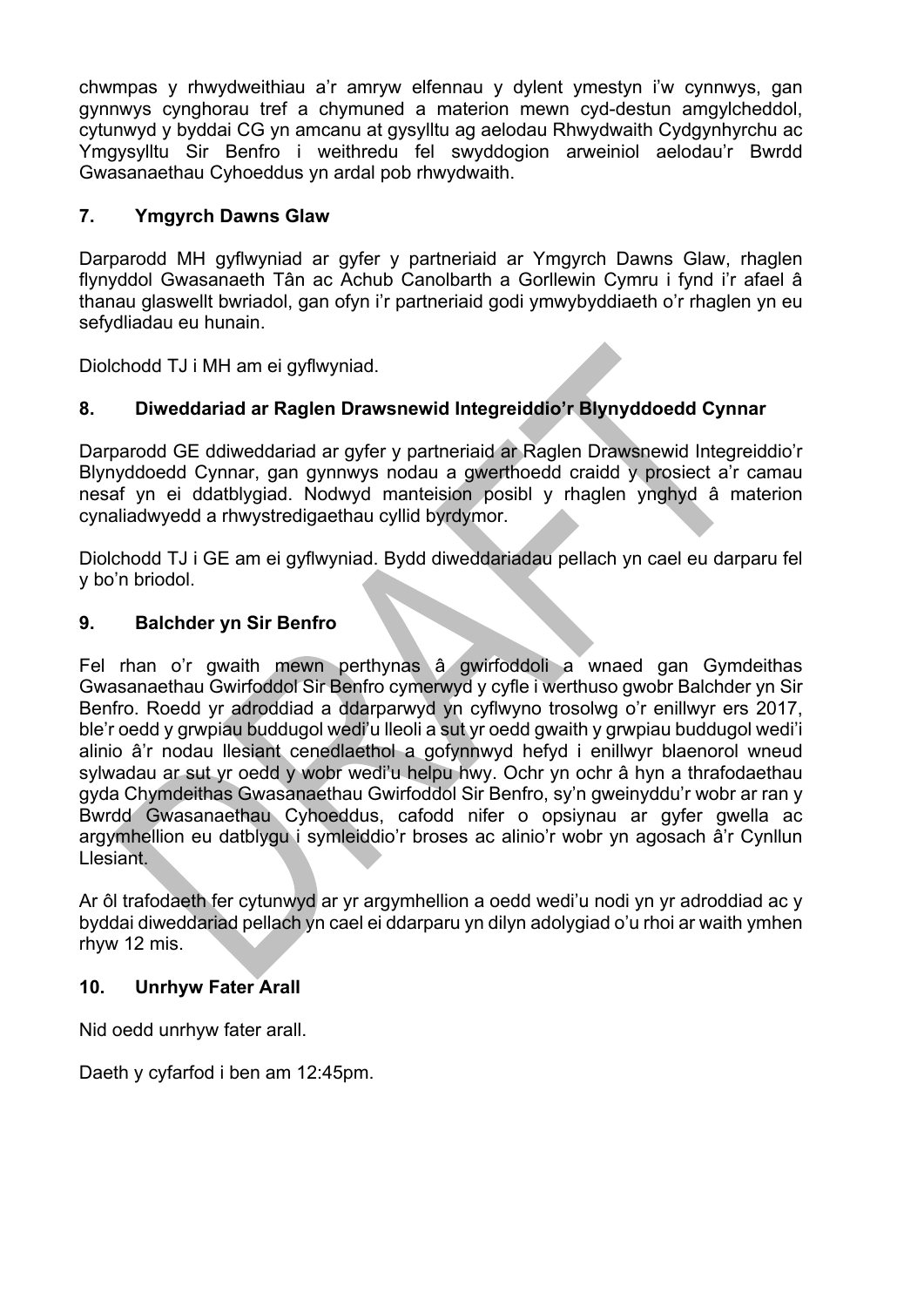chwmpas y rhwydweithiau a'r amryw elfennau y dylent ymestyn i'w cynnwys, gan gynnwys cynghorau tref a chymuned a materion mewn cyd-destun amgylcheddol, cytunwyd y byddai CG yn amcanu at gysylltu ag aelodau Rhwydwaith Cydgynhyrchu ac Ymgysylltu Sir Benfro i weithredu fel swyddogion arweiniol aelodau'r Bwrdd Gwasanaethau Cyhoeddus yn ardal pob rhwydwaith.

## 7. Ymgyrch Dawns Glaw

Darparodd MH gyflwyniad ar gyfer y partneriaid ar Ymgyrch Dawns Glaw, rhaglen flynyddol Gwasanaeth Tân ac Achub Canolbarth a Gorllewin Cymru i fynd i'r afael â thanau glaswellt bwriadol, gan ofyn i'r partneriaid godi ymwybyddiaeth o'r rhaglen yn eu sefydliadau eu hunain.

Diolchodd TJ i MH am ei gyflwyniad.

## 8. Diweddariad ar Raglen Drawsnewid Integreiddio'r Blynyddoedd Cynnar

Darparodd GE ddiweddariad ar gyfer y partneriaid ar Raglen Drawsnewid Integreiddio'r Blynyddoedd Cynnar, gan gynnwys nodau a gwerthoedd craidd y prosiect a'r camau nesaf yn ei ddatblygiad. Nodwyd manteision posibl y rhaglen ynghyd â materion cynaliadwyedd a rhwystredigaethau cyllid byrdymor.

Diolchodd TJ i GE am ei gyflwyniad. Bydd diweddariadau pellach yn cael eu darparu fel y bo'n briodol.

## 9. Balchder yn Sir Benfro

Fel rhan o'r gwaith mewn perthynas â gwirfoddoli a wnaed gan Gymdeithas Gwasanaethau Gwirfoddol Sir Benfro cymerwyd y cyfle i werthuso gwobr Balchder yn Sir Benfro. Roedd yr adroddiad a ddarparwyd yn cyflwyno trosolwg o'r enillwyr ers 2017, ble'r oedd y grwpiau buddugol wedi'u lleoli a sut yr oedd gwaith y grwpiau buddugol wedi'i alinio â'r nodau llesiant cenedlaethol a gofynnwyd hefyd i enillwyr blaenorol wneud sylwadau ar sut yr oedd y wobr wedi'u helpu hwy. Ochr yn ochr â hyn a thrafodaethau gyda Chymdeithas Gwasanaethau Gwirfoddol Sir Benfro, sy'n gweinyddu'r wobr ar ran y Bwrdd Gwasanaethau Cyhoeddus, cafodd nifer o opsiynau ar gyfer gwella ac argymhellion eu datblygu i symleiddio'r broses ac alinio'r wobr yn agosach â'r Cynllun Llesiant.

Ar ôl trafodaeth fer cytunwyd ar yr argymhellion a oedd wedi'u nodi yn yr adroddiad ac y byddai diweddariad pellach yn cael ei ddarparu yn dilyn adolygiad o'u rhoi ar waith ymhen rhyw 12 mis.

## 10. Unrhyw Fater Arall

Nid oedd unrhyw fater arall.

Daeth y cyfarfod i ben am 12:45pm.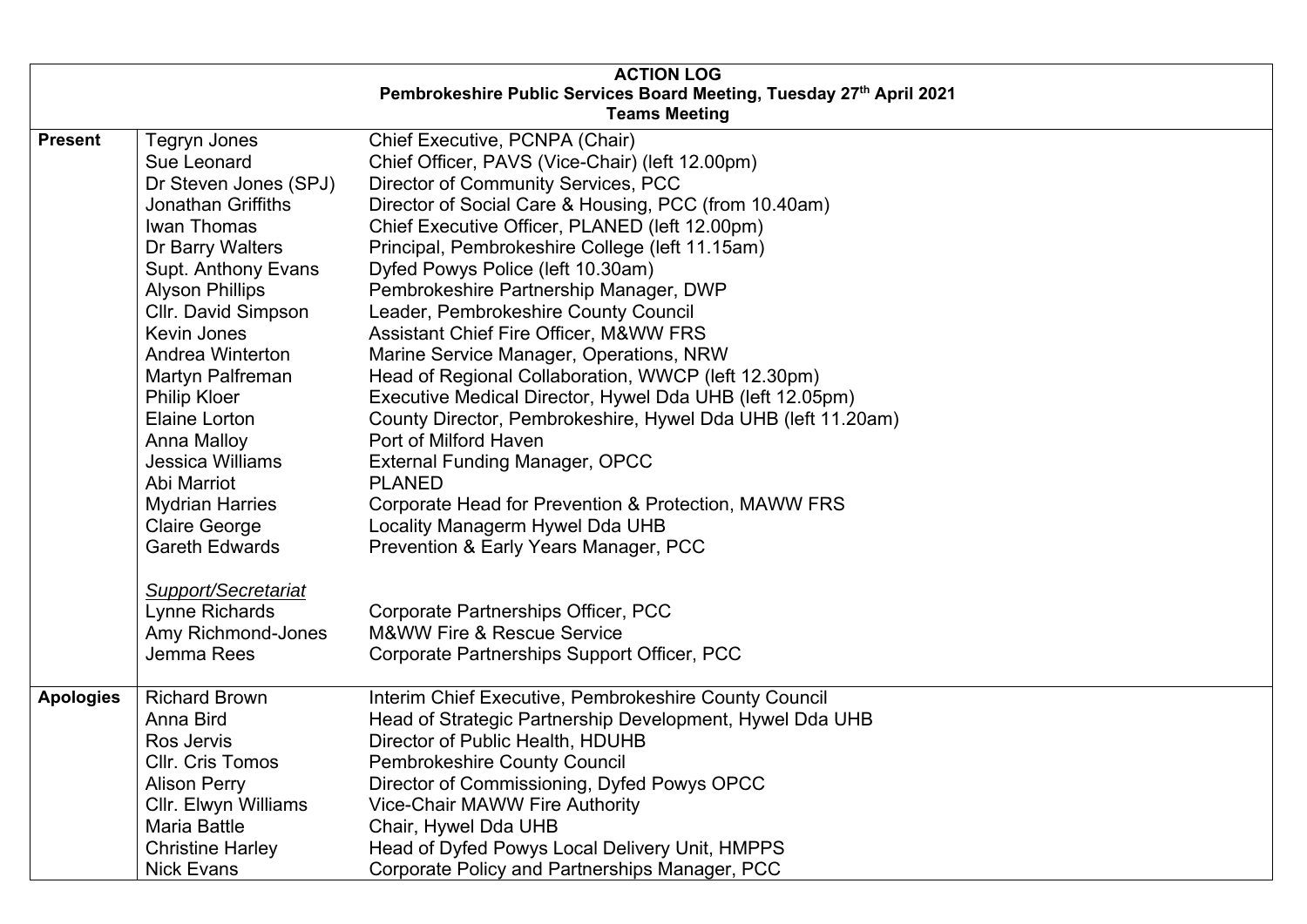**ACTION LOG**
**Pembrokeshire Public Services Board Meeting, Tuesday 27th April 2021**
**Teams Meeting**

| | | |
|---|---|---|
| **Present** | Tegryn Jones | Chief Executive, PCNPA (Chair) |
| | Sue Leonard | Chief Officer, PAVS (Vice-Chair) (left 12.00pm) |
| | Dr Steven Jones (SPJ) | Director of Community Services, PCC |
| | Jonathan Griffiths | Director of Social Care & Housing, PCC (from 10.40am) |
| | Iwan Thomas | Chief Executive Officer, PLANED (left 12.00pm) |
| | Dr Barry Walters | Principal, Pembrokeshire College (left 11.15am) |
| | Supt. Anthony Evans | Dyfed Powys Police (left 10.30am) |
| | Alyson Phillips | Pembrokeshire Partnership Manager, DWP |
| | Cllr. David Simpson | Leader, Pembrokeshire County Council |
| | Kevin Jones | Assistant Chief Fire Officer, M&WW FRS |
| | Andrea Winterton | Marine Service Manager, Operations, NRW |
| | Martyn Palfreman | Head of Regional Collaboration, WWCP (left 12.30pm) |
| | Philip Kloer | Executive Medical Director, Hywel Dda UHB (left 12.05pm) |
| | Elaine Lorton | County Director, Pembrokeshire, Hywel Dda UHB (left 11.20am) |
| | Anna Malloy | Port of Milford Haven |
| | Jessica Williams | External Funding Manager, OPCC |
| | Abi Marriot | PLANED |
| | Mydrian Harries | Corporate Head for Prevention & Protection, MAWW FRS |
| | Claire George | Locality Managerm Hywel Dda UHB |
| | Gareth Edwards | Prevention & Early Years Manager, PCC |
| | *Support/Secretariat* | |
| | Lynne Richards | Corporate Partnerships Officer, PCC |
| | Amy Richmond-Jones | M&WW Fire & Rescue Service |
| | Jemma Rees | Corporate Partnerships Support Officer, PCC |
| **Apologies** | Richard Brown | Interim Chief Executive, Pembrokeshire County Council |
| | Anna Bird | Head of Strategic Partnership Development, Hywel Dda UHB |
| | Ros Jervis | Director of Public Health, HDUHB |
| | Cllr. Cris Tomos | Pembrokeshire County Council |
| | Alison Perry | Director of Commissioning, Dyfed Powys OPCC |
| | Cllr. Elwyn Williams | Vice-Chair MAWW Fire Authority |
| | Maria Battle | Chair, Hywel Dda UHB |
| | Christine Harley | Head of Dyfed Powys Local Delivery Unit, HMPPS |
| | Nick Evans | Corporate Policy and Partnerships Manager, PCC |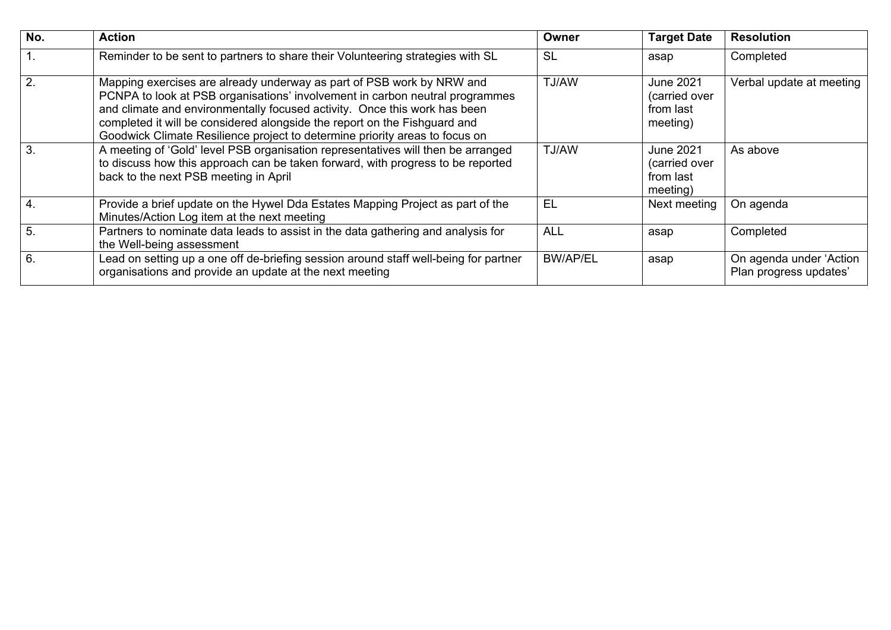| No. | Action | Owner | Target Date | Resolution |
| --- | --- | --- | --- | --- |
| 1. | Reminder to be sent to partners to share their Volunteering strategies with SL | SL | asap | Completed |
| 2. | Mapping exercises are already underway as part of PSB work by NRW and PCNPA to look at PSB organisations' involvement in carbon neutral programmes and climate and environmentally focused activity. Once this work has been completed it will be considered alongside the report on the Fishguard and Goodwick Climate Resilience project to determine priority areas to focus on | TJ/AW | June 2021 (carried over from last meeting) | Verbal update at meeting |
| 3. | A meeting of 'Gold' level PSB organisation representatives will then be arranged to discuss how this approach can be taken forward, with progress to be reported back to the next PSB meeting in April | TJ/AW | June 2021 (carried over from last meeting) | As above |
| 4. | Provide a brief update on the Hywel Dda Estates Mapping Project as part of the Minutes/Action Log item at the next meeting | EL | Next meeting | On agenda |
| 5. | Partners to nominate data leads to assist in the data gathering and analysis for the Well-being assessment | ALL | asap | Completed |
| 6. | Lead on setting up a one off de-briefing session around staff well-being for partner organisations and provide an update at the next meeting | BW/AP/EL | asap | On agenda under 'Action Plan progress updates' |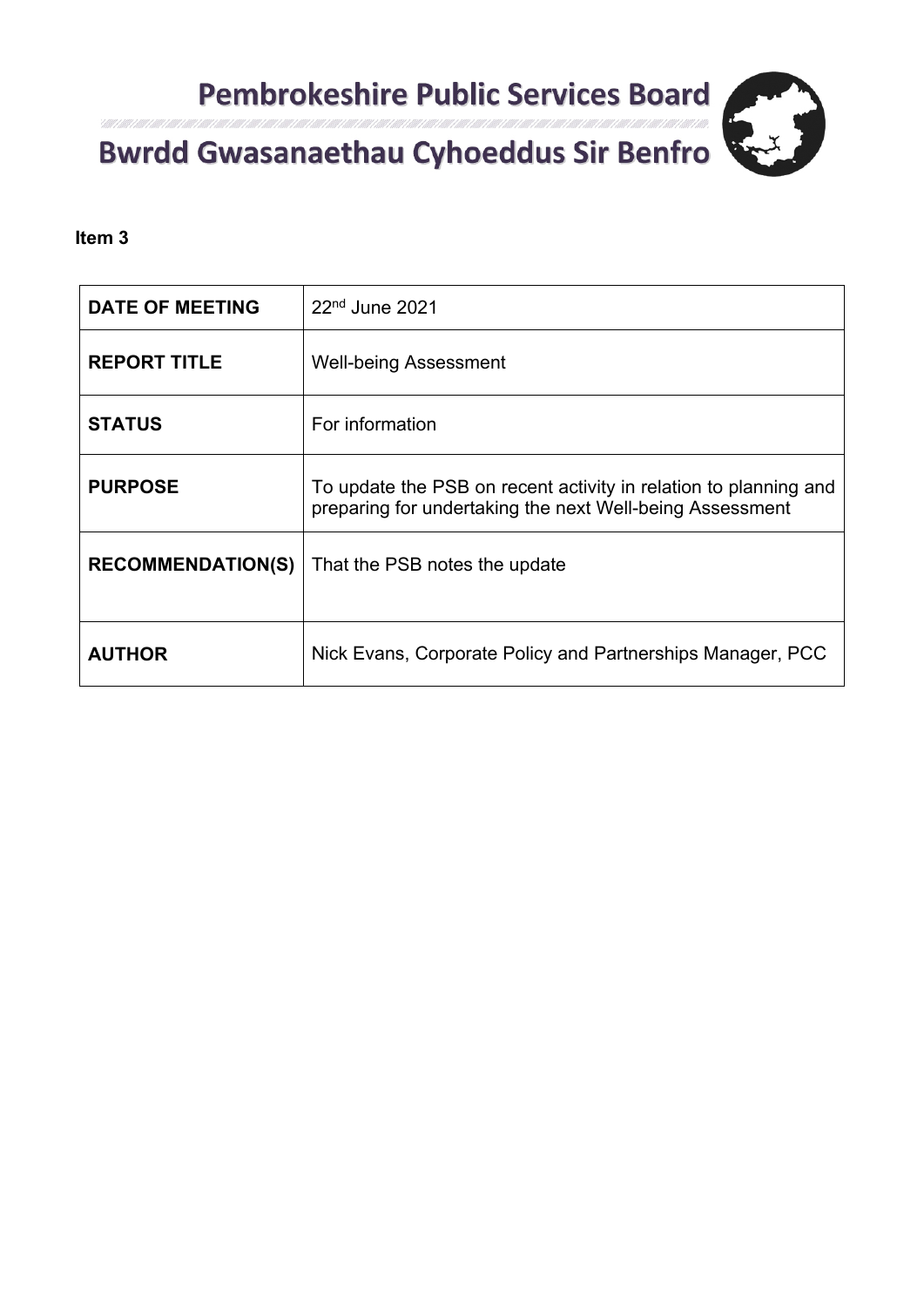# Pembrokeshire Public Services Board

# Bwrdd Gwasanaethau Cyhoeddus Sir Benfro

**Item 3**

| | |
|---|---|
| **DATE OF MEETING** | 22nd June 2021 |
| **REPORT TITLE** | Well-being Assessment |
| **STATUS** | For information |
| **PURPOSE** | To update the PSB on recent activity in relation to planning and preparing for undertaking the next Well-being Assessment |
| **RECOMMENDATION(S)** | That the PSB notes the update |
| **AUTHOR** | Nick Evans, Corporate Policy and Partnerships Manager, PCC |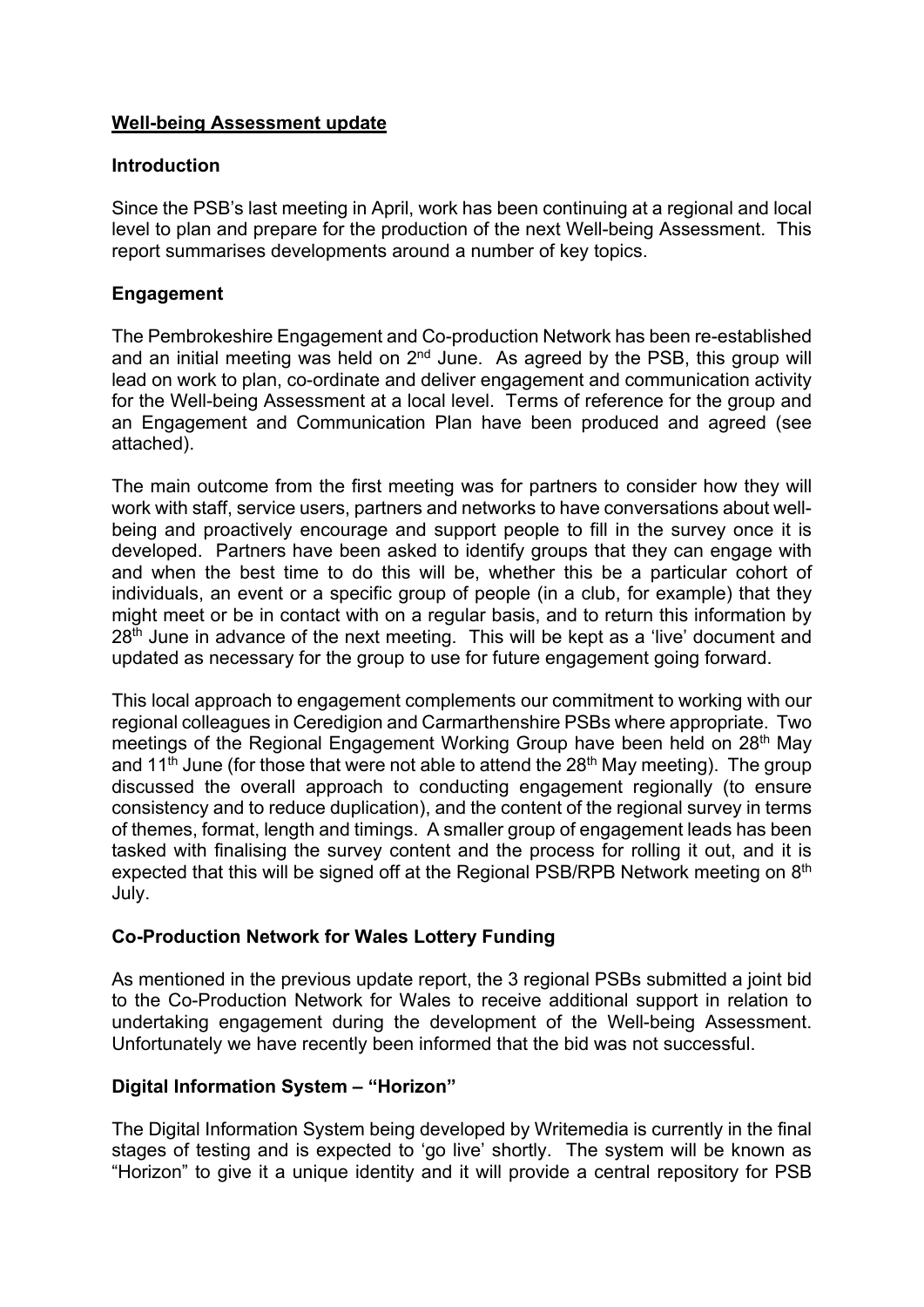## **Well-being Assessment update**

### Introduction

Since the PSB's last meeting in April, work has been continuing at a regional and local level to plan and prepare for the production of the next Well-being Assessment. This report summarises developments around a number of key topics.

### Engagement

The Pembrokeshire Engagement and Co-production Network has been re-established and an initial meeting was held on 2nd June. As agreed by the PSB, this group will lead on work to plan, co-ordinate and deliver engagement and communication activity for the Well-being Assessment at a local level. Terms of reference for the group and an Engagement and Communication Plan have been produced and agreed (see attached).

The main outcome from the first meeting was for partners to consider how they will work with staff, service users, partners and networks to have conversations about well-being and proactively encourage and support people to fill in the survey once it is developed. Partners have been asked to identify groups that they can engage with and when the best time to do this will be, whether this be a particular cohort of individuals, an event or a specific group of people (in a club, for example) that they might meet or be in contact with on a regular basis, and to return this information by 28th June in advance of the next meeting. This will be kept as a 'live' document and updated as necessary for the group to use for future engagement going forward.

This local approach to engagement complements our commitment to working with our regional colleagues in Ceredigion and Carmarthenshire PSBs where appropriate. Two meetings of the Regional Engagement Working Group have been held on 28th May and 11th June (for those that were not able to attend the 28th May meeting). The group discussed the overall approach to conducting engagement regionally (to ensure consistency and to reduce duplication), and the content of the regional survey in terms of themes, format, length and timings. A smaller group of engagement leads has been tasked with finalising the survey content and the process for rolling it out, and it is expected that this will be signed off at the Regional PSB/RPB Network meeting on 8th July.

### Co-Production Network for Wales Lottery Funding

As mentioned in the previous update report, the 3 regional PSBs submitted a joint bid to the Co-Production Network for Wales to receive additional support in relation to undertaking engagement during the development of the Well-being Assessment. Unfortunately we have recently been informed that the bid was not successful.

### Digital Information System – "Horizon"

The Digital Information System being developed by Writemedia is currently in the final stages of testing and is expected to 'go live' shortly. The system will be known as "Horizon" to give it a unique identity and it will provide a central repository for PSB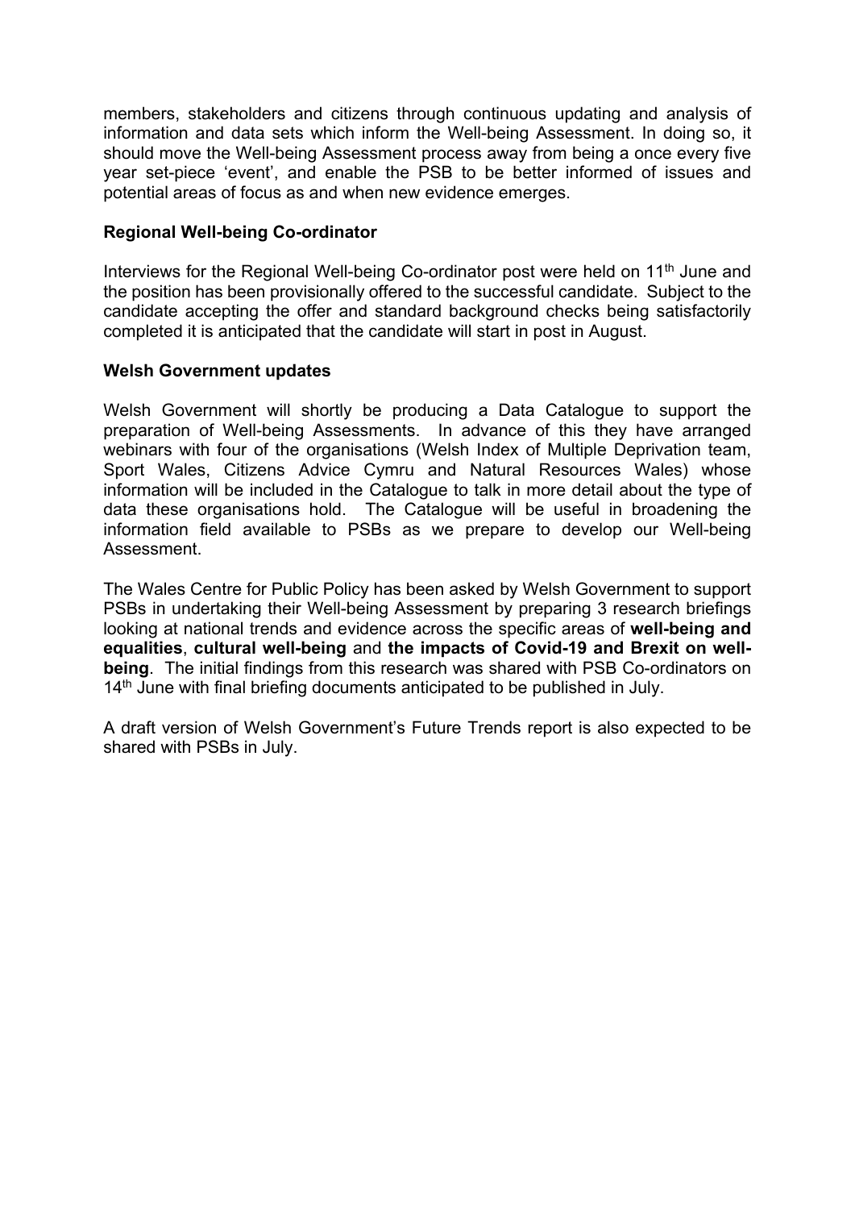members, stakeholders and citizens through continuous updating and analysis of information and data sets which inform the Well-being Assessment. In doing so, it should move the Well-being Assessment process away from being a once every five year set-piece 'event', and enable the PSB to be better informed of issues and potential areas of focus as and when new evidence emerges.

**Regional Well-being Co-ordinator**

Interviews for the Regional Well-being Co-ordinator post were held on 11th June and the position has been provisionally offered to the successful candidate. Subject to the candidate accepting the offer and standard background checks being satisfactorily completed it is anticipated that the candidate will start in post in August.

**Welsh Government updates**

Welsh Government will shortly be producing a Data Catalogue to support the preparation of Well-being Assessments. In advance of this they have arranged webinars with four of the organisations (Welsh Index of Multiple Deprivation team, Sport Wales, Citizens Advice Cymru and Natural Resources Wales) whose information will be included in the Catalogue to talk in more detail about the type of data these organisations hold. The Catalogue will be useful in broadening the information field available to PSBs as we prepare to develop our Well-being Assessment.

The Wales Centre for Public Policy has been asked by Welsh Government to support PSBs in undertaking their Well-being Assessment by preparing 3 research briefings looking at national trends and evidence across the specific areas of **well-being and equalities**, **cultural well-being** and **the impacts of Covid-19 and Brexit on well-being**. The initial findings from this research was shared with PSB Co-ordinators on 14th June with final briefing documents anticipated to be published in July.

A draft version of Welsh Government's Future Trends report is also expected to be shared with PSBs in July.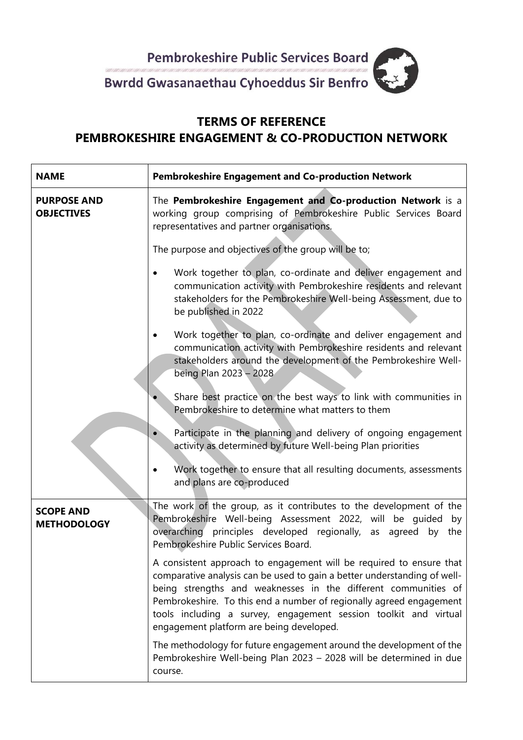Pembrokeshire Public Services Board

Bwrdd Gwasanaethau Cyhoeddus Sir Benfro

## TERMS OF REFERENCE
## PEMBROKESHIRE ENGAGEMENT & CO-PRODUCTION NETWORK

| **NAME** | **Pembrokeshire Engagement and Co-production Network** |
|---|---|
| **PURPOSE AND OBJECTIVES** | The **Pembrokeshire Engagement and Co-production Network** is a working group comprising of Pembrokeshire Public Services Board representatives and partner organisations.<br><br>The purpose and objectives of the group will be to;<br><br>• Work together to plan, co-ordinate and deliver engagement and communication activity with Pembrokeshire residents and relevant stakeholders for the Pembrokeshire Well-being Assessment, due to be published in 2022<br><br>• Work together to plan, co-ordinate and deliver engagement and communication activity with Pembrokeshire residents and relevant stakeholders around the development of the Pembrokeshire Well-being Plan 2023 – 2028<br><br>• Share best practice on the best ways to link with communities in Pembrokeshire to determine what matters to them<br><br>• Participate in the planning and delivery of ongoing engagement activity as determined by future Well-being Plan priorities<br><br>• Work together to ensure that all resulting documents, assessments and plans are co-produced |
| **SCOPE AND METHODOLOGY** | The work of the group, as it contributes to the development of the Pembrokeshire Well-being Assessment 2022, will be guided by overarching principles developed regionally, as agreed by the Pembrokeshire Public Services Board.<br><br>A consistent approach to engagement will be required to ensure that comparative analysis can be used to gain a better understanding of well-being strengths and weaknesses in the different communities of Pembrokeshire. To this end a number of regionally agreed engagement tools including a survey, engagement session toolkit and virtual engagement platform are being developed.<br><br>The methodology for future engagement around the development of the Pembrokeshire Well-being Plan 2023 – 2028 will be determined in due course. |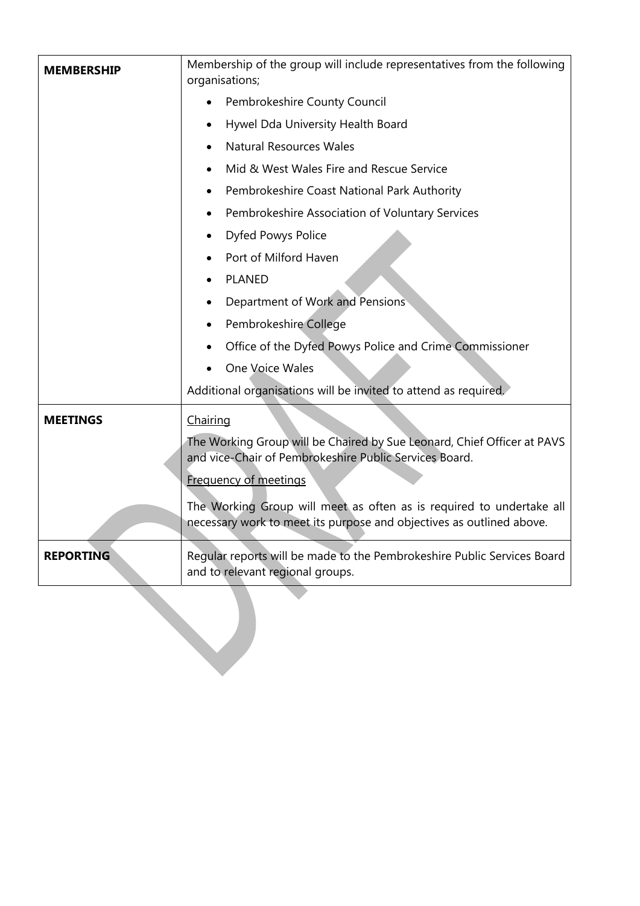| | |
|---|---|
| **MEMBERSHIP** | Membership of the group will include representatives from the following organisations;<br>• Pembrokeshire County Council<br>• Hywel Dda University Health Board<br>• Natural Resources Wales<br>• Mid & West Wales Fire and Rescue Service<br>• Pembrokeshire Coast National Park Authority<br>• Pembrokeshire Association of Voluntary Services<br>• Dyfed Powys Police<br>• Port of Milford Haven<br>• PLANED<br>• Department of Work and Pensions<br>• Pembrokeshire College<br>• Office of the Dyfed Powys Police and Crime Commissioner<br>• One Voice Wales<br>Additional organisations will be invited to attend as required. |
| **MEETINGS** | <u>Chairing</u><br>The Working Group will be Chaired by Sue Leonard, Chief Officer at PAVS and vice-Chair of Pembrokeshire Public Services Board.<br><u>Frequency of meetings</u><br>The Working Group will meet as often as is required to undertake all necessary work to meet its purpose and objectives as outlined above. |
| **REPORTING** | Regular reports will be made to the Pembrokeshire Public Services Board and to relevant regional groups. |

DRAFT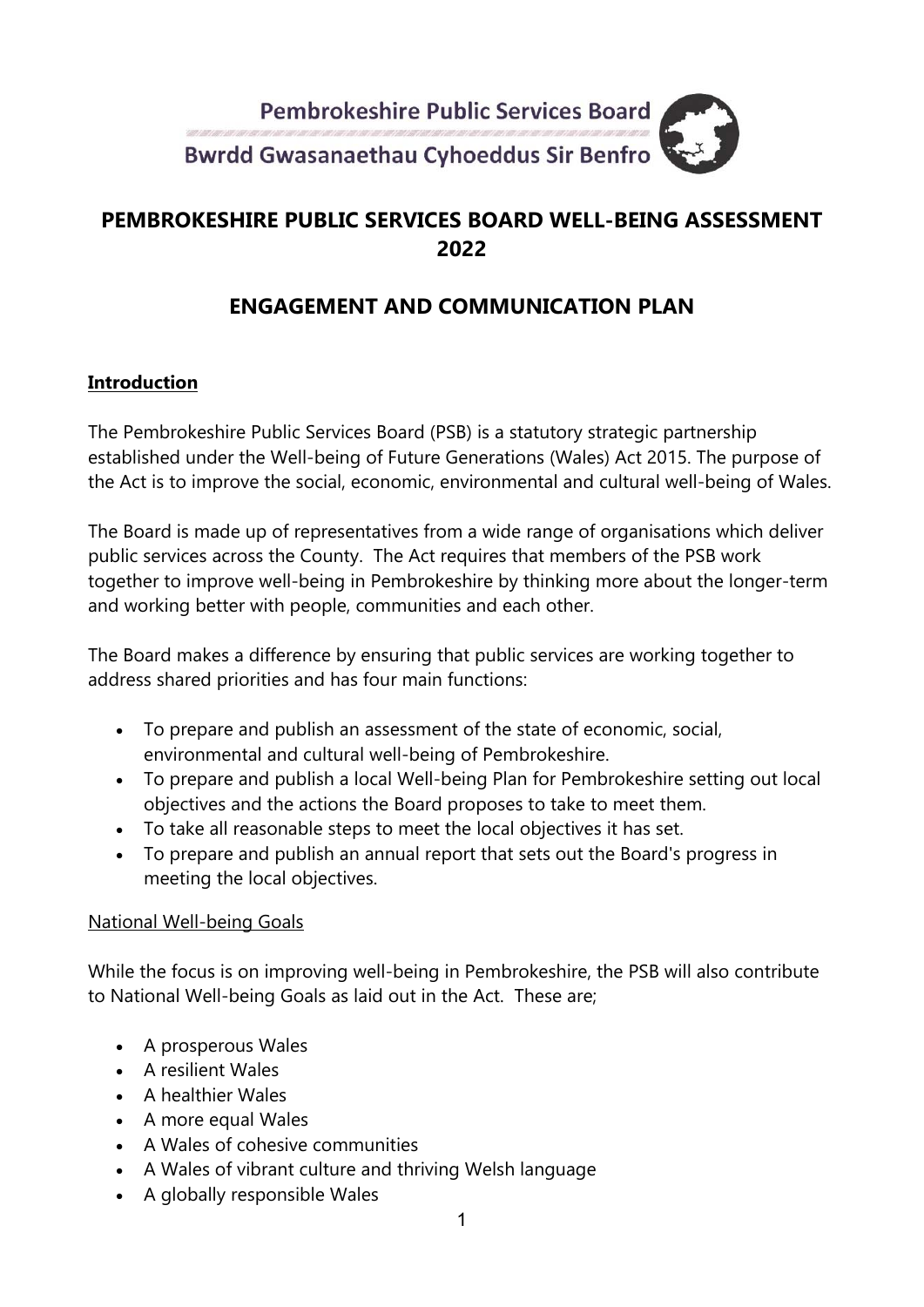Pembrokeshire Public Services Board

Bwrdd Gwasanaethau Cyhoeddus Sir Benfro

# PEMBROKESHIRE PUBLIC SERVICES BOARD WELL-BEING ASSESSMENT 2022

# ENGAGEMENT AND COMMUNICATION PLAN

## Introduction

The Pembrokeshire Public Services Board (PSB) is a statutory strategic partnership established under the Well-being of Future Generations (Wales) Act 2015. The purpose of the Act is to improve the social, economic, environmental and cultural well-being of Wales.

The Board is made up of representatives from a wide range of organisations which deliver public services across the County. The Act requires that members of the PSB work together to improve well-being in Pembrokeshire by thinking more about the longer-term and working better with people, communities and each other.

The Board makes a difference by ensuring that public services are working together to address shared priorities and has four main functions:

- To prepare and publish an assessment of the state of economic, social, environmental and cultural well-being of Pembrokeshire.
- To prepare and publish a local Well-being Plan for Pembrokeshire setting out local objectives and the actions the Board proposes to take to meet them.
- To take all reasonable steps to meet the local objectives it has set.
- To prepare and publish an annual report that sets out the Board's progress in meeting the local objectives.

### National Well-being Goals

While the focus is on improving well-being in Pembrokeshire, the PSB will also contribute to National Well-being Goals as laid out in the Act. These are;

- A prosperous Wales
- A resilient Wales
- A healthier Wales
- A more equal Wales
- A Wales of cohesive communities
- A Wales of vibrant culture and thriving Welsh language
- A globally responsible Wales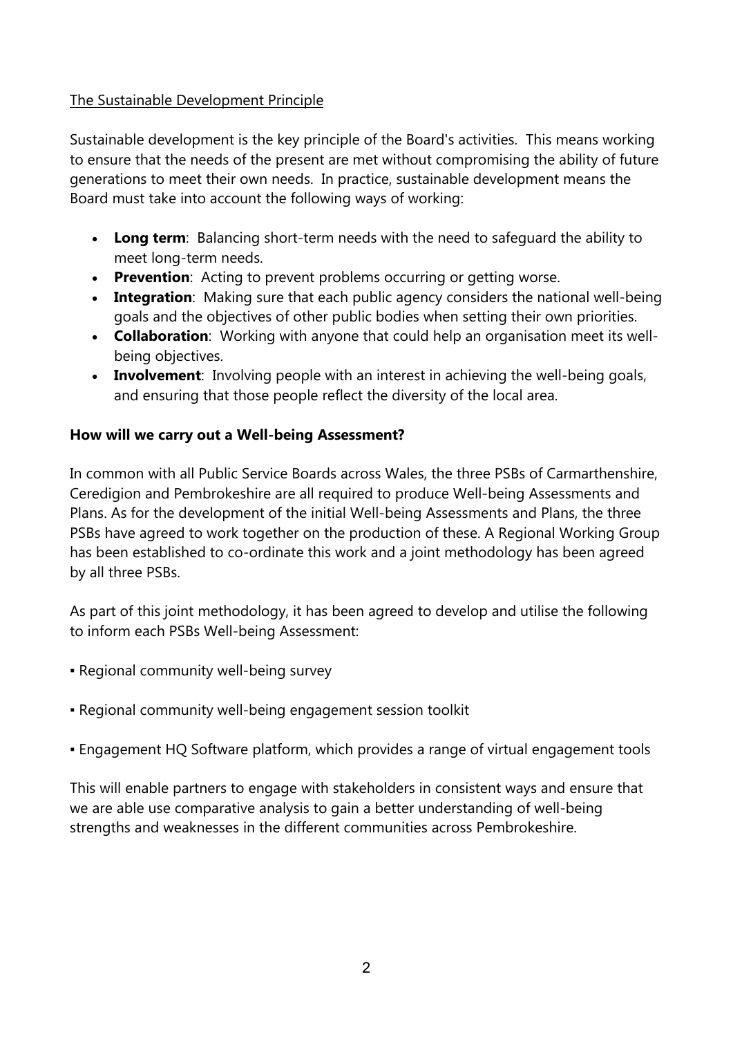The Sustainable Development Principle

Sustainable development is the key principle of the Board's activities. This means working to ensure that the needs of the present are met without compromising the ability of future generations to meet their own needs. In practice, sustainable development means the Board must take into account the following ways of working:

- **Long term**: Balancing short-term needs with the need to safeguard the ability to meet long-term needs.
- **Prevention**: Acting to prevent problems occurring or getting worse.
- **Integration**: Making sure that each public agency considers the national well-being goals and the objectives of other public bodies when setting their own priorities.
- **Collaboration**: Working with anyone that could help an organisation meet its well-being objectives.
- **Involvement**: Involving people with an interest in achieving the well-being goals, and ensuring that those people reflect the diversity of the local area.

**How will we carry out a Well-being Assessment?**

In common with all Public Service Boards across Wales, the three PSBs of Carmarthenshire, Ceredigion and Pembrokeshire are all required to produce Well-being Assessments and Plans. As for the development of the initial Well-being Assessments and Plans, the three PSBs have agreed to work together on the production of these. A Regional Working Group has been established to co-ordinate this work and a joint methodology has been agreed by all three PSBs.

As part of this joint methodology, it has been agreed to develop and utilise the following to inform each PSBs Well-being Assessment:

- Regional community well-being survey
- Regional community well-being engagement session toolkit
- Engagement HQ Software platform, which provides a range of virtual engagement tools

This will enable partners to engage with stakeholders in consistent ways and ensure that we are able use comparative analysis to gain a better understanding of well-being strengths and weaknesses in the different communities across Pembrokeshire.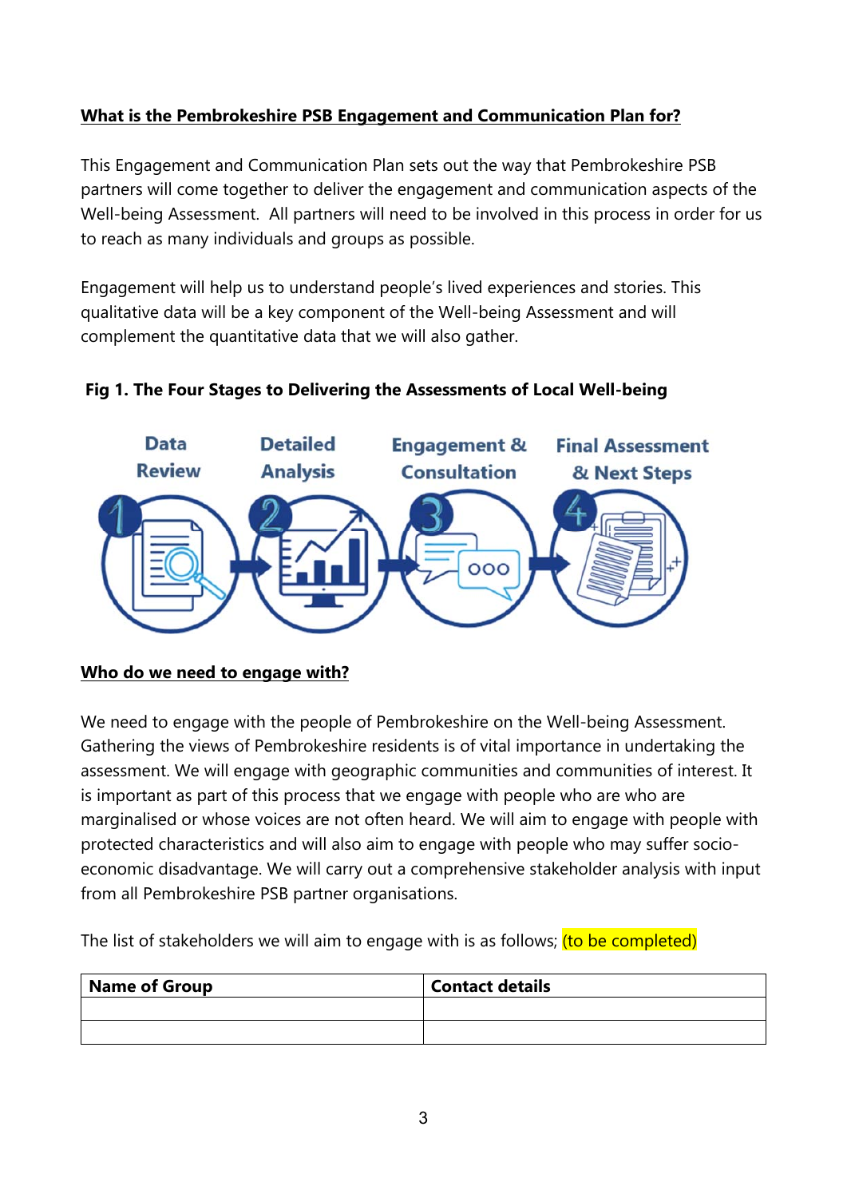## What is the Pembrokeshire PSB Engagement and Communication Plan for?

This Engagement and Communication Plan sets out the way that Pembrokeshire PSB partners will come together to deliver the engagement and communication aspects of the Well-being Assessment. All partners will need to be involved in this process in order for us to reach as many individuals and groups as possible.

Engagement will help us to understand people's lived experiences and stories. This qualitative data will be a key component of the Well-being Assessment and will complement the quantitative data that we will also gather.

**Fig 1. The Four Stages to Delivering the Assessments of Local Well-being**

1. Data Review
2. Detailed Analysis
3. Engagement & Consultation
4. Final Assessment & Next Steps

## Who do we need to engage with?

We need to engage with the people of Pembrokeshire on the Well-being Assessment. Gathering the views of Pembrokeshire residents is of vital importance in undertaking the assessment. We will engage with geographic communities and communities of interest. It is important as part of this process that we engage with people who are who are marginalised or whose voices are not often heard. We will aim to engage with people with protected characteristics and will also aim to engage with people who may suffer socio-economic disadvantage. We will carry out a comprehensive stakeholder analysis with input from all Pembrokeshire PSB partner organisations.

The list of stakeholders we will aim to engage with is as follows; (to be completed)

| Name of Group | Contact details |
|---|---|
| | |
| | |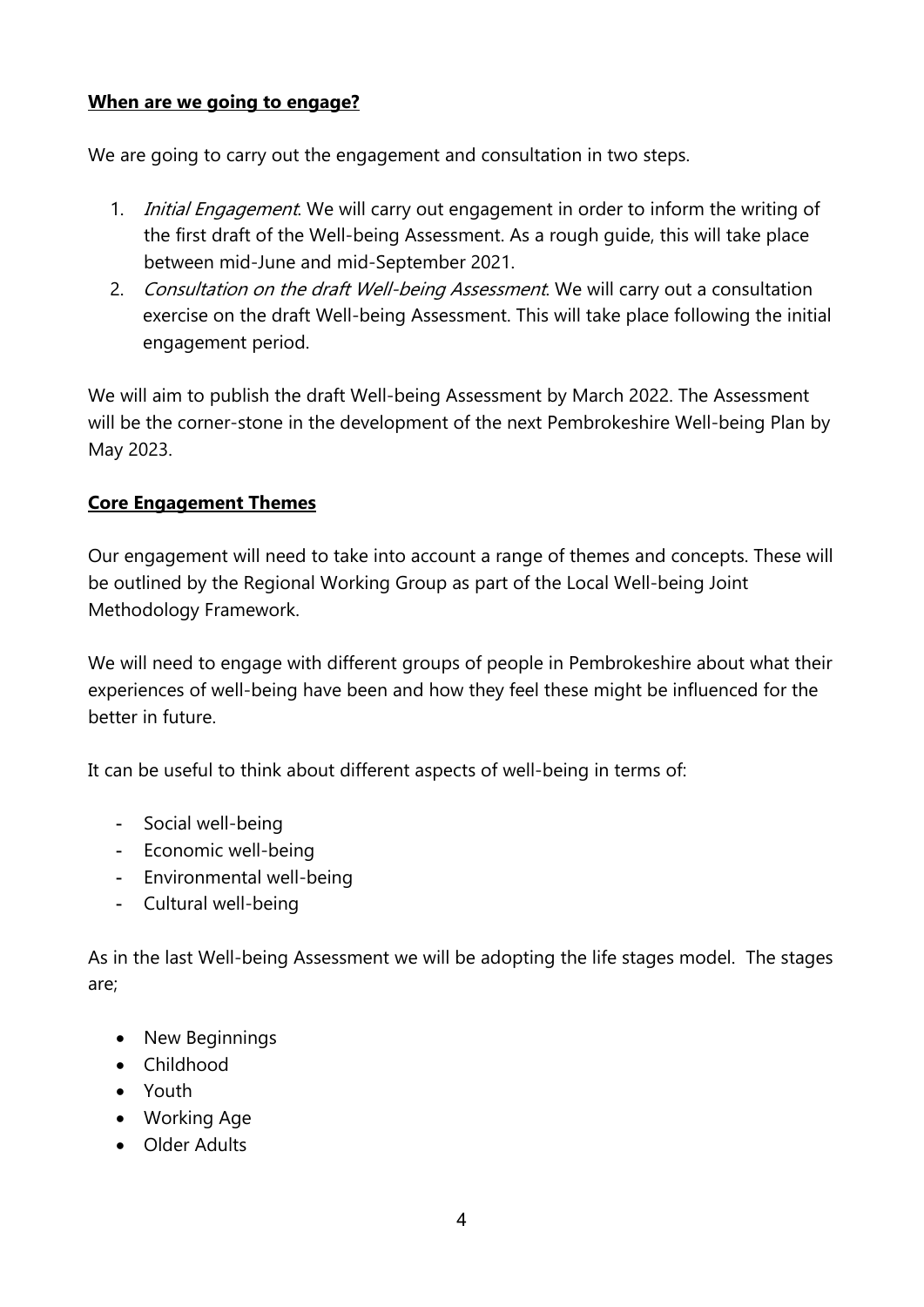## **When are we going to engage?**

We are going to carry out the engagement and consultation in two steps.

1. *Initial Engagement*. We will carry out engagement in order to inform the writing of the first draft of the Well-being Assessment. As a rough guide, this will take place between mid-June and mid-September 2021.
2. *Consultation on the draft Well-being Assessment*. We will carry out a consultation exercise on the draft Well-being Assessment. This will take place following the initial engagement period.

We will aim to publish the draft Well-being Assessment by March 2022. The Assessment will be the corner-stone in the development of the next Pembrokeshire Well-being Plan by May 2023.

## **Core Engagement Themes**

Our engagement will need to take into account a range of themes and concepts. These will be outlined by the Regional Working Group as part of the Local Well-being Joint Methodology Framework.

We will need to engage with different groups of people in Pembrokeshire about what their experiences of well-being have been and how they feel these might be influenced for the better in future.

It can be useful to think about different aspects of well-being in terms of:

- Social well-being
- Economic well-being
- Environmental well-being
- Cultural well-being

As in the last Well-being Assessment we will be adopting the life stages model. The stages are;

- New Beginnings
- Childhood
- Youth
- Working Age
- Older Adults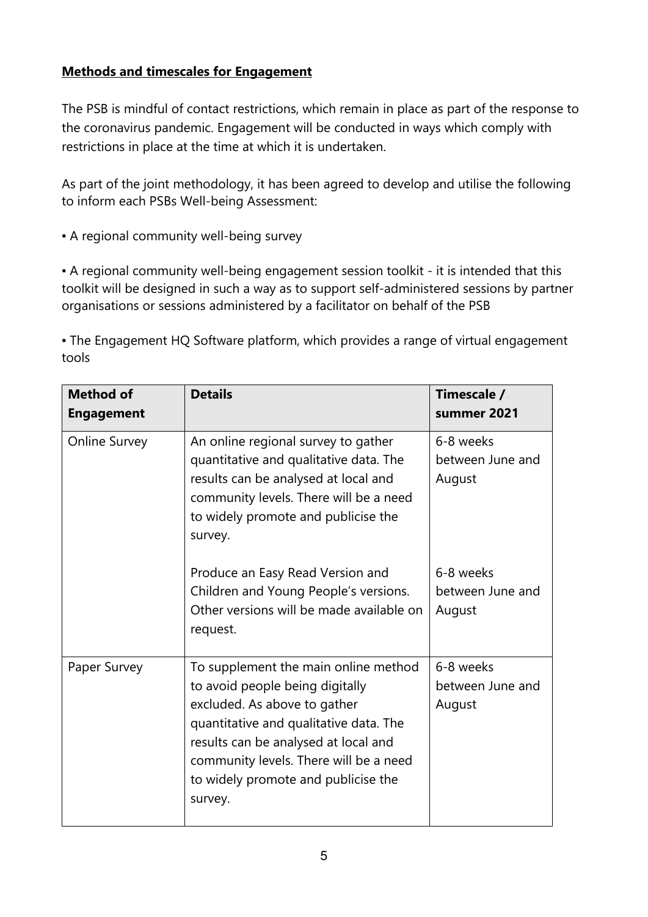**Methods and timescales for Engagement**

The PSB is mindful of contact restrictions, which remain in place as part of the response to the coronavirus pandemic. Engagement will be conducted in ways which comply with restrictions in place at the time at which it is undertaken.

As part of the joint methodology, it has been agreed to develop and utilise the following to inform each PSBs Well-being Assessment:

▪ A regional community well-being survey

▪ A regional community well-being engagement session toolkit - it is intended that this toolkit will be designed in such a way as to support self-administered sessions by partner organisations or sessions administered by a facilitator on behalf of the PSB

▪ The Engagement HQ Software platform, which provides a range of virtual engagement tools

| Method of Engagement | Details | Timescale / summer 2021 |
|---|---|---|
| Online Survey | An online regional survey to gather quantitative and qualitative data. The results can be analysed at local and community levels. There will be a need to widely promote and publicise the survey. | 6-8 weeks between June and August |
| | Produce an Easy Read Version and Children and Young People's versions. Other versions will be made available on request. | 6-8 weeks between June and August |
| Paper Survey | To supplement the main online method to avoid people being digitally excluded. As above to gather quantitative and qualitative data. The results can be analysed at local and community levels. There will be a need to widely promote and publicise the survey. | 6-8 weeks between June and August |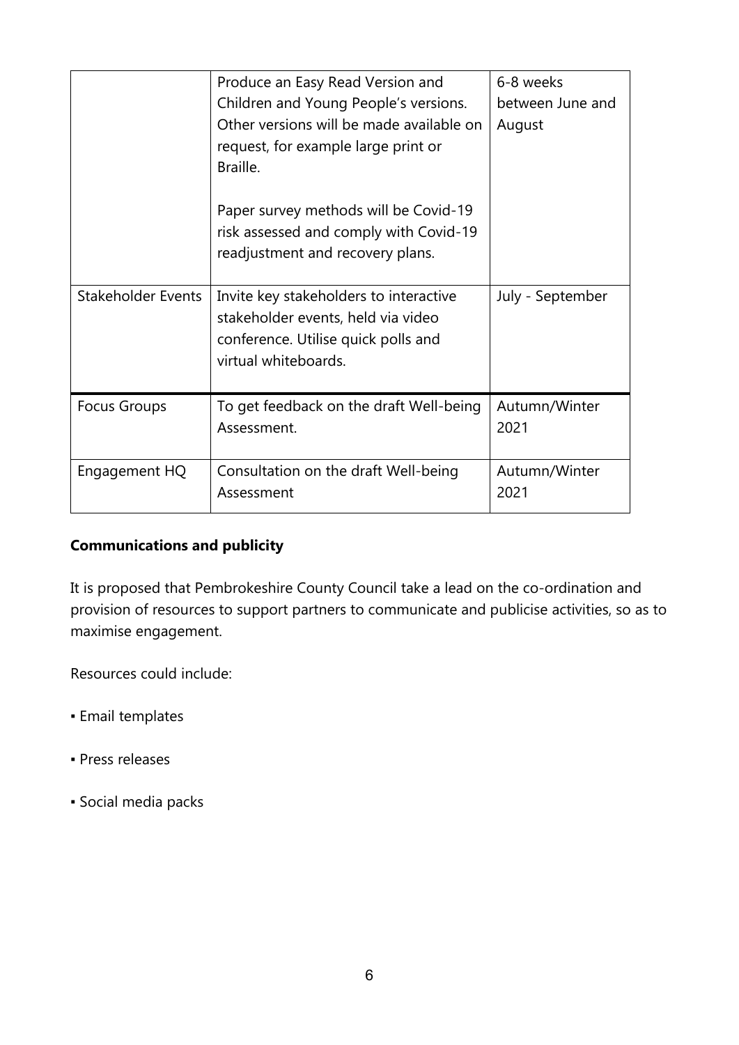| | | |
|---|---|---|
| | Produce an Easy Read Version and Children and Young People's versions. Other versions will be made available on request, for example large print or Braille.<br><br>Paper survey methods will be Covid-19 risk assessed and comply with Covid-19 readjustment and recovery plans. | 6-8 weeks between June and August |
| Stakeholder Events | Invite key stakeholders to interactive stakeholder events, held via video conference. Utilise quick polls and virtual whiteboards. | July - September |
| Focus Groups | To get feedback on the draft Well-being Assessment. | Autumn/Winter 2021 |
| Engagement HQ | Consultation on the draft Well-being Assessment | Autumn/Winter 2021 |

**Communications and publicity**

It is proposed that Pembrokeshire County Council take a lead on the co-ordination and provision of resources to support partners to communicate and publicise activities, so as to maximise engagement.

Resources could include:

- Email templates
- Press releases
- Social media packs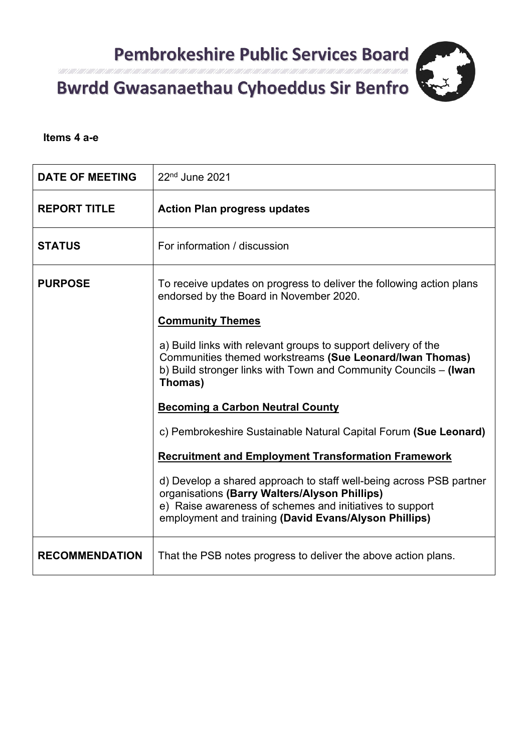# Pembrokeshire Public Services Board

# Bwrdd Gwasanaethau Cyhoeddus Sir Benfro

**Items 4 a-e**

| | |
|---|---|
| **DATE OF MEETING** | 22nd June 2021 |
| **REPORT TITLE** | **Action Plan progress updates** |
| **STATUS** | For information / discussion |
| **PURPOSE** | To receive updates on progress to deliver the following action plans endorsed by the Board in November 2020.<br><br>**Community Themes**<br><br>a) Build links with relevant groups to support delivery of the Communities themed workstreams **(Sue Leonard/Iwan Thomas)**<br>b) Build stronger links with Town and Community Councils – **(Iwan Thomas)**<br><br>**Becoming a Carbon Neutral County**<br><br>c) Pembrokeshire Sustainable Natural Capital Forum **(Sue Leonard)**<br><br>**Recruitment and Employment Transformation Framework**<br><br>d) Develop a shared approach to staff well-being across PSB partner organisations **(Barry Walters/Alyson Phillips)**<br>e) Raise awareness of schemes and initiatives to support employment and training **(David Evans/Alyson Phillips)** |
| **RECOMMENDATION** | That the PSB notes progress to deliver the above action plans. |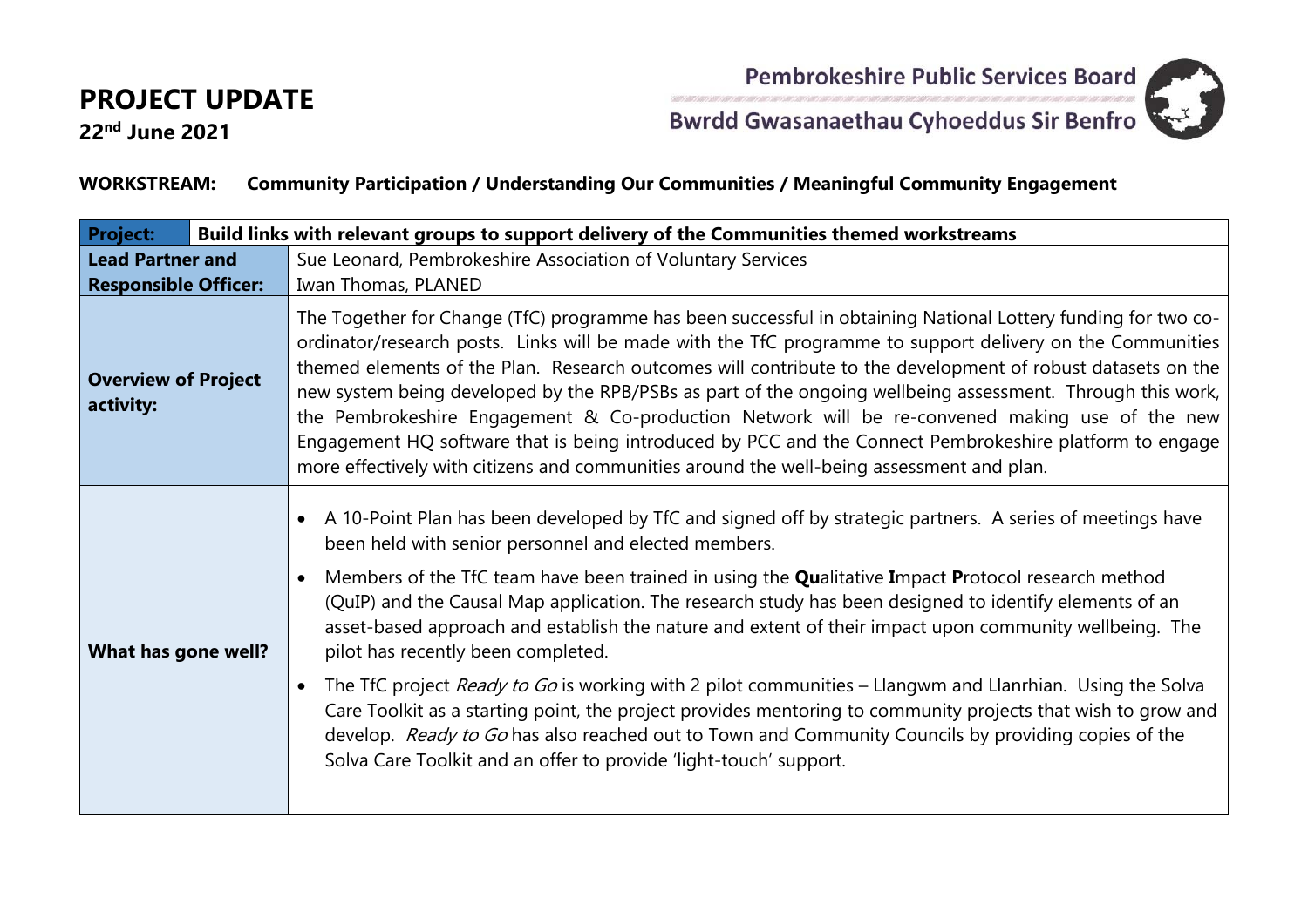# PROJECT UPDATE

**22nd June 2021**

Pembrokeshire Public Services Board

Bwrdd Gwasanaethau Cyhoeddus Sir Benfro

**WORKSTREAM: Community Participation / Understanding Our Communities / Meaningful Community Engagement**

| **Project:** | **Build links with relevant groups to support delivery of the Communities themed workstreams** |
|---|---|
| **Lead Partner and Responsible Officer:** | Sue Leonard, Pembrokeshire Association of Voluntary Services<br>Iwan Thomas, PLANED |
| **Overview of Project activity:** | The Together for Change (TfC) programme has been successful in obtaining National Lottery funding for two co-ordinator/research posts. Links will be made with the TfC programme to support delivery on the Communities themed elements of the Plan. Research outcomes will contribute to the development of robust datasets on the new system being developed by the RPB/PSBs as part of the ongoing wellbeing assessment. Through this work, the Pembrokeshire Engagement & Co-production Network will be re-convened making use of the new Engagement HQ software that is being introduced by PCC and the Connect Pembrokeshire platform to engage more effectively with citizens and communities around the well-being assessment and plan. |
| **What has gone well?** | • A 10-Point Plan has been developed by TfC and signed off by strategic partners. A series of meetings have been held with senior personnel and elected members.<br>• Members of the TfC team have been trained in using the **Qu**alitative **I**mpact **P**rotocol research method (QuIP) and the Causal Map application. The research study has been designed to identify elements of an asset-based approach and establish the nature and extent of their impact upon community wellbeing. The pilot has recently been completed.<br>• The TfC project *Ready to Go* is working with 2 pilot communities – Llangwm and Llanrhian. Using the Solva Care Toolkit as a starting point, the project provides mentoring to community projects that wish to grow and develop. *Ready to Go* has also reached out to Town and Community Councils by providing copies of the Solva Care Toolkit and an offer to provide 'light-touch' support. |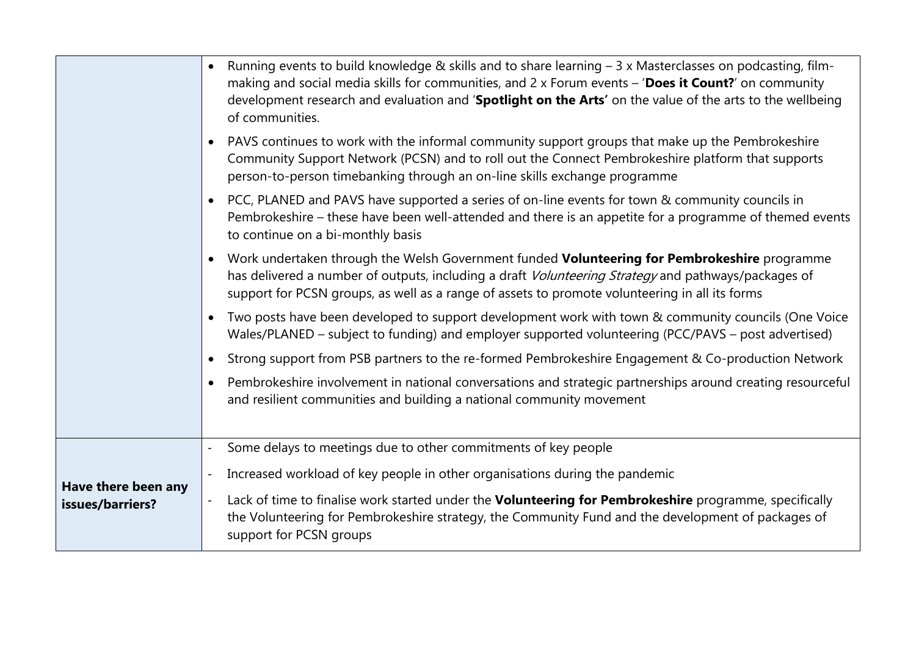| | |
|---|---|
| | • Running events to build knowledge & skills and to share learning – 3 x Masterclasses on podcasting, film-making and social media skills for communities, and 2 x Forum events – '**Does it Count?**' on community development research and evaluation and '**Spotlight on the Arts'** on the value of the arts to the wellbeing of communities.<br>• PAVS continues to work with the informal community support groups that make up the Pembrokeshire Community Support Network (PCSN) and to roll out the Connect Pembrokeshire platform that supports person-to-person timebanking through an on-line skills exchange programme<br>• PCC, PLANED and PAVS have supported a series of on-line events for town & community councils in Pembrokeshire – these have been well-attended and there is an appetite for a programme of themed events to continue on a bi-monthly basis<br>• Work undertaken through the Welsh Government funded **Volunteering for Pembrokeshire** programme has delivered a number of outputs, including a draft *Volunteering Strategy* and pathways/packages of support for PCSN groups, as well as a range of assets to promote volunteering in all its forms<br>• Two posts have been developed to support development work with town & community councils (One Voice Wales/PLANED – subject to funding) and employer supported volunteering (PCC/PAVS – post advertised)<br>• Strong support from PSB partners to the re-formed Pembrokeshire Engagement & Co-production Network<br>• Pembrokeshire involvement in national conversations and strategic partnerships around creating resourceful and resilient communities and building a national community movement |
| **Have there been any issues/barriers?** | - Some delays to meetings due to other commitments of key people<br>- Increased workload of key people in other organisations during the pandemic<br>- Lack of time to finalise work started under the **Volunteering for Pembrokeshire** programme, specifically the Volunteering for Pembrokeshire strategy, the Community Fund and the development of packages of support for PCSN groups |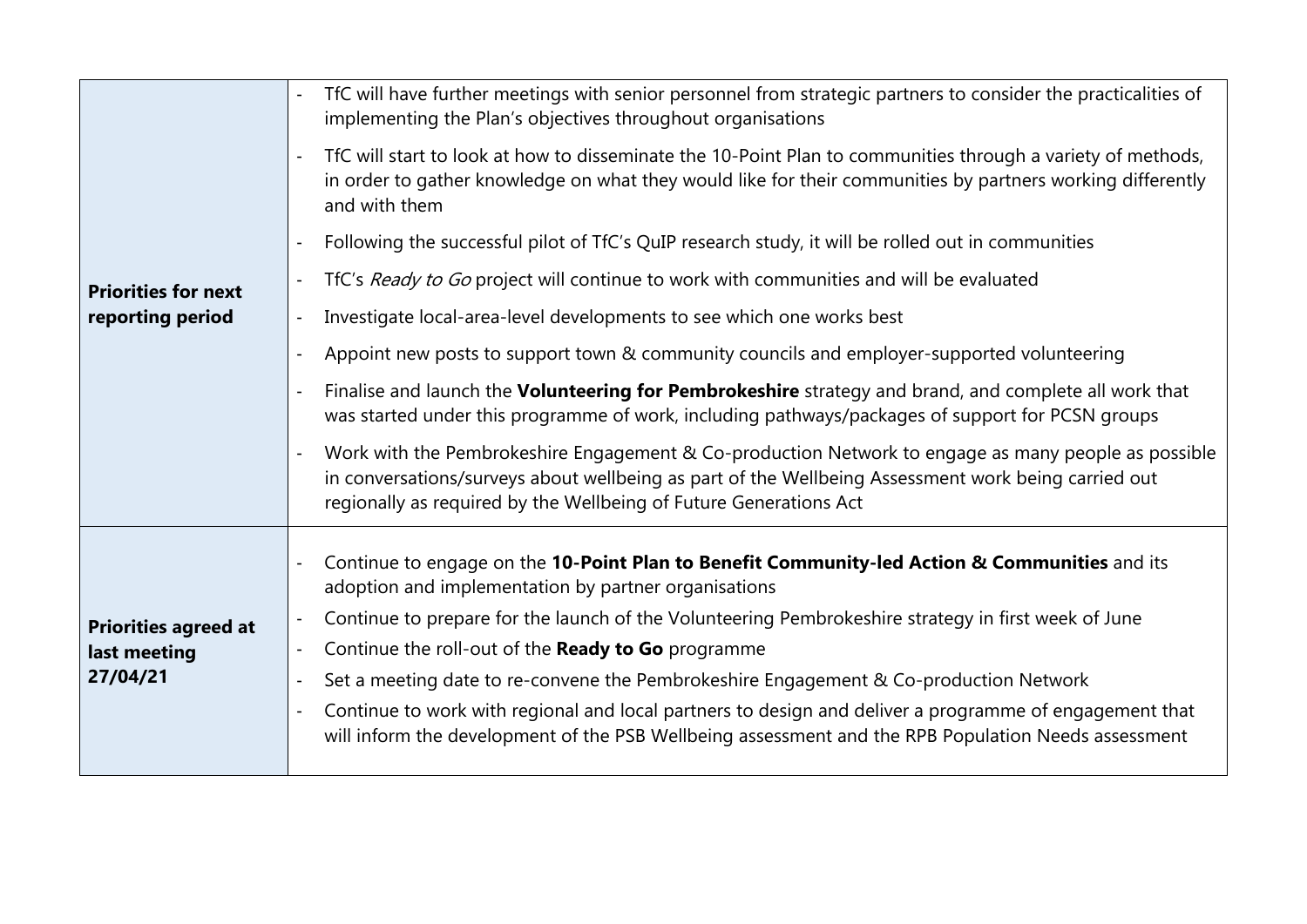| | |
|---|---|
| **Priorities for next reporting period** | - TfC will have further meetings with senior personnel from strategic partners to consider the practicalities of implementing the Plan's objectives throughout organisations<br>- TfC will start to look at how to disseminate the 10-Point Plan to communities through a variety of methods, in order to gather knowledge on what they would like for their communities by partners working differently and with them<br>- Following the successful pilot of TfC's QuIP research study, it will be rolled out in communities<br>- TfC's *Ready to Go* project will continue to work with communities and will be evaluated<br>- Investigate local-area-level developments to see which one works best<br>- Appoint new posts to support town & community councils and employer-supported volunteering<br>- Finalise and launch the **Volunteering for Pembrokeshire** strategy and brand, and complete all work that was started under this programme of work, including pathways/packages of support for PCSN groups<br>- Work with the Pembrokeshire Engagement & Co-production Network to engage as many people as possible in conversations/surveys about wellbeing as part of the Wellbeing Assessment work being carried out regionally as required by the Wellbeing of Future Generations Act |
| **Priorities agreed at last meeting 27/04/21** | - Continue to engage on the **10-Point Plan to Benefit Community-led Action & Communities** and its adoption and implementation by partner organisations<br>- Continue to prepare for the launch of the Volunteering Pembrokeshire strategy in first week of June<br>- Continue the roll-out of the **Ready to Go** programme<br>- Set a meeting date to re-convene the Pembrokeshire Engagement & Co-production Network<br>- Continue to work with regional and local partners to design and deliver a programme of engagement that will inform the development of the PSB Wellbeing assessment and the RPB Population Needs assessment |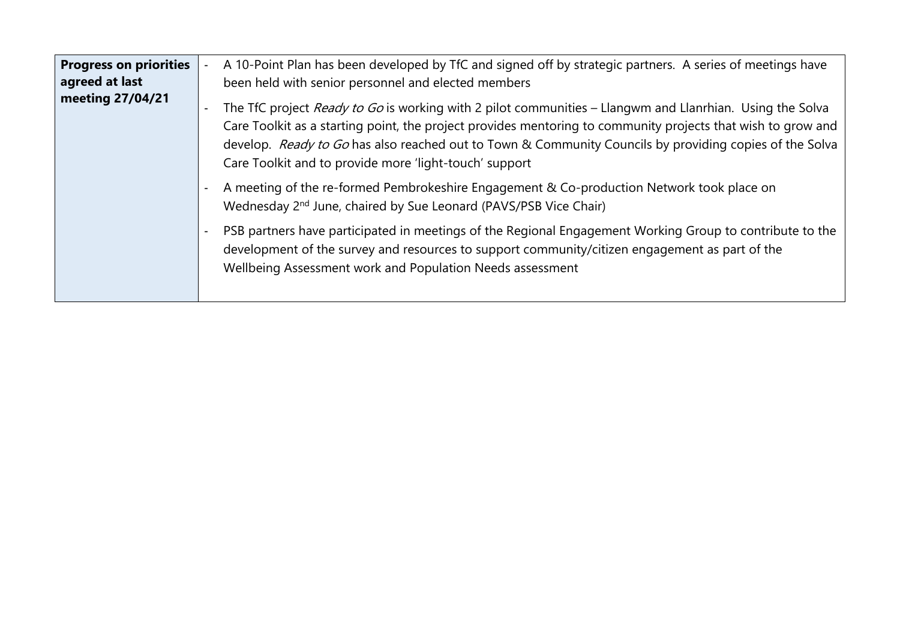| **Progress on priorities agreed at last meeting 27/04/21** | - A 10-Point Plan has been developed by TfC and signed off by strategic partners. A series of meetings have been held with senior personnel and elected members<br><br>- The TfC project *Ready to Go* is working with 2 pilot communities – Llangwm and Llanrhian. Using the Solva Care Toolkit as a starting point, the project provides mentoring to community projects that wish to grow and develop. *Ready to Go* has also reached out to Town & Community Councils by providing copies of the Solva Care Toolkit and to provide more 'light-touch' support<br><br>- A meeting of the re-formed Pembrokeshire Engagement & Co-production Network took place on Wednesday 2nd June, chaired by Sue Leonard (PAVS/PSB Vice Chair)<br><br>- PSB partners have participated in meetings of the Regional Engagement Working Group to contribute to the development of the survey and resources to support community/citizen engagement as part of the Wellbeing Assessment work and Population Needs assessment |
|---|---|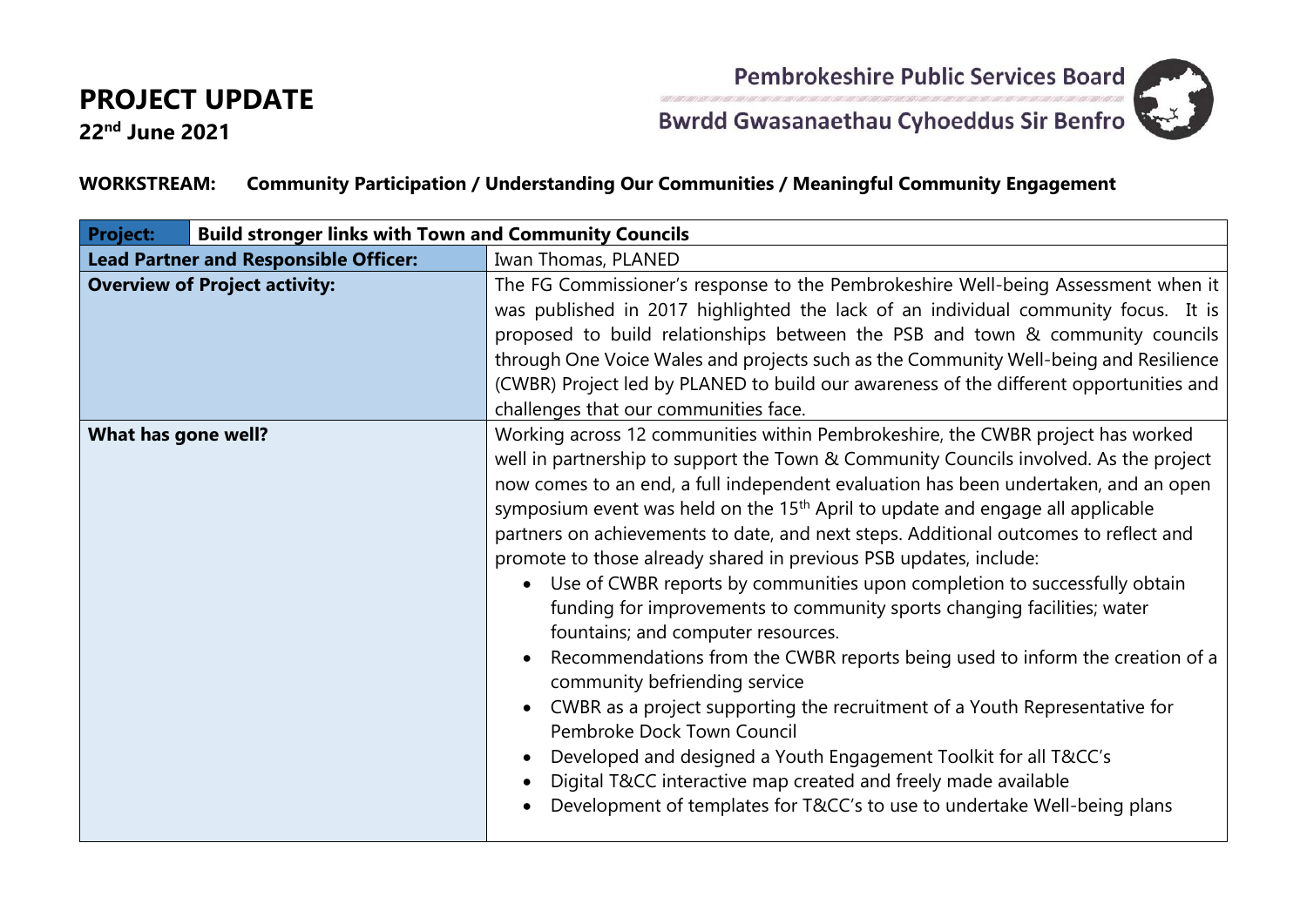# PROJECT UPDATE

**22[nd] June 2021**

Pembrokeshire Public Services Board

Bwrdd Gwasanaethau Cyhoeddus Sir Benfro

**WORKSTREAM: Community Participation / Understanding Our Communities / Meaningful Community Engagement**

| **Project:** | **Build stronger links with Town and Community Councils** |
|---|---|
| **Lead Partner and Responsible Officer:** | Iwan Thomas, PLANED |
| **Overview of Project activity:** | The FG Commissioner's response to the Pembrokeshire Well-being Assessment when it was published in 2017 highlighted the lack of an individual community focus. It is proposed to build relationships between the PSB and town & community councils through One Voice Wales and projects such as the Community Well-being and Resilience (CWBR) Project led by PLANED to build our awareness of the different opportunities and challenges that our communities face. |
| **What has gone well?** | Working across 12 communities within Pembrokeshire, the CWBR project has worked well in partnership to support the Town & Community Councils involved. As the project now comes to an end, a full independent evaluation has been undertaken, and an open symposium event was held on the 15[th] April to update and engage all applicable partners on achievements to date, and next steps. Additional outcomes to reflect and promote to those already shared in previous PSB updates, include:<br>• Use of CWBR reports by communities upon completion to successfully obtain funding for improvements to community sports changing facilities; water fountains; and computer resources.<br>• Recommendations from the CWBR reports being used to inform the creation of a community befriending service<br>• CWBR as a project supporting the recruitment of a Youth Representative for Pembroke Dock Town Council<br>• Developed and designed a Youth Engagement Toolkit for all T&CC's<br>• Digital T&CC interactive map created and freely made available<br>• Development of templates for T&CC's to use to undertake Well-being plans |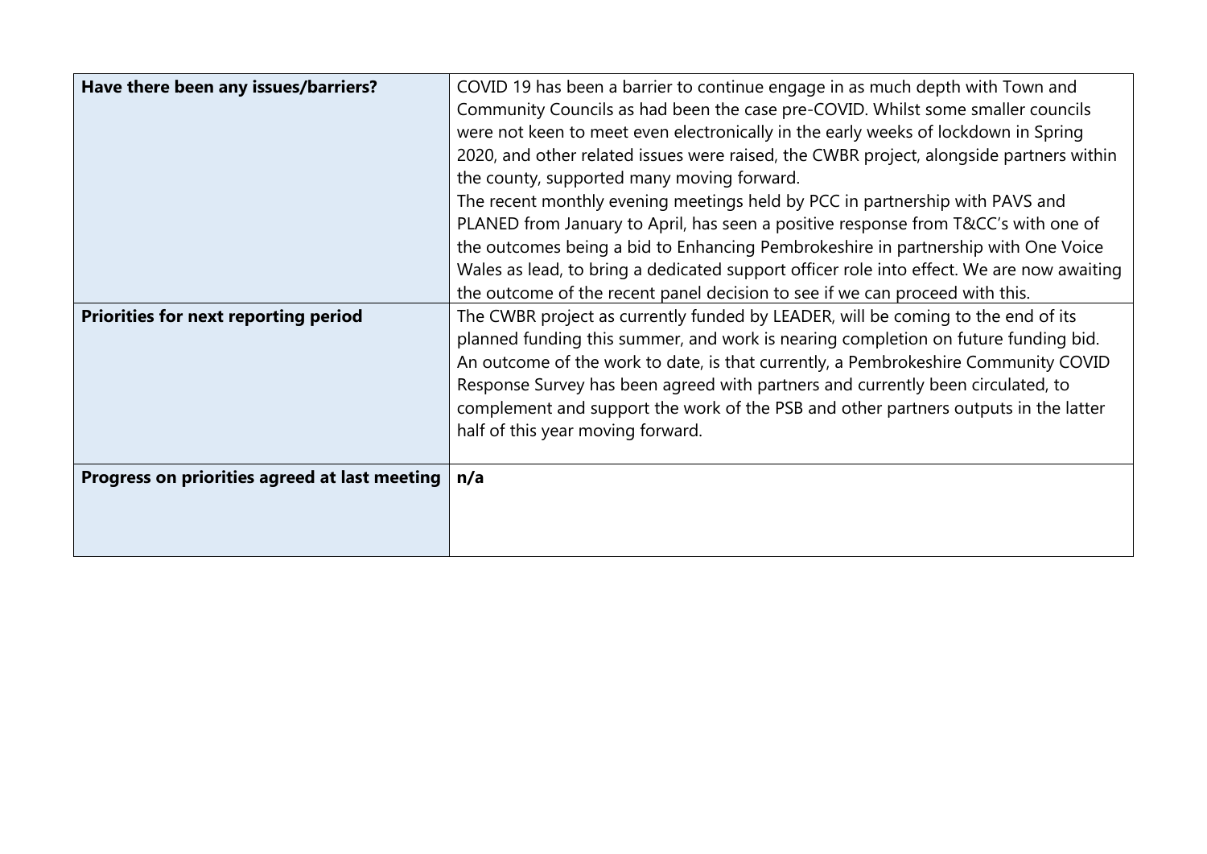| | |
|---|---|
| **Have there been any issues/barriers?** | COVID 19 has been a barrier to continue engage in as much depth with Town and Community Councils as had been the case pre-COVID. Whilst some smaller councils were not keen to meet even electronically in the early weeks of lockdown in Spring 2020, and other related issues were raised, the CWBR project, alongside partners within the county, supported many moving forward.<br>The recent monthly evening meetings held by PCC in partnership with PAVS and PLANED from January to April, has seen a positive response from T&CC's with one of the outcomes being a bid to Enhancing Pembrokeshire in partnership with One Voice Wales as lead, to bring a dedicated support officer role into effect. We are now awaiting the outcome of the recent panel decision to see if we can proceed with this. |
| **Priorities for next reporting period** | The CWBR project as currently funded by LEADER, will be coming to the end of its planned funding this summer, and work is nearing completion on future funding bid. An outcome of the work to date, is that currently, a Pembrokeshire Community COVID Response Survey has been agreed with partners and currently been circulated, to complement and support the work of the PSB and other partners outputs in the latter half of this year moving forward. |
| **Progress on priorities agreed at last meeting** | **n/a** |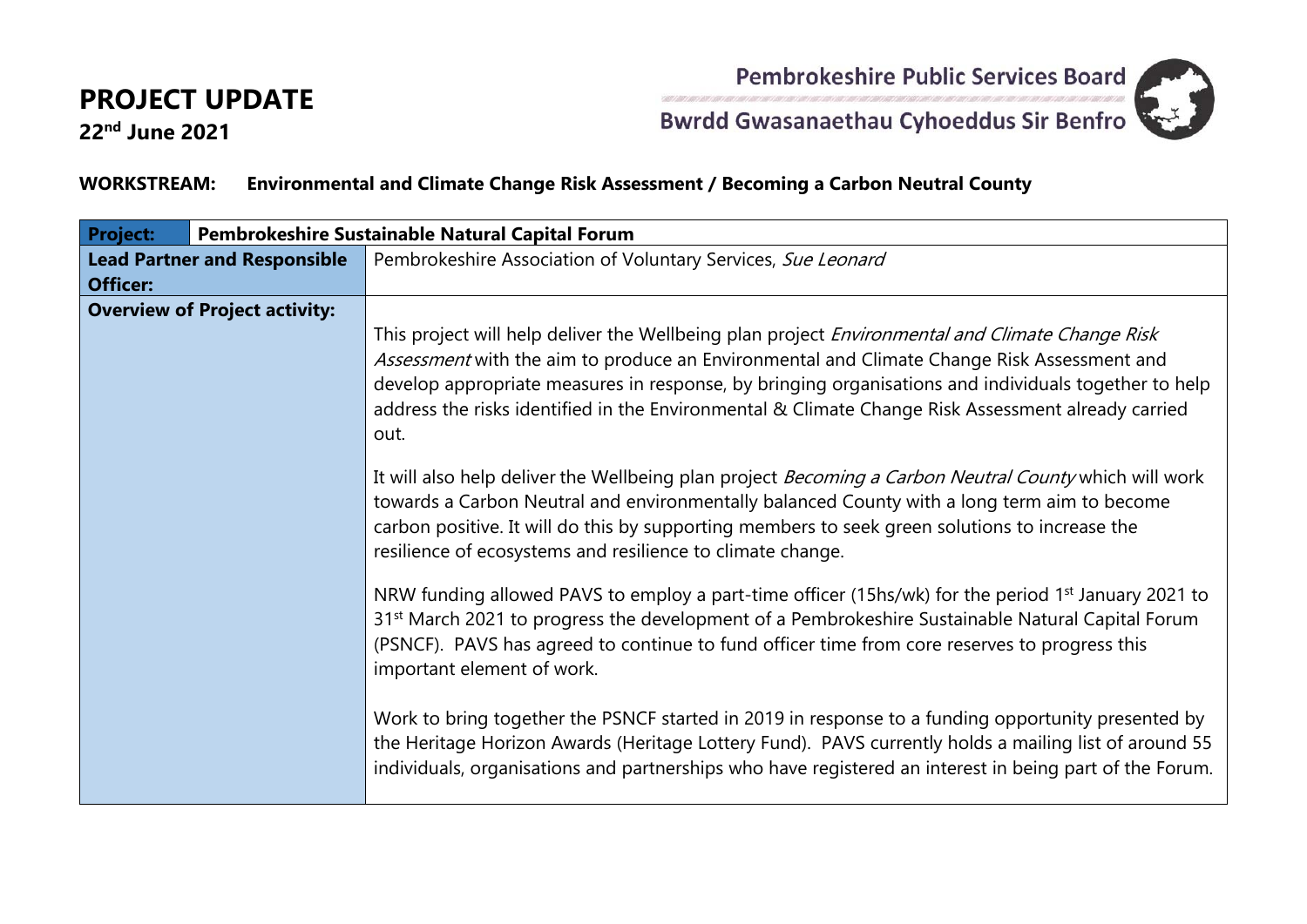# PROJECT UPDATE

**22nd June 2021**

**Pembrokeshire Public Services Board**

**Bwrdd Gwasanaethau Cyhoeddus Sir Benfro**

**WORKSTREAM: Environmental and Climate Change Risk Assessment / Becoming a Carbon Neutral County**

| **Project:** | **Pembrokeshire Sustainable Natural Capital Forum** |
|---|---|
| **Lead Partner and Responsible Officer:** | Pembrokeshire Association of Voluntary Services, *Sue Leonard* |
| **Overview of Project activity:** | This project will help deliver the Wellbeing plan project *Environmental and Climate Change Risk Assessment* with the aim to produce an Environmental and Climate Change Risk Assessment and develop appropriate measures in response, by bringing organisations and individuals together to help address the risks identified in the Environmental & Climate Change Risk Assessment already carried out.<br><br>It will also help deliver the Wellbeing plan project *Becoming a Carbon Neutral County* which will work towards a Carbon Neutral and environmentally balanced County with a long term aim to become carbon positive. It will do this by supporting members to seek green solutions to increase the resilience of ecosystems and resilience to climate change.<br><br>NRW funding allowed PAVS to employ a part-time officer (15hs/wk) for the period 1st January 2021 to 31st March 2021 to progress the development of a Pembrokeshire Sustainable Natural Capital Forum (PSNCF). PAVS has agreed to continue to fund officer time from core reserves to progress this important element of work.<br><br>Work to bring together the PSNCF started in 2019 in response to a funding opportunity presented by the Heritage Horizon Awards (Heritage Lottery Fund). PAVS currently holds a mailing list of around 55 individuals, organisations and partnerships who have registered an interest in being part of the Forum. |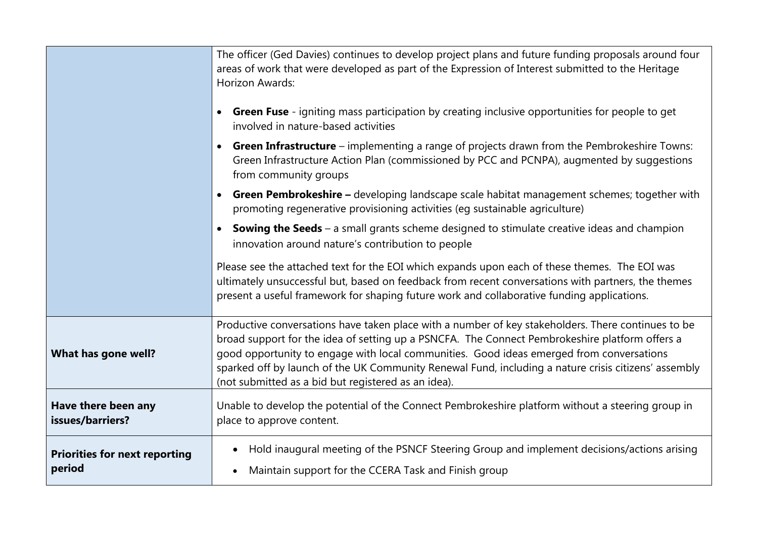| | |
|---|---|
| | The officer (Ged Davies) continues to develop project plans and future funding proposals around four areas of work that were developed as part of the Expression of Interest submitted to the Heritage Horizon Awards:<br><br>• **Green Fuse** - igniting mass participation by creating inclusive opportunities for people to get involved in nature-based activities<br>• **Green Infrastructure** – implementing a range of projects drawn from the Pembrokeshire Towns: Green Infrastructure Action Plan (commissioned by PCC and PCNPA), augmented by suggestions from community groups<br>• **Green Pembrokeshire –** developing landscape scale habitat management schemes; together with promoting regenerative provisioning activities (eg sustainable agriculture)<br>• **Sowing the Seeds** – a small grants scheme designed to stimulate creative ideas and champion innovation around nature's contribution to people<br><br>Please see the attached text for the EOI which expands upon each of these themes. The EOI was ultimately unsuccessful but, based on feedback from recent conversations with partners, the themes present a useful framework for shaping future work and collaborative funding applications. |
| **What has gone well?** | Productive conversations have taken place with a number of key stakeholders. There continues to be broad support for the idea of setting up a PSNCFA. The Connect Pembrokeshire platform offers a good opportunity to engage with local communities. Good ideas emerged from conversations sparked off by launch of the UK Community Renewal Fund, including a nature crisis citizens' assembly (not submitted as a bid but registered as an idea). |
| **Have there been any issues/barriers?** | Unable to develop the potential of the Connect Pembrokeshire platform without a steering group in place to approve content. |
| **Priorities for next reporting period** | • Hold inaugural meeting of the PSNCF Steering Group and implement decisions/actions arising<br>• Maintain support for the CCERA Task and Finish group |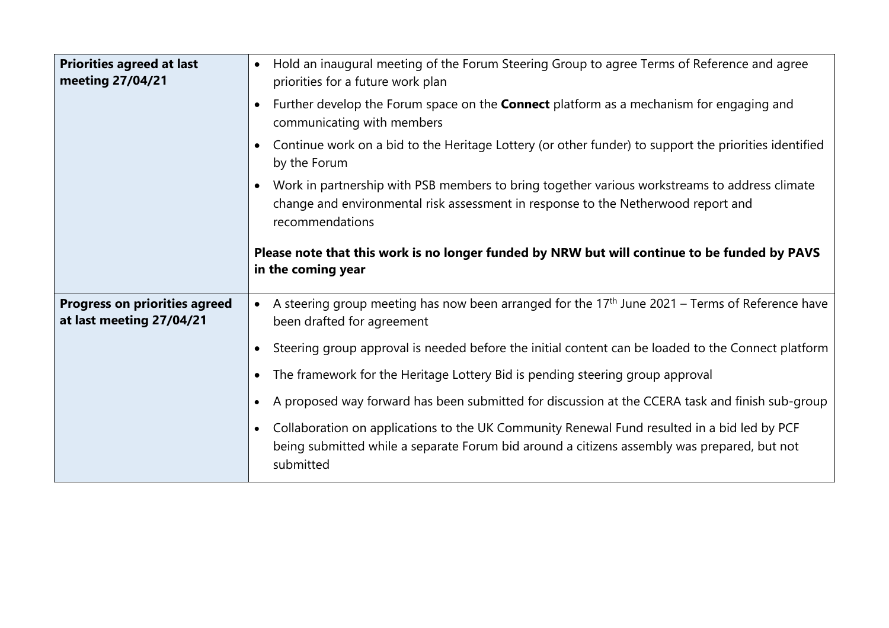| | |
|---|---|
| **Priorities agreed at last meeting 27/04/21** | • Hold an inaugural meeting of the Forum Steering Group to agree Terms of Reference and agree priorities for a future work plan<br>• Further develop the Forum space on the **Connect** platform as a mechanism for engaging and communicating with members<br>• Continue work on a bid to the Heritage Lottery (or other funder) to support the priorities identified by the Forum<br>• Work in partnership with PSB members to bring together various workstreams to address climate change and environmental risk assessment in response to the Netherwood report and recommendations<br><br>**Please note that this work is no longer funded by NRW but will continue to be funded by PAVS in the coming year** |
| **Progress on priorities agreed at last meeting 27/04/21** | • A steering group meeting has now been arranged for the 17th June 2021 – Terms of Reference have been drafted for agreement<br>• Steering group approval is needed before the initial content can be loaded to the Connect platform<br>• The framework for the Heritage Lottery Bid is pending steering group approval<br>• A proposed way forward has been submitted for discussion at the CCERA task and finish sub-group<br>• Collaboration on applications to the UK Community Renewal Fund resulted in a bid led by PCF being submitted while a separate Forum bid around a citizens assembly was prepared, but not submitted |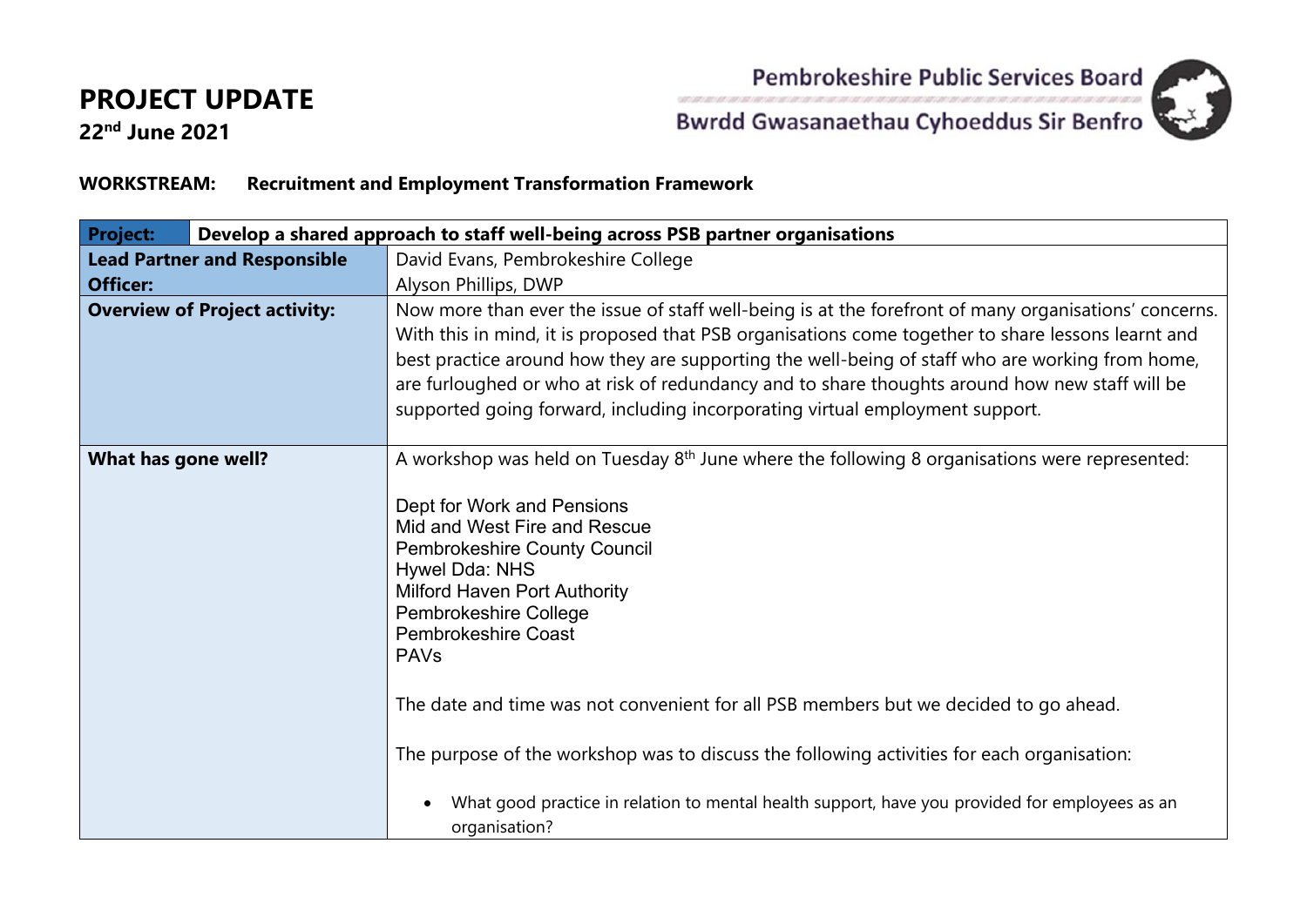# PROJECT UPDATE

**22nd June 2021**

Pembrokeshire Public Services Board
Bwrdd Gwasanaethau Cyhoeddus Sir Benfro

**WORKSTREAM: Recruitment and Employment Transformation Framework**

| **Project:** | **Develop a shared approach to staff well-being across PSB partner organisations** |
|---|---|
| **Lead Partner and Responsible Officer:** | David Evans, Pembrokeshire College<br>Alyson Phillips, DWP |
| **Overview of Project activity:** | Now more than ever the issue of staff well-being is at the forefront of many organisations' concerns. With this in mind, it is proposed that PSB organisations come together to share lessons learnt and best practice around how they are supporting the well-being of staff who are working from home, are furloughed or who at risk of redundancy and to share thoughts around how new staff will be supported going forward, including incorporating virtual employment support. |
| **What has gone well?** | A workshop was held on Tuesday 8th June where the following 8 organisations were represented:<br><br>Dept for Work and Pensions<br>Mid and West Fire and Rescue<br>Pembrokeshire County Council<br>Hywel Dda: NHS<br>Milford Haven Port Authority<br>Pembrokeshire College<br>Pembrokeshire Coast<br>PAVs<br><br>The date and time was not convenient for all PSB members but we decided to go ahead.<br><br>The purpose of the workshop was to discuss the following activities for each organisation:<br><br>• What good practice in relation to mental health support, have you provided for employees as an organisation? |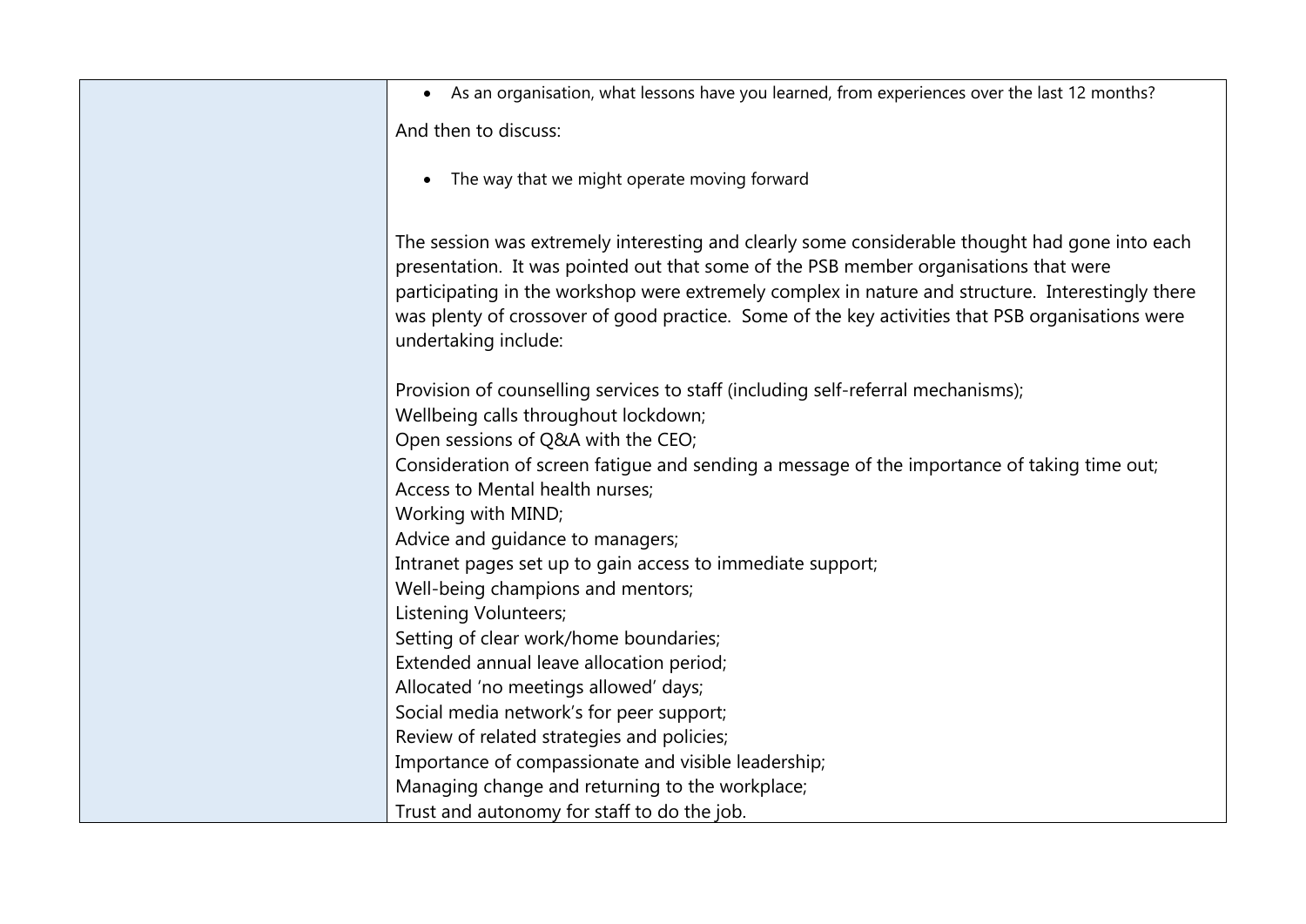|  |  |
|---|---|
|  | • As an organisation, what lessons have you learned, from experiences over the last 12 months?<br><br>And then to discuss:<br><br>• The way that we might operate moving forward<br><br>The session was extremely interesting and clearly some considerable thought had gone into each presentation. It was pointed out that some of the PSB member organisations that were participating in the workshop were extremely complex in nature and structure. Interestingly there was plenty of crossover of good practice. Some of the key activities that PSB organisations were undertaking include:<br><br>Provision of counselling services to staff (including self-referral mechanisms);<br>Wellbeing calls throughout lockdown;<br>Open sessions of Q&A with the CEO;<br>Consideration of screen fatigue and sending a message of the importance of taking time out;<br>Access to Mental health nurses;<br>Working with MIND;<br>Advice and guidance to managers;<br>Intranet pages set up to gain access to immediate support;<br>Well-being champions and mentors;<br>Listening Volunteers;<br>Setting of clear work/home boundaries;<br>Extended annual leave allocation period;<br>Allocated 'no meetings allowed' days;<br>Social media network's for peer support;<br>Review of related strategies and policies;<br>Importance of compassionate and visible leadership;<br>Managing change and returning to the workplace;<br>Trust and autonomy for staff to do the job. |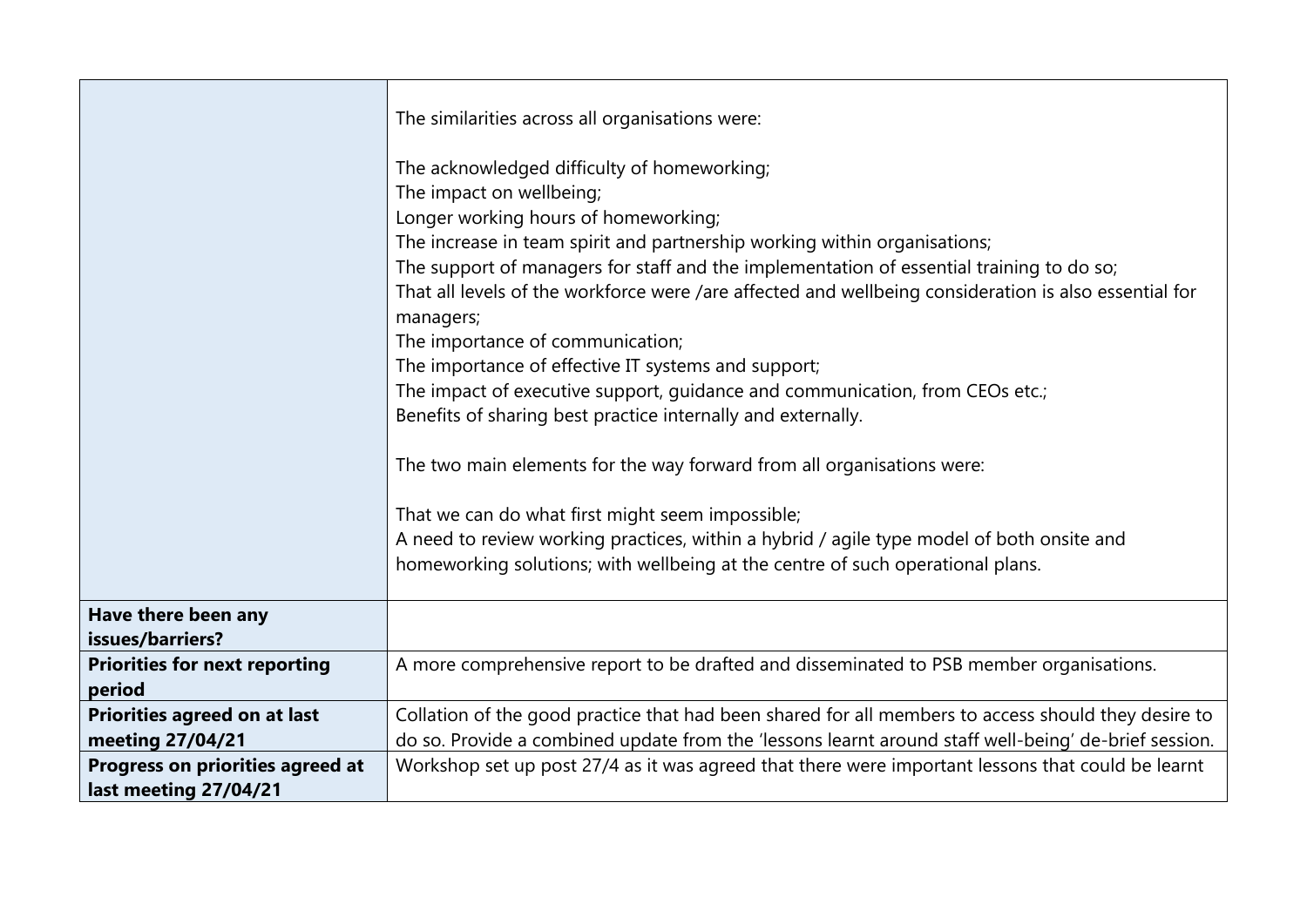| | |
|---|---|
| | The similarities across all organisations were:<br><br>The acknowledged difficulty of homeworking;<br>The impact on wellbeing;<br>Longer working hours of homeworking;<br>The increase in team spirit and partnership working within organisations;<br>The support of managers for staff and the implementation of essential training to do so;<br>That all levels of the workforce were /are affected and wellbeing consideration is also essential for managers;<br>The importance of communication;<br>The importance of effective IT systems and support;<br>The impact of executive support, guidance and communication, from CEOs etc.;<br>Benefits of sharing best practice internally and externally.<br><br>The two main elements for the way forward from all organisations were:<br><br>That we can do what first might seem impossible;<br>A need to review working practices, within a hybrid / agile type model of both onsite and homeworking solutions; with wellbeing at the centre of such operational plans. |
| **Have there been any issues/barriers?** | |
| **Priorities for next reporting period** | A more comprehensive report to be drafted and disseminated to PSB member organisations. |
| **Priorities agreed on at last meeting 27/04/21** | Collation of the good practice that had been shared for all members to access should they desire to do so. Provide a combined update from the 'lessons learnt around staff well-being' de-brief session. |
| **Progress on priorities agreed at last meeting 27/04/21** | Workshop set up post 27/4 as it was agreed that there were important lessons that could be learnt |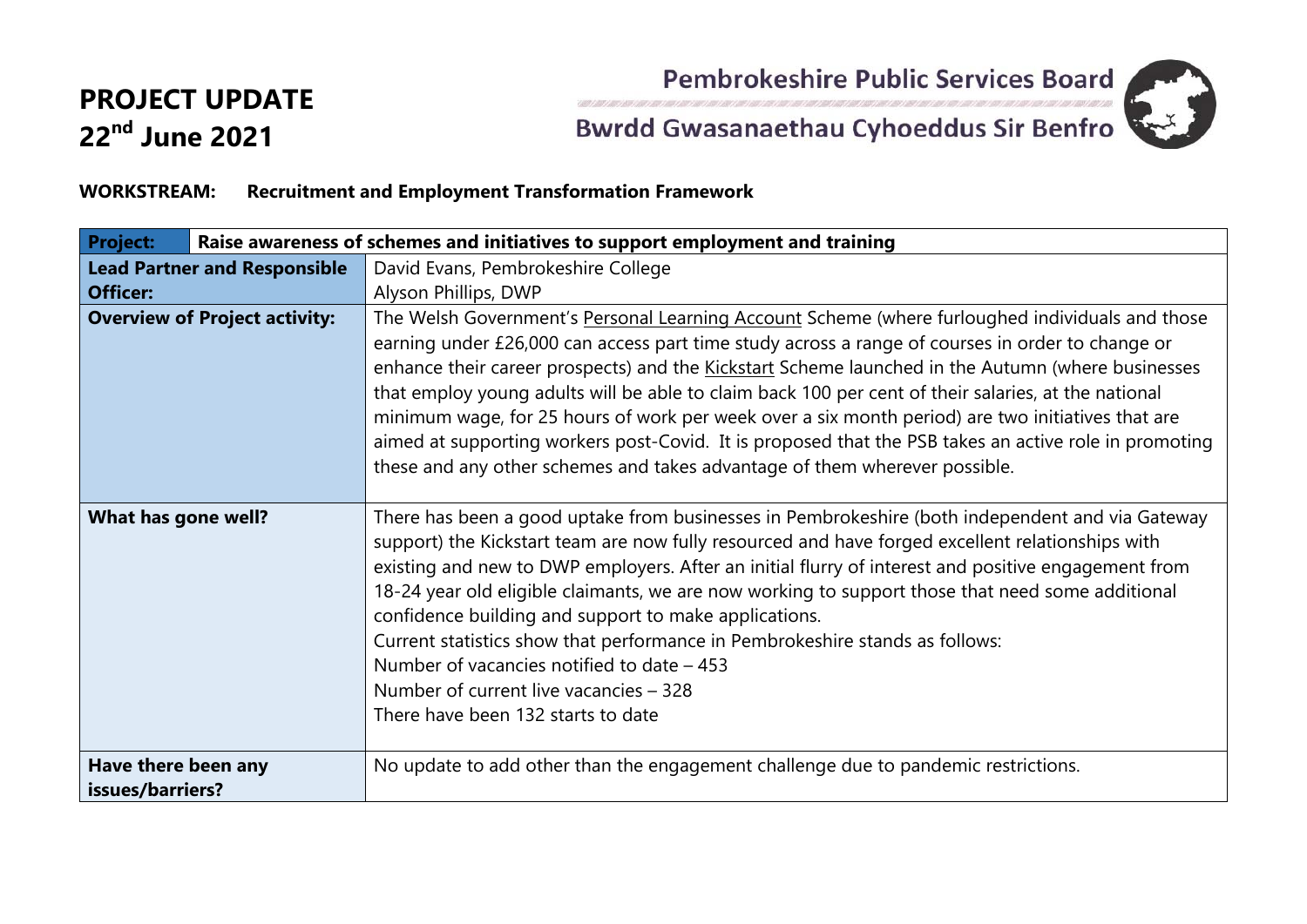# PROJECT UPDATE
## 22nd June 2021

Pembrokeshire Public Services Board
Bwrdd Gwasanaethau Cyhoeddus Sir Benfro

**WORKSTREAM: Recruitment and Employment Transformation Framework**

| **Project:** | **Raise awareness of schemes and initiatives to support employment and training** |
|---|---|
| **Lead Partner and Responsible Officer:** | David Evans, Pembrokeshire College<br>Alyson Phillips, DWP |
| **Overview of Project activity:** | The Welsh Government's Personal Learning Account Scheme (where furloughed individuals and those earning under £26,000 can access part time study across a range of courses in order to change or enhance their career prospects) and the Kickstart Scheme launched in the Autumn (where businesses that employ young adults will be able to claim back 100 per cent of their salaries, at the national minimum wage, for 25 hours of work per week over a six month period) are two initiatives that are aimed at supporting workers post-Covid. It is proposed that the PSB takes an active role in promoting these and any other schemes and takes advantage of them wherever possible. |
| **What has gone well?** | There has been a good uptake from businesses in Pembrokeshire (both independent and via Gateway support) the Kickstart team are now fully resourced and have forged excellent relationships with existing and new to DWP employers. After an initial flurry of interest and positive engagement from 18-24 year old eligible claimants, we are now working to support those that need some additional confidence building and support to make applications.<br>Current statistics show that performance in Pembrokeshire stands as follows:<br>Number of vacancies notified to date – 453<br>Number of current live vacancies – 328<br>There have been 132 starts to date |
| **Have there been any issues/barriers?** | No update to add other than the engagement challenge due to pandemic restrictions. |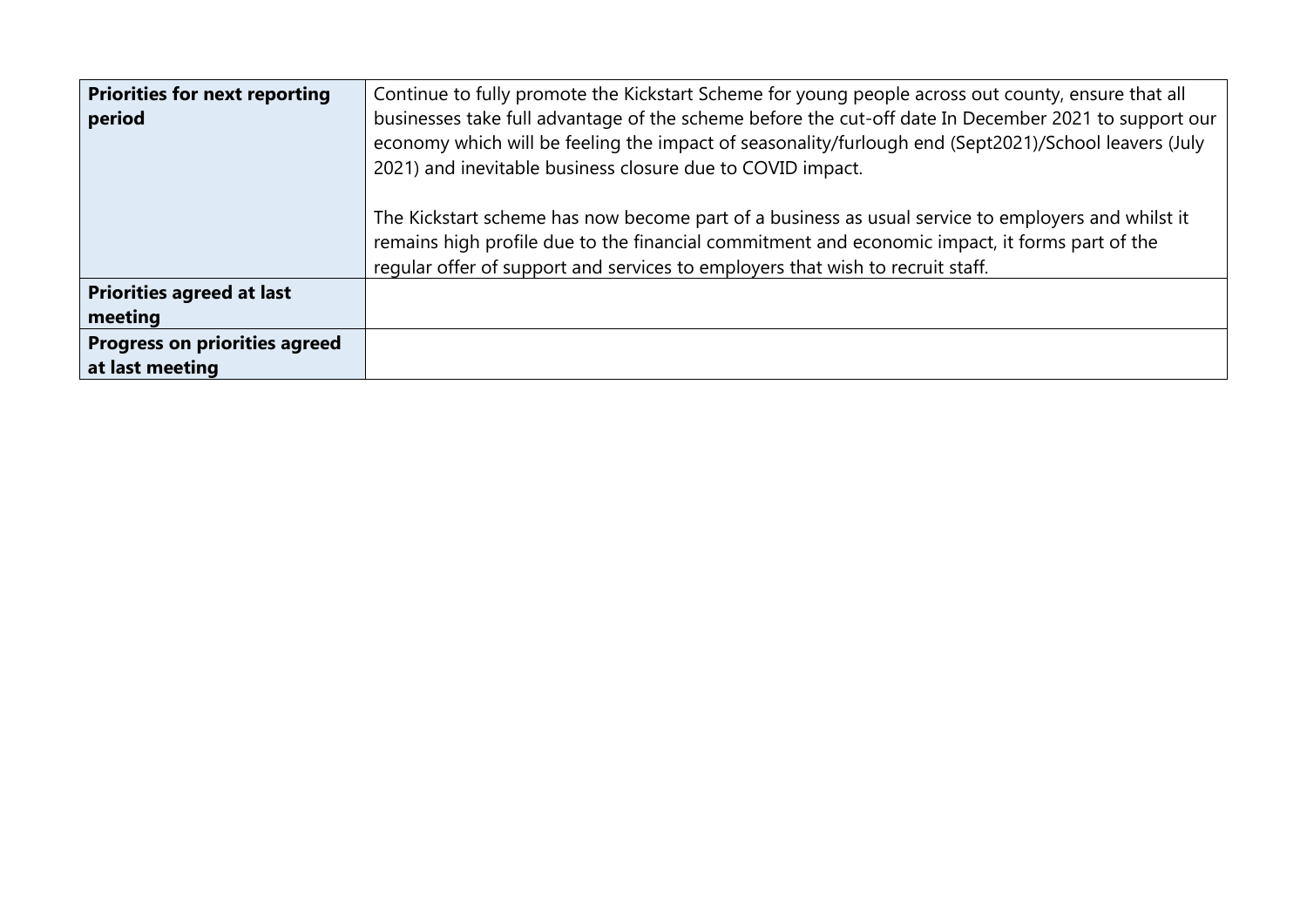| | |
|---|---|
| **Priorities for next reporting period** | Continue to fully promote the Kickstart Scheme for young people across out county, ensure that all businesses take full advantage of the scheme before the cut-off date In December 2021 to support our economy which will be feeling the impact of seasonality/furlough end (Sept2021)/School leavers (July 2021) and inevitable business closure due to COVID impact.<br><br>The Kickstart scheme has now become part of a business as usual service to employers and whilst it remains high profile due to the financial commitment and economic impact, it forms part of the regular offer of support and services to employers that wish to recruit staff. |
| **Priorities agreed at last meeting** | |
| **Progress on priorities agreed at last meeting** | |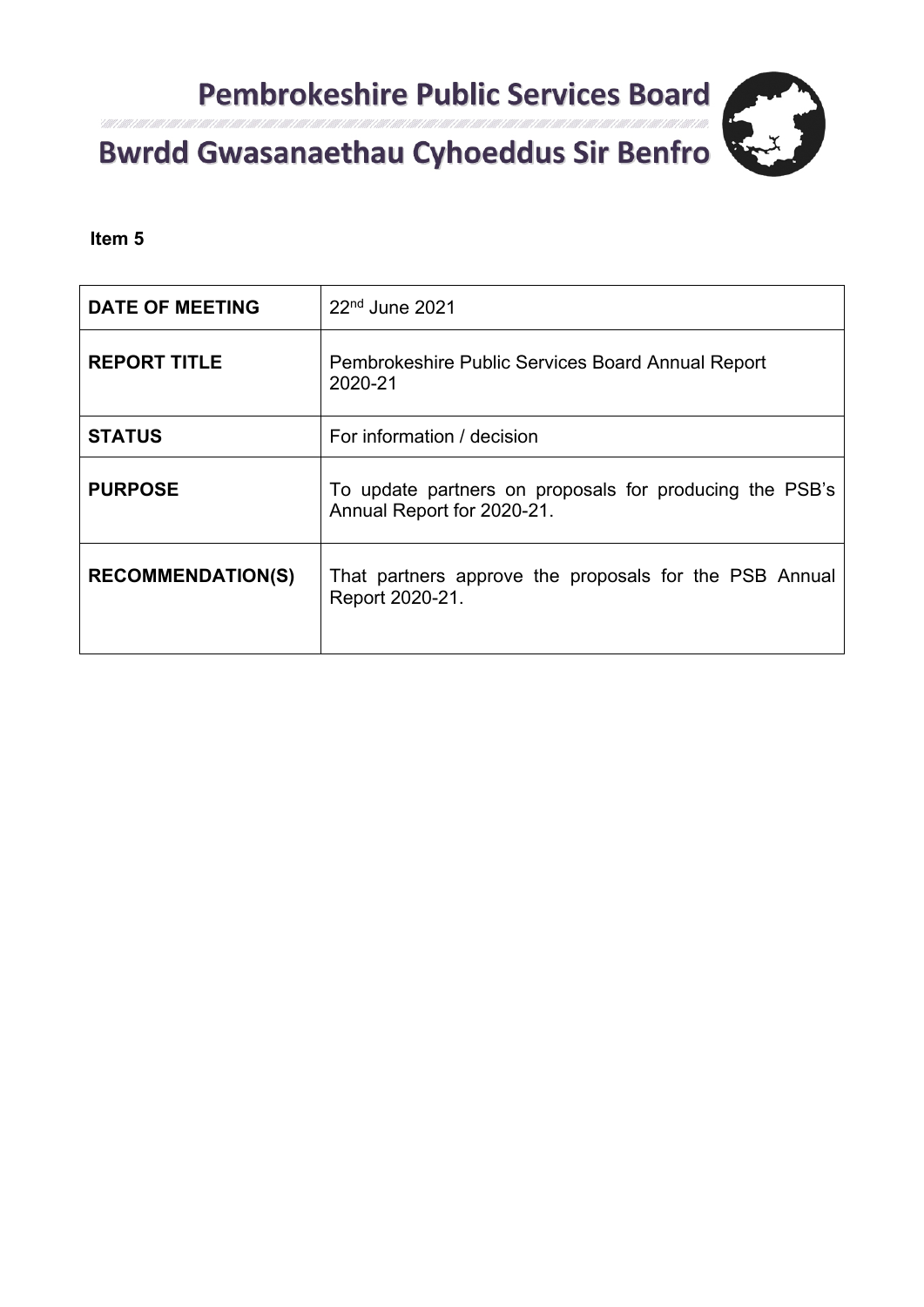# Pembrokeshire Public Services Board

# Bwrdd Gwasanaethau Cyhoeddus Sir Benfro

**Item 5**

| DATE OF MEETING | 22nd June 2021 |
|---|---|
| **REPORT TITLE** | Pembrokeshire Public Services Board Annual Report 2020-21 |
| **STATUS** | For information / decision |
| **PURPOSE** | To update partners on proposals for producing the PSB's Annual Report for 2020-21. |
| **RECOMMENDATION(S)** | That partners approve the proposals for the PSB Annual Report 2020-21. |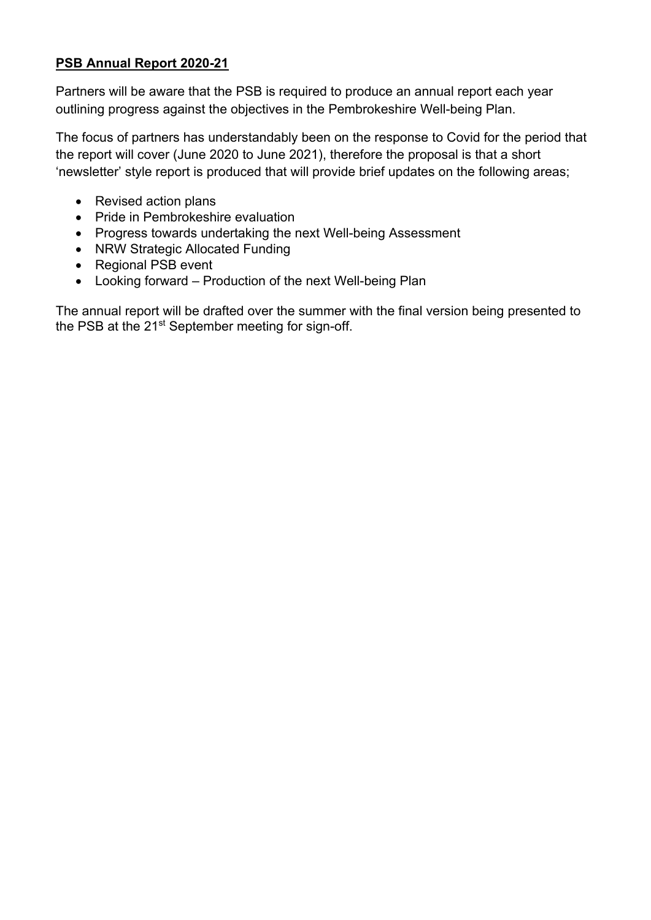**PSB Annual Report 2020-21**

Partners will be aware that the PSB is required to produce an annual report each year outlining progress against the objectives in the Pembrokeshire Well-being Plan.

The focus of partners has understandably been on the response to Covid for the period that the report will cover (June 2020 to June 2021), therefore the proposal is that a short 'newsletter' style report is produced that will provide brief updates on the following areas;

- Revised action plans
- Pride in Pembrokeshire evaluation
- Progress towards undertaking the next Well-being Assessment
- NRW Strategic Allocated Funding
- Regional PSB event
- Looking forward – Production of the next Well-being Plan

The annual report will be drafted over the summer with the final version being presented to the PSB at the 21st September meeting for sign-off.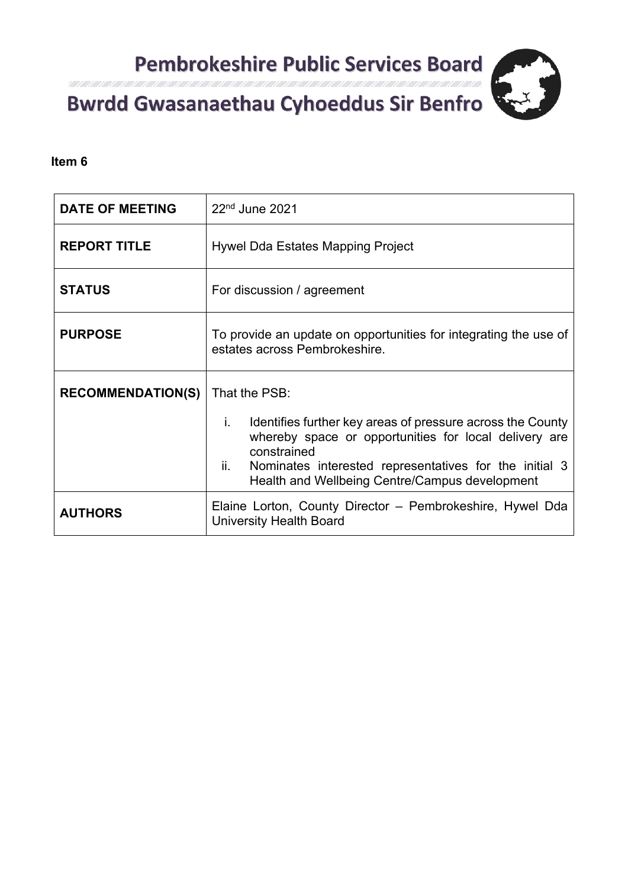# Pembrokeshire Public Services Board

# Bwrdd Gwasanaethau Cyhoeddus Sir Benfro

**Item 6**

| | |
|---|---|
| **DATE OF MEETING** | 22nd June 2021 |
| **REPORT TITLE** | Hywel Dda Estates Mapping Project |
| **STATUS** | For discussion / agreement |
| **PURPOSE** | To provide an update on opportunities for integrating the use of estates across Pembrokeshire. |
| **RECOMMENDATION(S)** | That the PSB:<br><br>i. Identifies further key areas of pressure across the County whereby space or opportunities for local delivery are constrained<br>ii. Nominates interested representatives for the initial 3 Health and Wellbeing Centre/Campus development |
| **AUTHORS** | Elaine Lorton, County Director – Pembrokeshire, Hywel Dda University Health Board |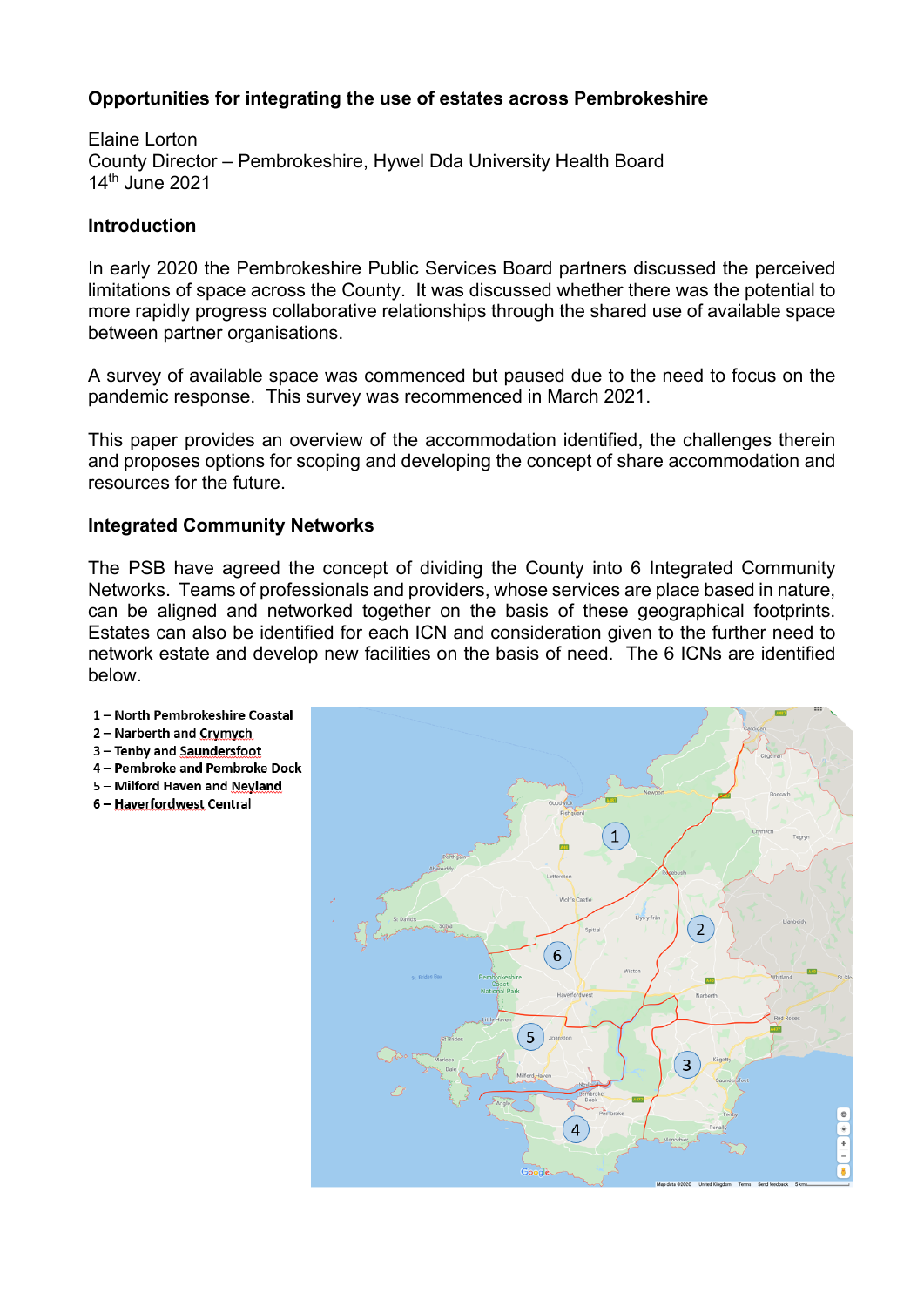**Opportunities for integrating the use of estates across Pembrokeshire**

Elaine Lorton
County Director – Pembrokeshire, Hywel Dda University Health Board
14th June 2021

**Introduction**

In early 2020 the Pembrokeshire Public Services Board partners discussed the perceived limitations of space across the County. It was discussed whether there was the potential to more rapidly progress collaborative relationships through the shared use of available space between partner organisations.

A survey of available space was commenced but paused due to the need to focus on the pandemic response. This survey was recommenced in March 2021.

This paper provides an overview of the accommodation identified, the challenges therein and proposes options for scoping and developing the concept of share accommodation and resources for the future.

**Integrated Community Networks**

The PSB have agreed the concept of dividing the County into 6 Integrated Community Networks. Teams of professionals and providers, whose services are place based in nature, can be aligned and networked together on the basis of these geographical footprints. Estates can also be identified for each ICN and consideration given to the further need to network estate and develop new facilities on the basis of need. The 6 ICNs are identified below.

**1 – North Pembrokeshire Coastal**
**2 – Narberth and Crymych**
**3 – Tenby and Saundersfoot**
**4 – Pembroke and Pembroke Dock**
**5 – Milford Haven and Neyland**
**6 – Haverfordwest Central**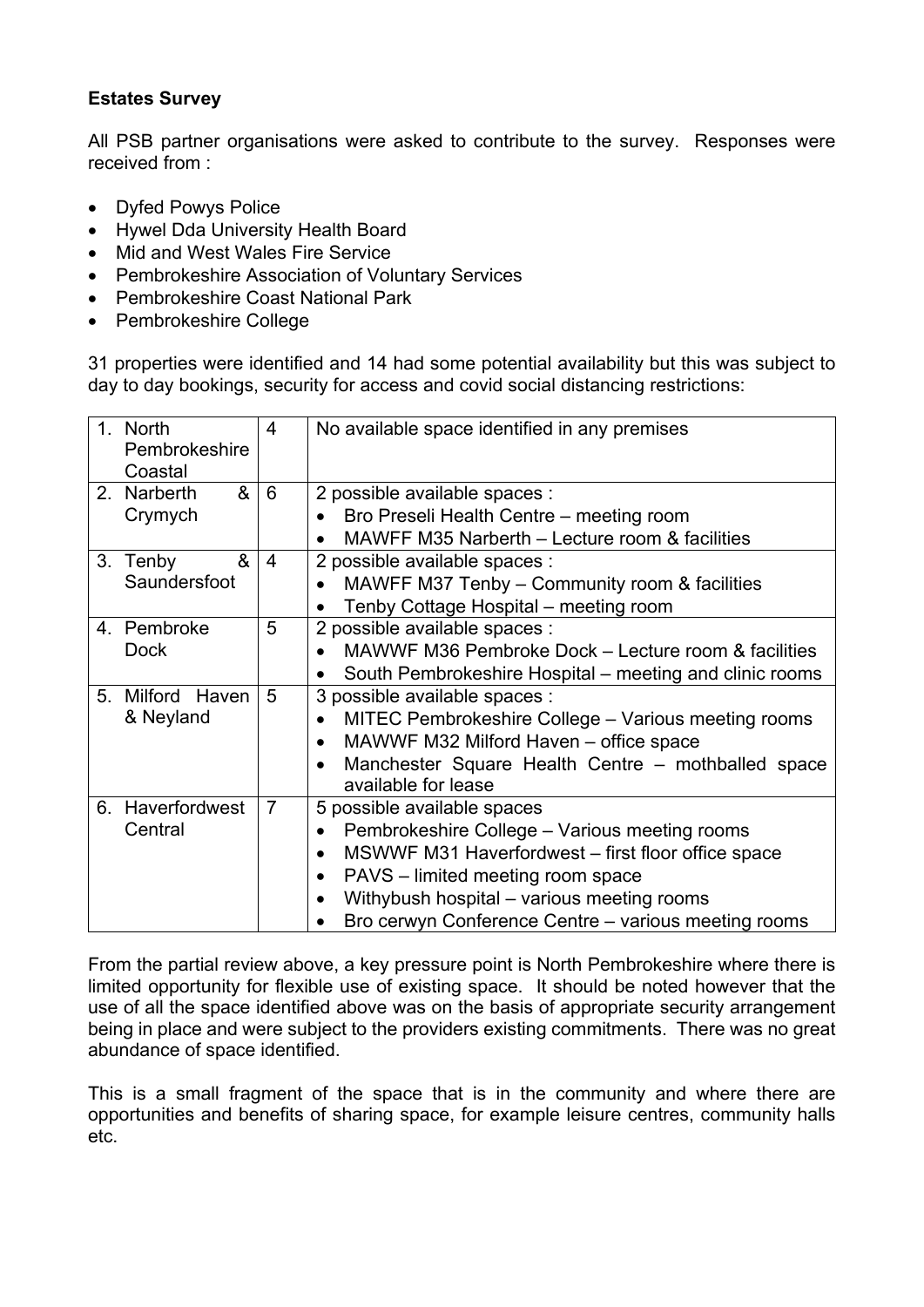**Estates Survey**

All PSB partner organisations were asked to contribute to the survey. Responses were received from :

- Dyfed Powys Police
- Hywel Dda University Health Board
- Mid and West Wales Fire Service
- Pembrokeshire Association of Voluntary Services
- Pembrokeshire Coast National Park
- Pembrokeshire College

31 properties were identified and 14 had some potential availability but this was subject to day to day bookings, security for access and covid social distancing restrictions:

| | | |
|---|---|---|
| 1. North Pembrokeshire Coastal | 4 | No available space identified in any premises |
| 2. Narberth & Crymych | 6 | 2 possible available spaces :<br>• Bro Preseli Health Centre – meeting room<br>• MAWFF M35 Narberth – Lecture room & facilities |
| 3. Tenby & Saundersfoot | 4 | 2 possible available spaces :<br>• MAWFF M37 Tenby – Community room & facilities<br>• Tenby Cottage Hospital – meeting room |
| 4. Pembroke Dock | 5 | 2 possible available spaces :<br>• MAWWF M36 Pembroke Dock – Lecture room & facilities<br>• South Pembrokeshire Hospital – meeting and clinic rooms |
| 5. Milford Haven & Neyland | 5 | 3 possible available spaces :<br>• MITEC Pembrokeshire College – Various meeting rooms<br>• MAWWF M32 Milford Haven – office space<br>• Manchester Square Health Centre – mothballed space available for lease |
| 6. Haverfordwest Central | 7 | 5 possible available spaces<br>• Pembrokeshire College – Various meeting rooms<br>• MSWWF M31 Haverfordwest – first floor office space<br>• PAVS – limited meeting room space<br>• Withybush hospital – various meeting rooms<br>• Bro cerwyn Conference Centre – various meeting rooms |

From the partial review above, a key pressure point is North Pembrokeshire where there is limited opportunity for flexible use of existing space. It should be noted however that the use of all the space identified above was on the basis of appropriate security arrangement being in place and were subject to the providers existing commitments. There was no great abundance of space identified.

This is a small fragment of the space that is in the community and where there are opportunities and benefits of sharing space, for example leisure centres, community halls etc.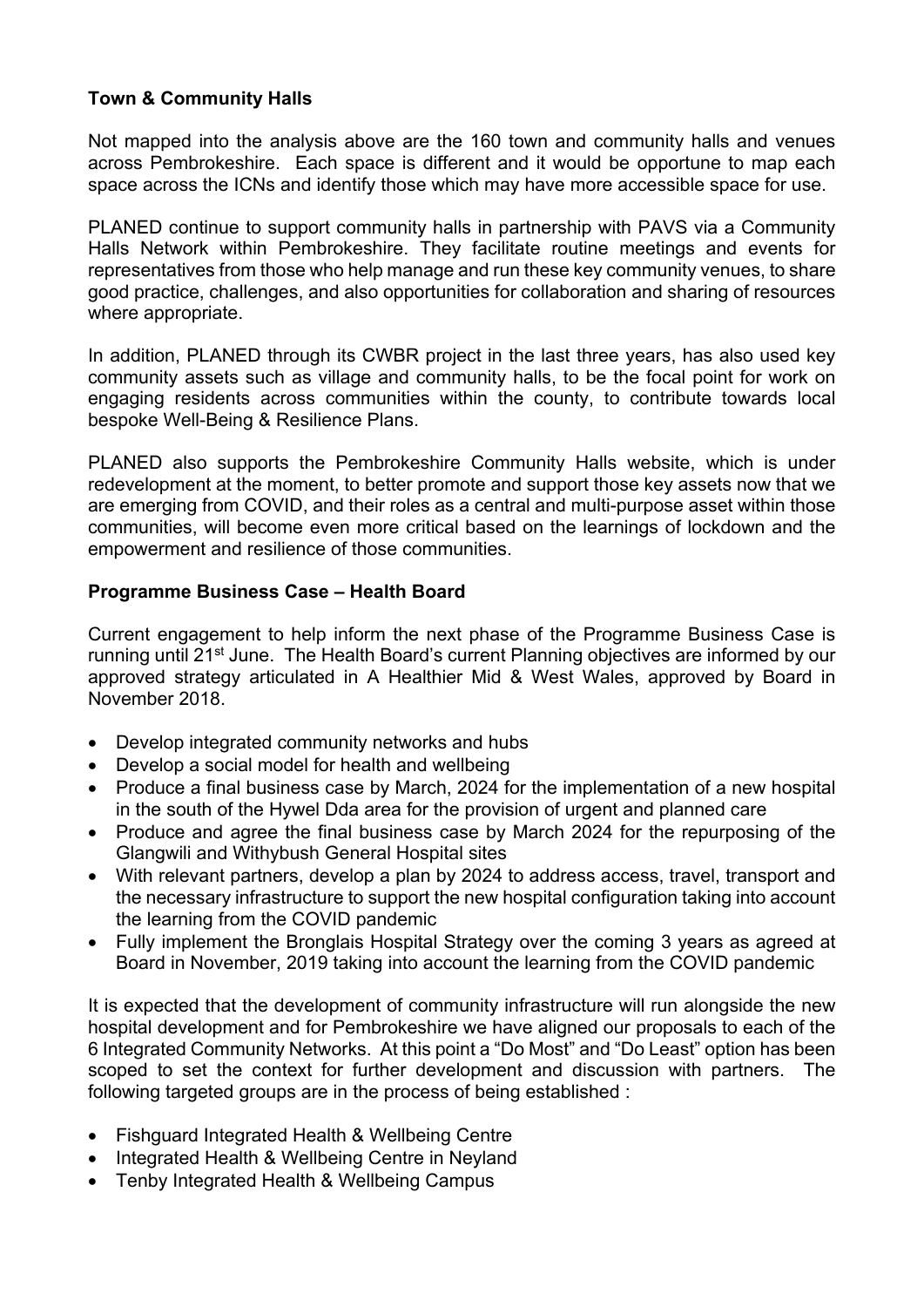**Town & Community Halls**

Not mapped into the analysis above are the 160 town and community halls and venues across Pembrokeshire. Each space is different and it would be opportune to map each space across the ICNs and identify those which may have more accessible space for use.

PLANED continue to support community halls in partnership with PAVS via a Community Halls Network within Pembrokeshire. They facilitate routine meetings and events for representatives from those who help manage and run these key community venues, to share good practice, challenges, and also opportunities for collaboration and sharing of resources where appropriate.

In addition, PLANED through its CWBR project in the last three years, has also used key community assets such as village and community halls, to be the focal point for work on engaging residents across communities within the county, to contribute towards local bespoke Well-Being & Resilience Plans.

PLANED also supports the Pembrokeshire Community Halls website, which is under redevelopment at the moment, to better promote and support those key assets now that we are emerging from COVID, and their roles as a central and multi-purpose asset within those communities, will become even more critical based on the learnings of lockdown and the empowerment and resilience of those communities.

**Programme Business Case – Health Board**

Current engagement to help inform the next phase of the Programme Business Case is running until 21st June. The Health Board's current Planning objectives are informed by our approved strategy articulated in A Healthier Mid & West Wales, approved by Board in November 2018.

- Develop integrated community networks and hubs
- Develop a social model for health and wellbeing
- Produce a final business case by March, 2024 for the implementation of a new hospital in the south of the Hywel Dda area for the provision of urgent and planned care
- Produce and agree the final business case by March 2024 for the repurposing of the Glangwili and Withybush General Hospital sites
- With relevant partners, develop a plan by 2024 to address access, travel, transport and the necessary infrastructure to support the new hospital configuration taking into account the learning from the COVID pandemic
- Fully implement the Bronglais Hospital Strategy over the coming 3 years as agreed at Board in November, 2019 taking into account the learning from the COVID pandemic

It is expected that the development of community infrastructure will run alongside the new hospital development and for Pembrokeshire we have aligned our proposals to each of the 6 Integrated Community Networks. At this point a "Do Most" and "Do Least" option has been scoped to set the context for further development and discussion with partners. The following targeted groups are in the process of being established :

- Fishguard Integrated Health & Wellbeing Centre
- Integrated Health & Wellbeing Centre in Neyland
- Tenby Integrated Health & Wellbeing Campus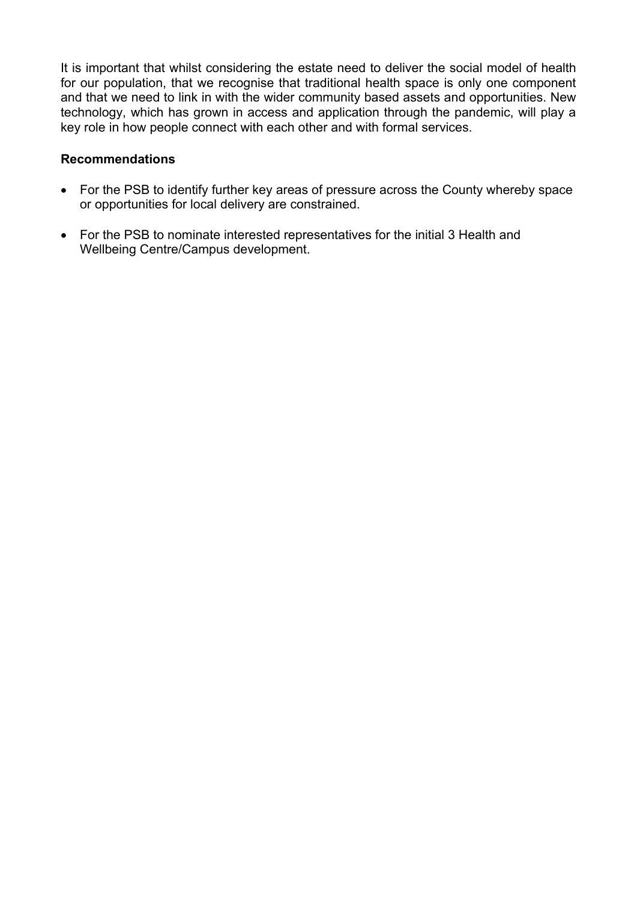It is important that whilst considering the estate need to deliver the social model of health for our population, that we recognise that traditional health space is only one component and that we need to link in with the wider community based assets and opportunities. New technology, which has grown in access and application through the pandemic, will play a key role in how people connect with each other and with formal services.

**Recommendations**

- For the PSB to identify further key areas of pressure across the County whereby space or opportunities for local delivery are constrained.
- For the PSB to nominate interested representatives for the initial 3 Health and Wellbeing Centre/Campus development.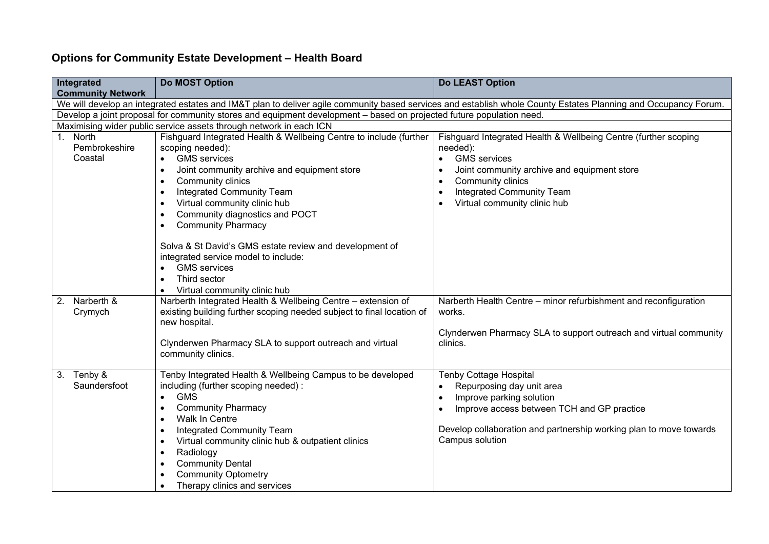## Options for Community Estate Development – Health Board

| Integrated Community Network | Do MOST Option | Do LEAST Option |
|---|---|---|
| We will develop an integrated estates and IM&T plan to deliver agile community based services and establish whole County Estates Planning and Occupancy Forum. | | |
| Develop a joint proposal for community stores and equipment development – based on projected future population need. | | |
| Maximising wider public service assets through network in each ICN | | |
| 1. North Pembrokeshire Coastal | Fishguard Integrated Health & Wellbeing Centre to include (further scoping needed):<br>• GMS services<br>• Joint community archive and equipment store<br>• Community clinics<br>• Integrated Community Team<br>• Virtual community clinic hub<br>• Community diagnostics and POCT<br>• Community Pharmacy<br><br>Solva & St David's GMS estate review and development of integrated service model to include:<br>• GMS services<br>• Third sector<br>• Virtual community clinic hub | Fishguard Integrated Health & Wellbeing Centre (further scoping needed):<br>• GMS services<br>• Joint community archive and equipment store<br>• Community clinics<br>• Integrated Community Team<br>• Virtual community clinic hub |
| 2. Narberth & Crymych | Narberth Integrated Health & Wellbeing Centre – extension of existing building further scoping needed subject to final location of new hospital.<br><br>Clynderwen Pharmacy SLA to support outreach and virtual community clinics. | Narberth Health Centre – minor refurbishment and reconfiguration works.<br><br>Clynderwen Pharmacy SLA to support outreach and virtual community clinics. |
| 3. Tenby & Saundersfoot | Tenby Integrated Health & Wellbeing Campus to be developed including (further scoping needed) :<br>• GMS<br>• Community Pharmacy<br>• Walk In Centre<br>• Integrated Community Team<br>• Virtual community clinic hub & outpatient clinics<br>• Radiology<br>• Community Dental<br>• Community Optometry<br>• Therapy clinics and services | Tenby Cottage Hospital<br>• Repurposing day unit area<br>• Improve parking solution<br>• Improve access between TCH and GP practice<br><br>Develop collaboration and partnership working plan to move towards Campus solution |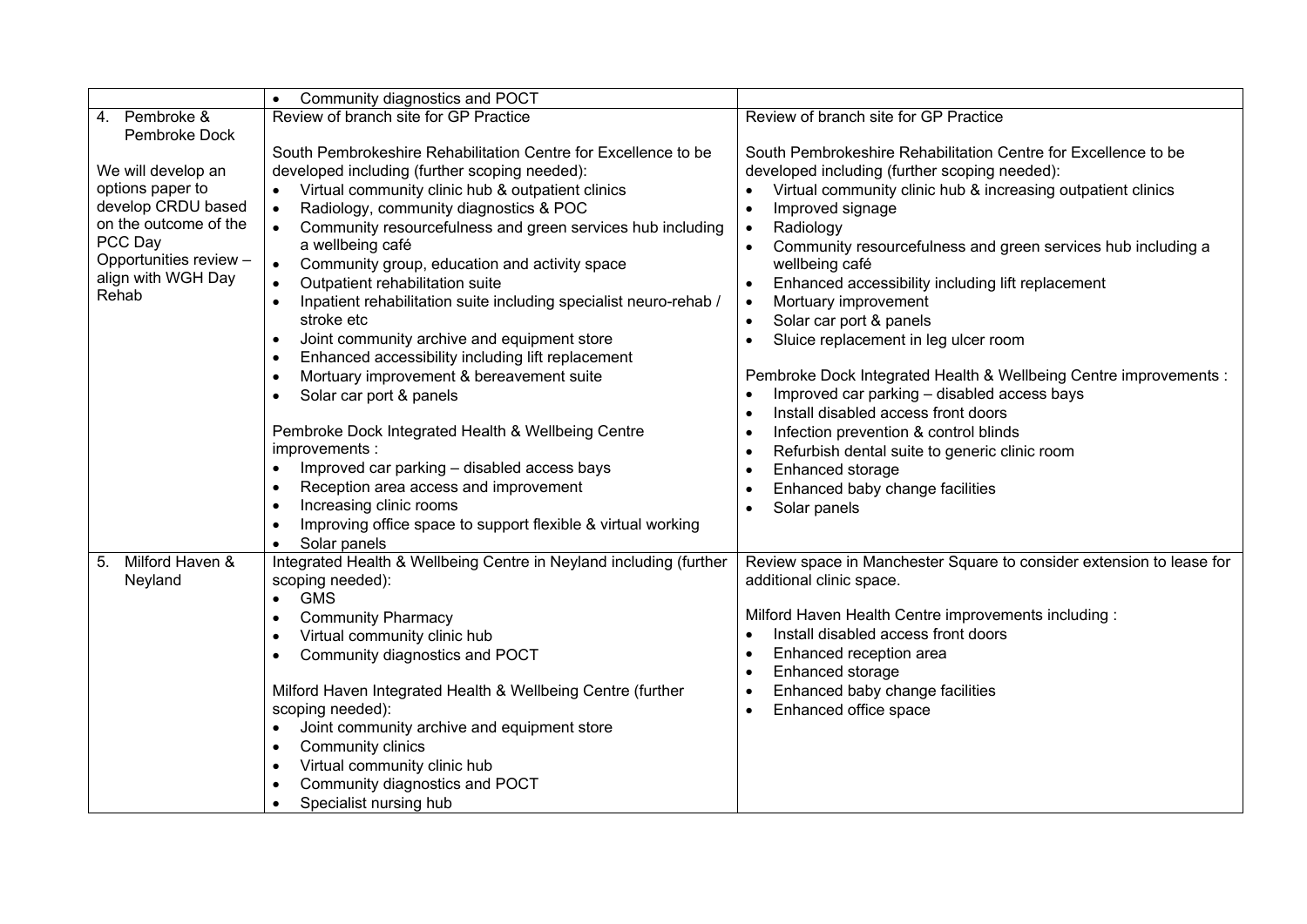| | | |
|---|---|---|
| | • Community diagnostics and POCT | |
| 4. Pembroke & Pembroke Dock<br><br>We will develop an options paper to develop CRDU based on the outcome of the PCC Day Opportunities review – align with WGH Day Rehab | Review of branch site for GP Practice<br><br>South Pembrokeshire Rehabilitation Centre for Excellence to be developed including (further scoping needed):<br>• Virtual community clinic hub & outpatient clinics<br>• Radiology, community diagnostics & POC<br>• Community resourcefulness and green services hub including a wellbeing café<br>• Community group, education and activity space<br>• Outpatient rehabilitation suite<br>• Inpatient rehabilitation suite including specialist neuro-rehab / stroke etc<br>• Joint community archive and equipment store<br>• Enhanced accessibility including lift replacement<br>• Mortuary improvement & bereavement suite<br>• Solar car port & panels<br><br>Pembroke Dock Integrated Health & Wellbeing Centre improvements :<br>• Improved car parking – disabled access bays<br>• Reception area access and improvement<br>• Increasing clinic rooms<br>• Improving office space to support flexible & virtual working<br>• Solar panels | Review of branch site for GP Practice<br><br>South Pembrokeshire Rehabilitation Centre for Excellence to be developed including (further scoping needed):<br>• Virtual community clinic hub & increasing outpatient clinics<br>• Improved signage<br>• Radiology<br>• Community resourcefulness and green services hub including a wellbeing café<br>• Enhanced accessibility including lift replacement<br>• Mortuary improvement<br>• Solar car port & panels<br>• Sluice replacement in leg ulcer room<br><br>Pembroke Dock Integrated Health & Wellbeing Centre improvements :<br>• Improved car parking – disabled access bays<br>• Install disabled access front doors<br>• Infection prevention & control blinds<br>• Refurbish dental suite to generic clinic room<br>• Enhanced storage<br>• Enhanced baby change facilities<br>• Solar panels |
| 5. Milford Haven & Neyland | Integrated Health & Wellbeing Centre in Neyland including (further scoping needed):<br>• GMS<br>• Community Pharmacy<br>• Virtual community clinic hub<br>• Community diagnostics and POCT<br><br>Milford Haven Integrated Health & Wellbeing Centre (further scoping needed):<br>• Joint community archive and equipment store<br>• Community clinics<br>• Virtual community clinic hub<br>• Community diagnostics and POCT<br>• Specialist nursing hub | Review space in Manchester Square to consider extension to lease for additional clinic space.<br><br>Milford Haven Health Centre improvements including :<br>• Install disabled access front doors<br>• Enhanced reception area<br>• Enhanced storage<br>• Enhanced baby change facilities<br>• Enhanced office space |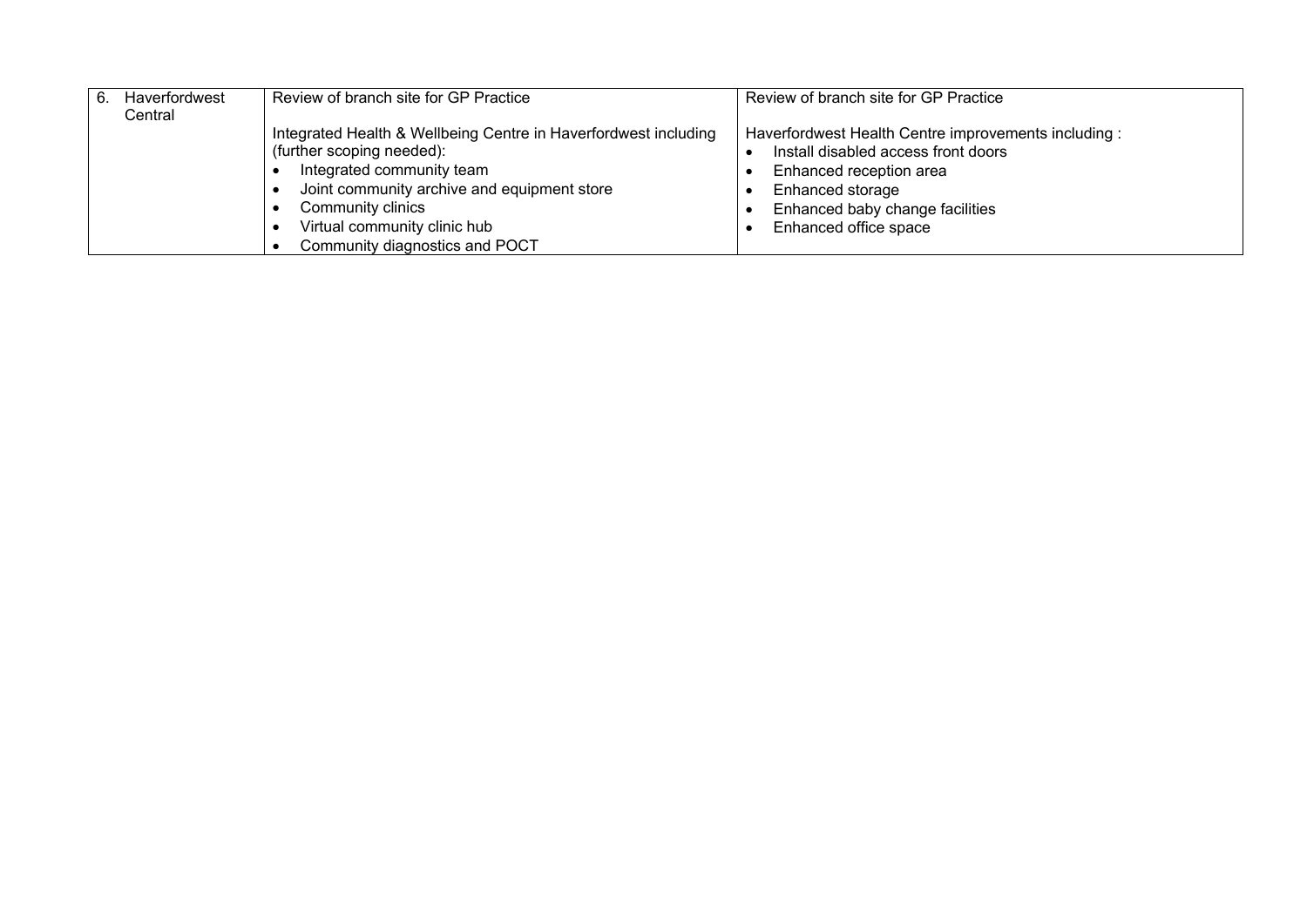| | | |
|---|---|---|
| 6. Haverfordwest Central | Review of branch site for GP Practice<br><br>Integrated Health & Wellbeing Centre in Haverfordwest including (further scoping needed):<br>• Integrated community team<br>• Joint community archive and equipment store<br>• Community clinics<br>• Virtual community clinic hub<br>• Community diagnostics and POCT | Review of branch site for GP Practice<br><br>Haverfordwest Health Centre improvements including :<br>• Install disabled access front doors<br>• Enhanced reception area<br>• Enhanced storage<br>• Enhanced baby change facilities<br>• Enhanced office space |